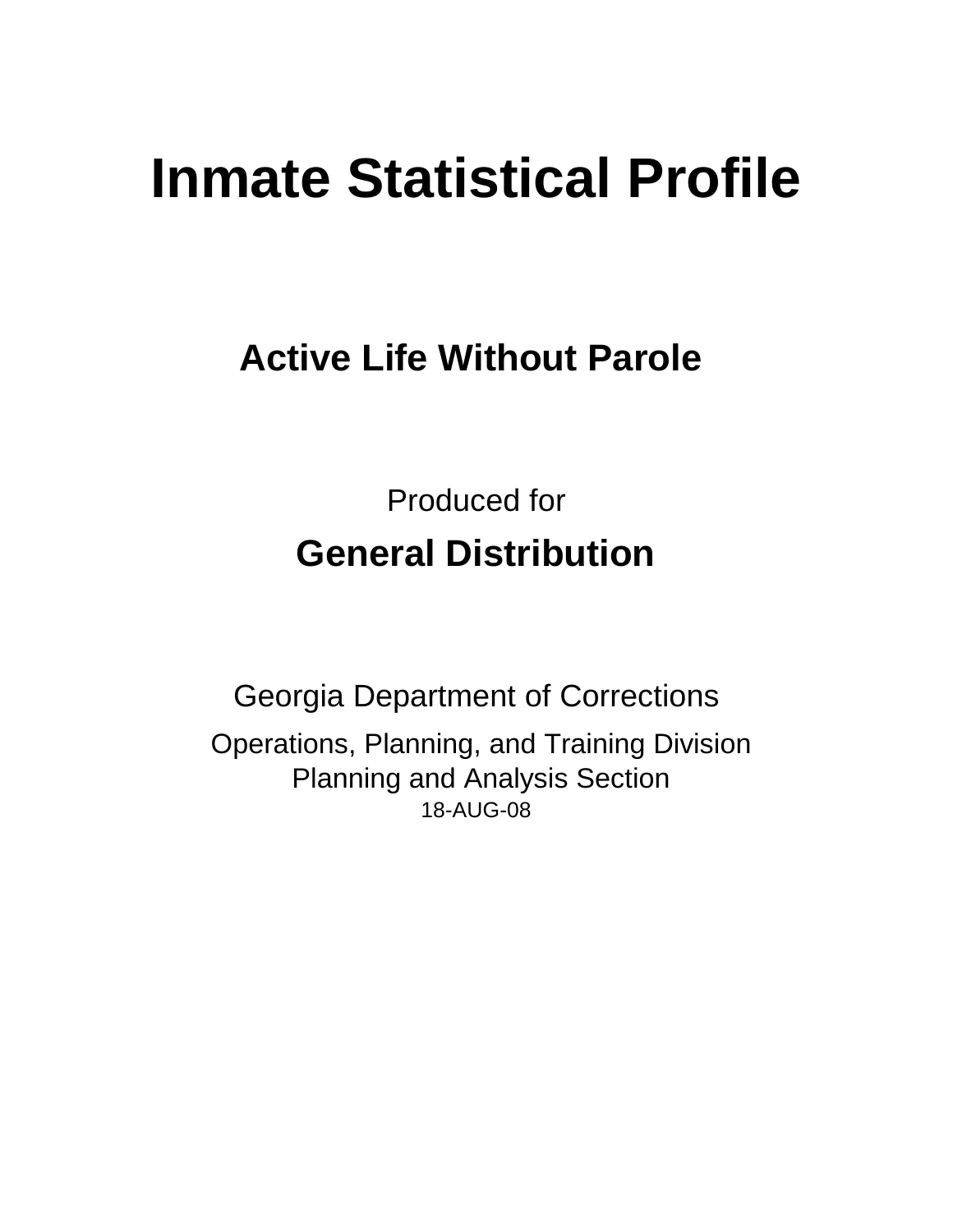# Inmate Statistical Profile

## Active Life Without Parole

Produced for

**General Distribution**

Georgia Department of Corrections

Operations, Planning, and Training Division
Planning and Analysis Section
18-AUG-08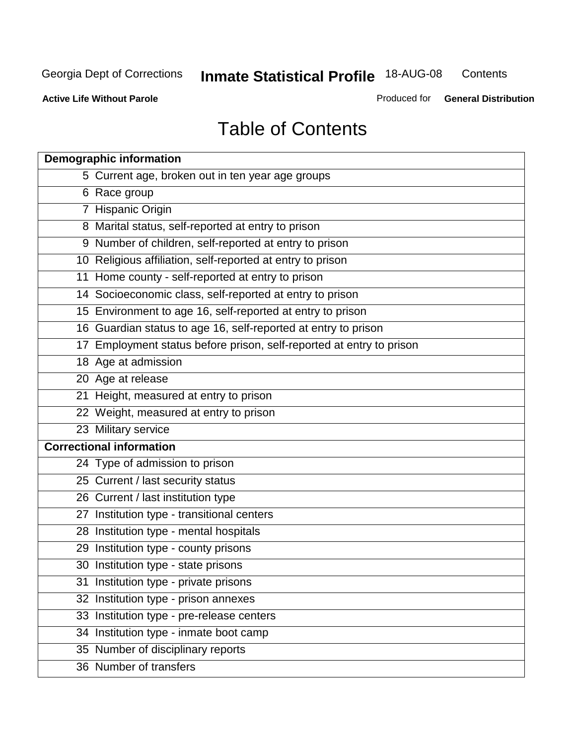Georgia Dept of Corrections **Inmate Statistical Profile** 18-AUG-08 Contents

**Active Life Without Parole** Produced for **General Distribution**

# Table of Contents

| **Demographic information** | |
|---|---|
| 5 | Current age, broken out in ten year age groups |
| 6 | Race group |
| 7 | Hispanic Origin |
| 8 | Marital status, self-reported at entry to prison |
| 9 | Number of children, self-reported at entry to prison |
| 10 | Religious affiliation, self-reported at entry to prison |
| 11 | Home county - self-reported at entry to prison |
| 14 | Socioeconomic class, self-reported at entry to prison |
| 15 | Environment to age 16, self-reported at entry to prison |
| 16 | Guardian status to age 16, self-reported at entry to prison |
| 17 | Employment status before prison, self-reported at entry to prison |
| 18 | Age at admission |
| 20 | Age at release |
| 21 | Height, measured at entry to prison |
| 22 | Weight, measured at entry to prison |
| 23 | Military service |
| **Correctional information** | |
| 24 | Type of admission to prison |
| 25 | Current / last security status |
| 26 | Current / last institution type |
| 27 | Institution type - transitional centers |
| 28 | Institution type - mental hospitals |
| 29 | Institution type - county prisons |
| 30 | Institution type - state prisons |
| 31 | Institution type - private prisons |
| 32 | Institution type - prison annexes |
| 33 | Institution type - pre-release centers |
| 34 | Institution type - inmate boot camp |
| 35 | Number of disciplinary reports |
| 36 | Number of transfers |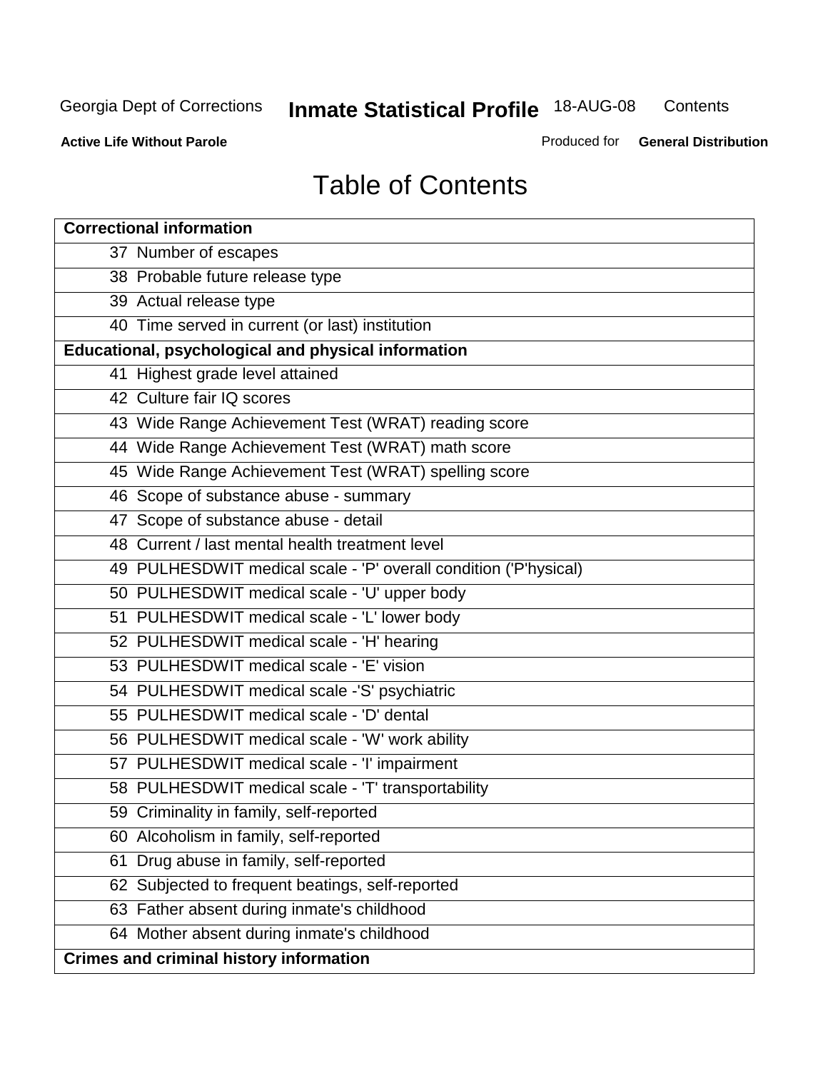# Table of Contents

| Correctional information |
|---|
| 37 Number of escapes |
| 38 Probable future release type |
| 39 Actual release type |
| 40 Time served in current (or last) institution |
| **Educational, psychological and physical information** |
| 41 Highest grade level attained |
| 42 Culture fair IQ scores |
| 43 Wide Range Achievement Test (WRAT) reading score |
| 44 Wide Range Achievement Test (WRAT) math score |
| 45 Wide Range Achievement Test (WRAT) spelling score |
| 46 Scope of substance abuse - summary |
| 47 Scope of substance abuse - detail |
| 48 Current / last mental health treatment level |
| 49 PULHESDWIT medical scale - 'P' overall condition ('P'hysical) |
| 50 PULHESDWIT medical scale - 'U' upper body |
| 51 PULHESDWIT medical scale - 'L' lower body |
| 52 PULHESDWIT medical scale - 'H' hearing |
| 53 PULHESDWIT medical scale - 'E' vision |
| 54 PULHESDWIT medical scale -'S' psychiatric |
| 55 PULHESDWIT medical scale - 'D' dental |
| 56 PULHESDWIT medical scale - 'W' work ability |
| 57 PULHESDWIT medical scale - 'I' impairment |
| 58 PULHESDWIT medical scale - 'T' transportability |
| 59 Criminality in family, self-reported |
| 60 Alcoholism in family, self-reported |
| 61 Drug abuse in family, self-reported |
| 62 Subjected to frequent beatings, self-reported |
| 63 Father absent during inmate's childhood |
| 64 Mother absent during inmate's childhood |
| **Crimes and criminal history information** |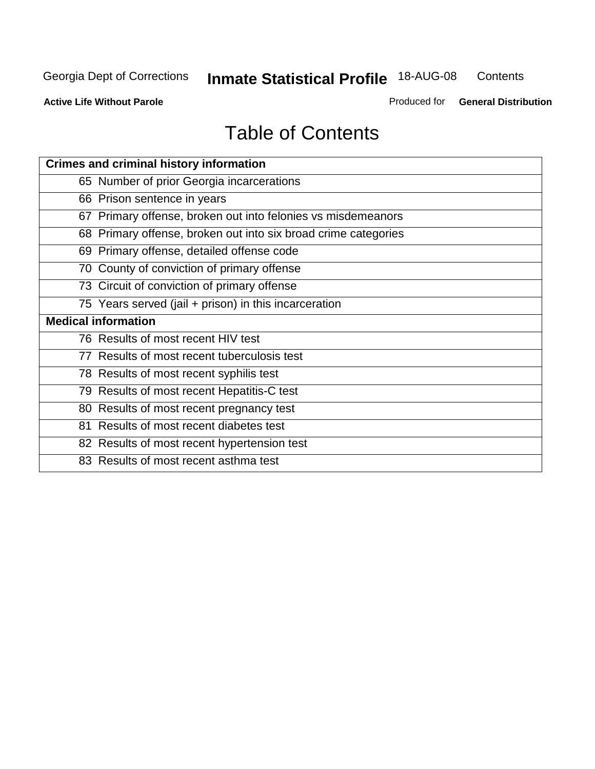# Table of Contents

| Crimes and criminal history information |
|---|
| 65 Number of prior Georgia incarcerations |
| 66 Prison sentence in years |
| 67 Primary offense, broken out into felonies vs misdemeanors |
| 68 Primary offense, broken out into six broad crime categories |
| 69 Primary offense, detailed offense code |
| 70 County of conviction of primary offense |
| 73 Circuit of conviction of primary offense |
| 75 Years served (jail + prison) in this incarceration |
| **Medical information** |
| 76 Results of most recent HIV test |
| 77 Results of most recent tuberculosis test |
| 78 Results of most recent syphilis test |
| 79 Results of most recent Hepatitis-C test |
| 80 Results of most recent pregnancy test |
| 81 Results of most recent diabetes test |
| 82 Results of most recent hypertension test |
| 83 Results of most recent asthma test |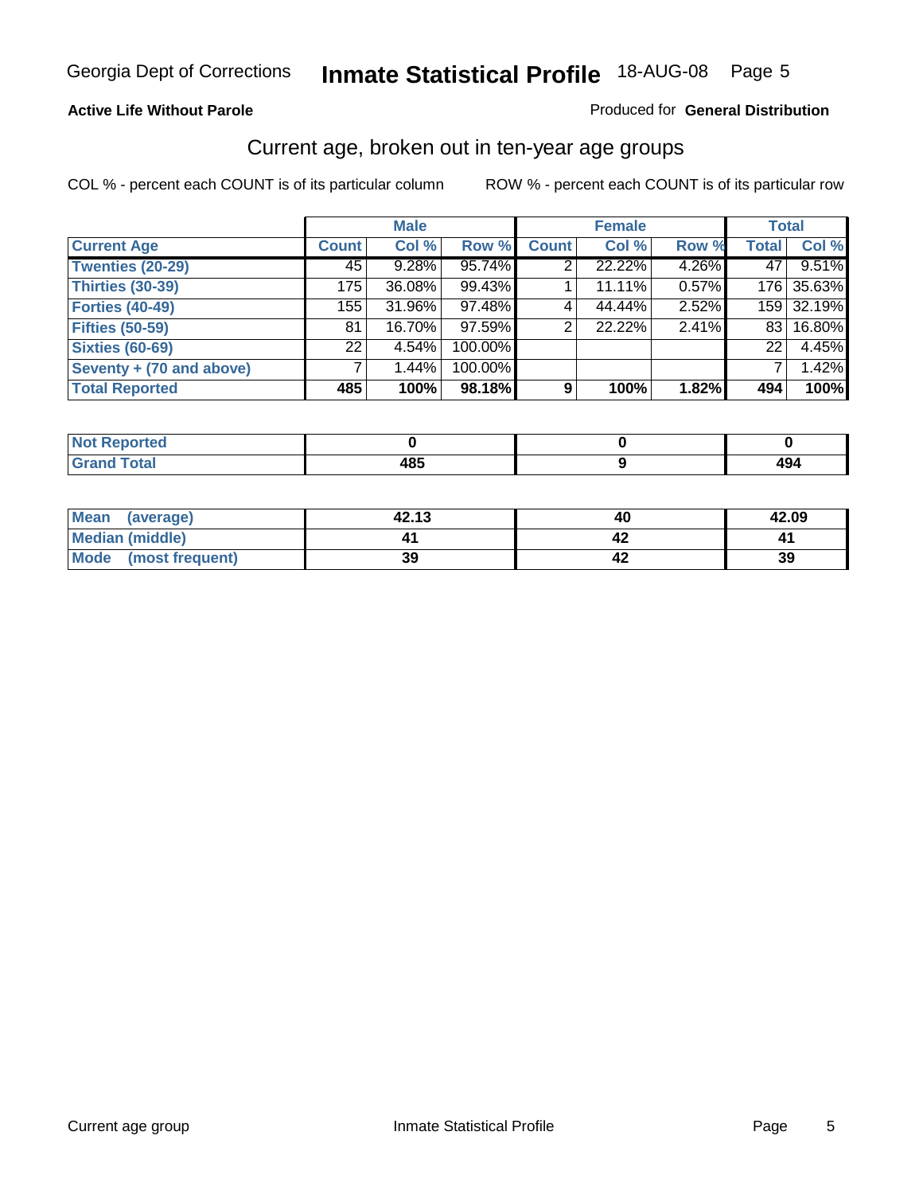Georgia Dept of Corrections **Inmate Statistical Profile** 18-AUG-08

**Active Life Without Parole**

Produced for **General Distribution**

## Current age, broken out in ten-year age groups

COL % - percent each COUNT is of its particular column

ROW % - percent each COUNT is of its particular row

| | Male | | | Female | | | Total | |
|---|---|---|---|---|---|---|---|---|
| **Current Age** | **Count** | **Col %** | **Row %** | **Count** | **Col %** | **Row %** | **Total** | **Col %** |
| **Twenties (20-29)** | 45 | 9.28% | 95.74% | 2 | 22.22% | 4.26% | 47 | 9.51% |
| **Thirties (30-39)** | 175 | 36.08% | 99.43% | 1 | 11.11% | 0.57% | 176 | 35.63% |
| **Forties (40-49)** | 155 | 31.96% | 97.48% | 4 | 44.44% | 2.52% | 159 | 32.19% |
| **Fifties (50-59)** | 81 | 16.70% | 97.59% | 2 | 22.22% | 2.41% | 83 | 16.80% |
| **Sixties (60-69)** | 22 | 4.54% | 100.00% | | | | 22 | 4.45% |
| **Seventy + (70 and above)** | 7 | 1.44% | 100.00% | | | | 7 | 1.42% |
| **Total Reported** | **485** | **100%** | **98.18%** | **9** | **100%** | **1.82%** | **494** | **100%** |

| | Male | Female | Total |
|---|---|---|---|
| **Not Reported** | **0** | **0** | **0** |
| **Grand Total** | **485** | **9** | **494** |

| | Male | Female | Total |
|---|---|---|---|
| **Mean (average)** | **42.13** | **40** | **42.09** |
| **Median (middle)** | **41** | **42** | **41** |
| **Mode (most frequent)** | **39** | **42** | **39** |

Current age group Inmate Statistical Profile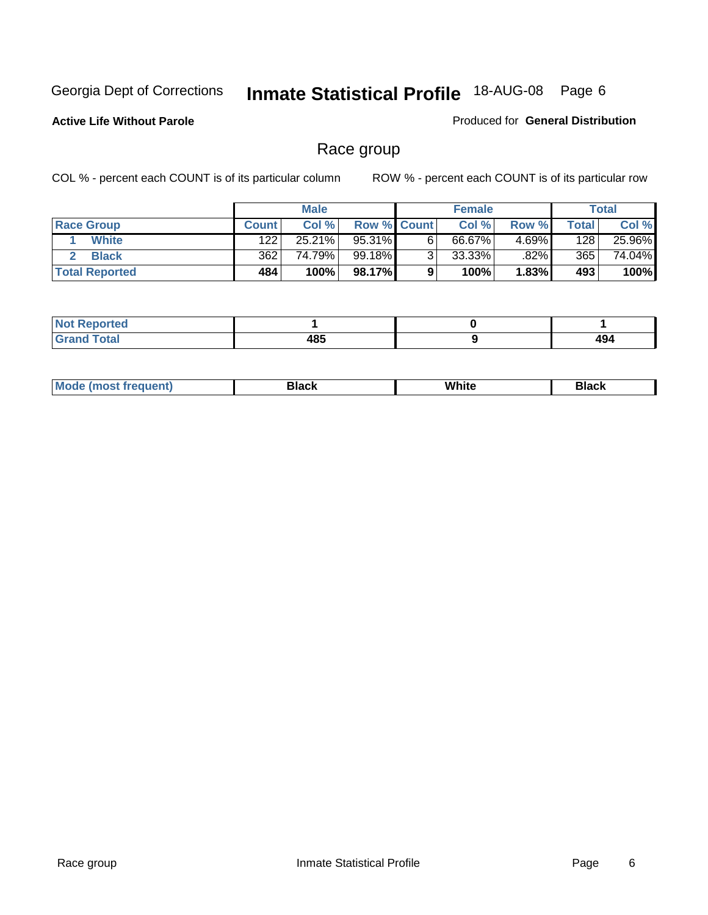Georgia Dept of Corrections **Inmate Statistical Profile** 18-AUG-08

**Active Life Without Parole**

Produced for **General Distribution**

## Race group

COL % - percent each COUNT is of its particular column

ROW % - percent each COUNT is of its particular row

| | Male | | | Female | | | Total | |
|---|---|---|---|---|---|---|---|---|
| **Race Group** | **Count** | **Col %** | **Row %** | **Count** | **Col %** | **Row %** | **Total** | **Col %** |
| 1 **White** | 122 | 25.21% | 95.31% | 6 | 66.67% | 4.69% | 128 | 25.96% |
| 2 **Black** | 362 | 74.79% | 99.18% | 3 | 33.33% | .82% | 365 | 74.04% |
| **Total Reported** | **484** | **100%** | **98.17%** | **9** | **100%** | **1.83%** | **493** | **100%** |

| | Male | Female | Total |
|---|---|---|---|
| **Not Reported** | **1** | **0** | **1** |
| **Grand Total** | **485** | **9** | **494** |

| | Male | Female | Total |
|---|---|---|---|
| **Mode (most frequent)** | **Black** | **White** | **Black** |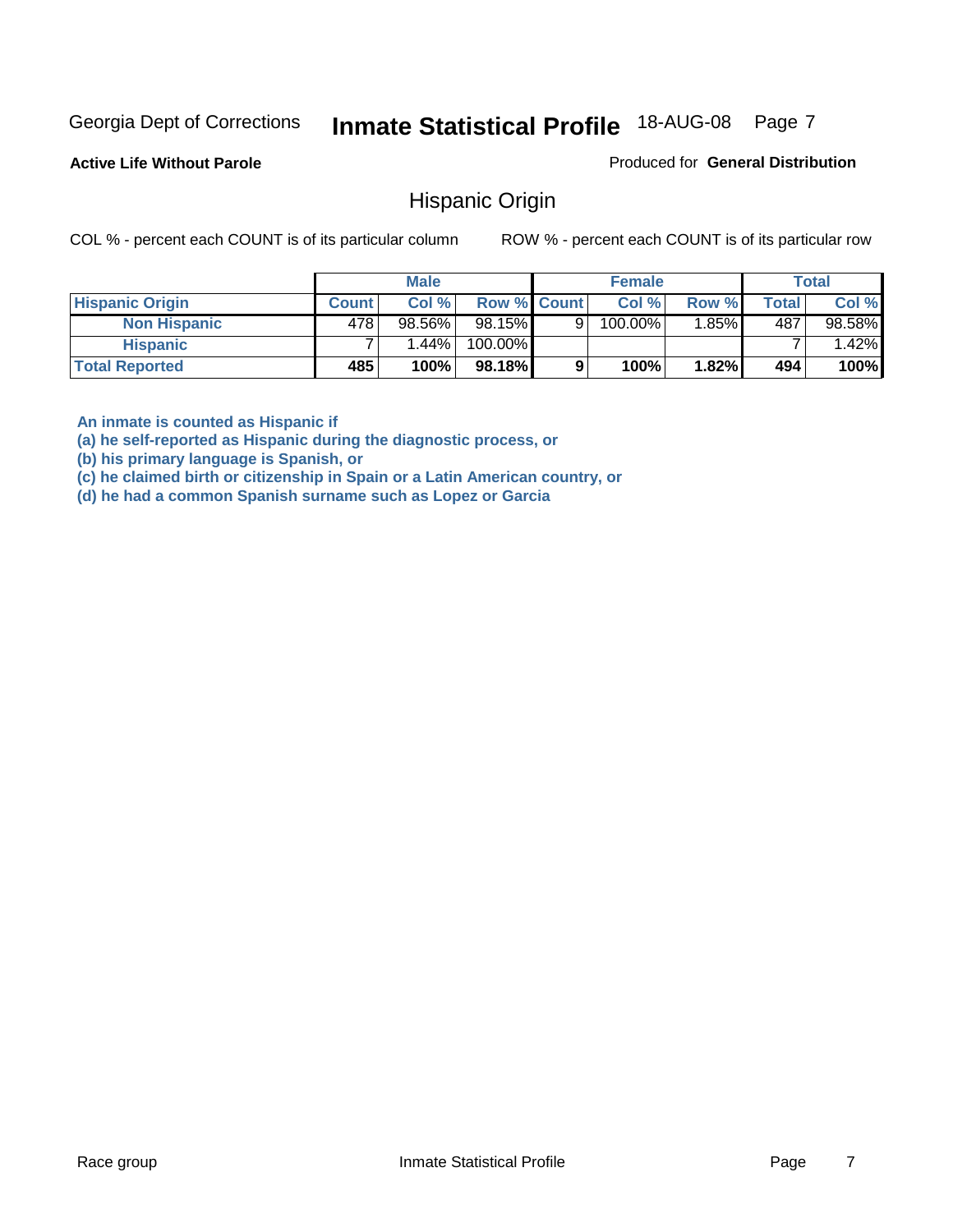Georgia Dept of Corrections **Inmate Statistical Profile** 18-AUG-08

**Active Life Without Parole**

Produced for **General Distribution**

## Hispanic Origin

COL % - percent each COUNT is of its particular column

ROW % - percent each COUNT is of its particular row

| | Male | | | Female | | | Total | |
|---|---|---|---|---|---|---|---|---|
| **Hispanic Origin** | **Count** | **Col %** | **Row %** | **Count** | **Col %** | **Row %** | **Total** | **Col %** |
| **Non Hispanic** | 478 | 98.56% | 98.15% | 9 | 100.00% | 1.85% | 487 | 98.58% |
| **Hispanic** | 7 | 1.44% | 100.00% | | | | 7 | 1.42% |
| **Total Reported** | **485** | **100%** | **98.18%** | **9** | **100%** | **1.82%** | **494** | **100%** |

**An inmate is counted as Hispanic if**
**(a) he self-reported as Hispanic during the diagnostic process, or**
**(b) his primary language is Spanish, or**
**(c) he claimed birth or citizenship in Spain or a Latin American country, or**
**(d) he had a common Spanish surname such as Lopez or Garcia**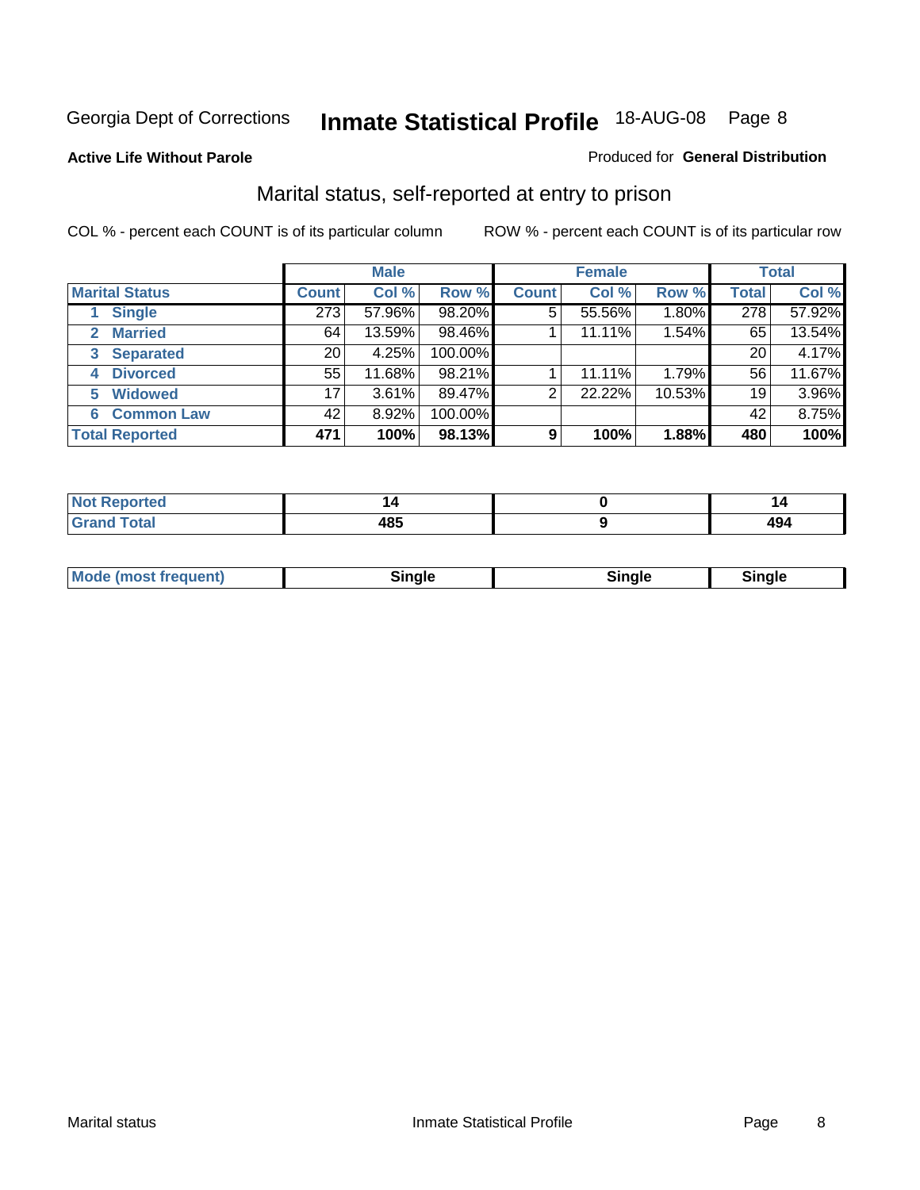Georgia Dept of Corrections **Inmate Statistical Profile** 18-AUG-08 Page 8

**Active Life Without Parole**

Produced for **General Distribution**

## Marital status, self-reported at entry to prison

COL % - percent each COUNT is of its particular column

ROW % - percent each COUNT is of its particular row

| | Male | | | Female | | | Total | |
|---|---|---|---|---|---|---|---|---|
| **Marital Status** | **Count** | **Col %** | **Row %** | **Count** | **Col %** | **Row %** | **Total** | **Col %** |
| 1 Single | 273 | 57.96% | 98.20% | 5 | 55.56% | 1.80% | 278 | 57.92% |
| 2 Married | 64 | 13.59% | 98.46% | 1 | 11.11% | 1.54% | 65 | 13.54% |
| 3 Separated | 20 | 4.25% | 100.00% | | | | 20 | 4.17% |
| 4 Divorced | 55 | 11.68% | 98.21% | 1 | 11.11% | 1.79% | 56 | 11.67% |
| 5 Widowed | 17 | 3.61% | 89.47% | 2 | 22.22% | 10.53% | 19 | 3.96% |
| 6 Common Law | 42 | 8.92% | 100.00% | | | | 42 | 8.75% |
| **Total Reported** | **471** | **100%** | **98.13%** | **9** | **100%** | **1.88%** | **480** | **100%** |

| | Male | Female | Total |
|---|---|---|---|
| Not Reported | 14 | 0 | 14 |
| Grand Total | 485 | 9 | 494 |

| | Male | Female | Total |
|---|---|---|---|
| Mode (most frequent) | Single | Single | Single |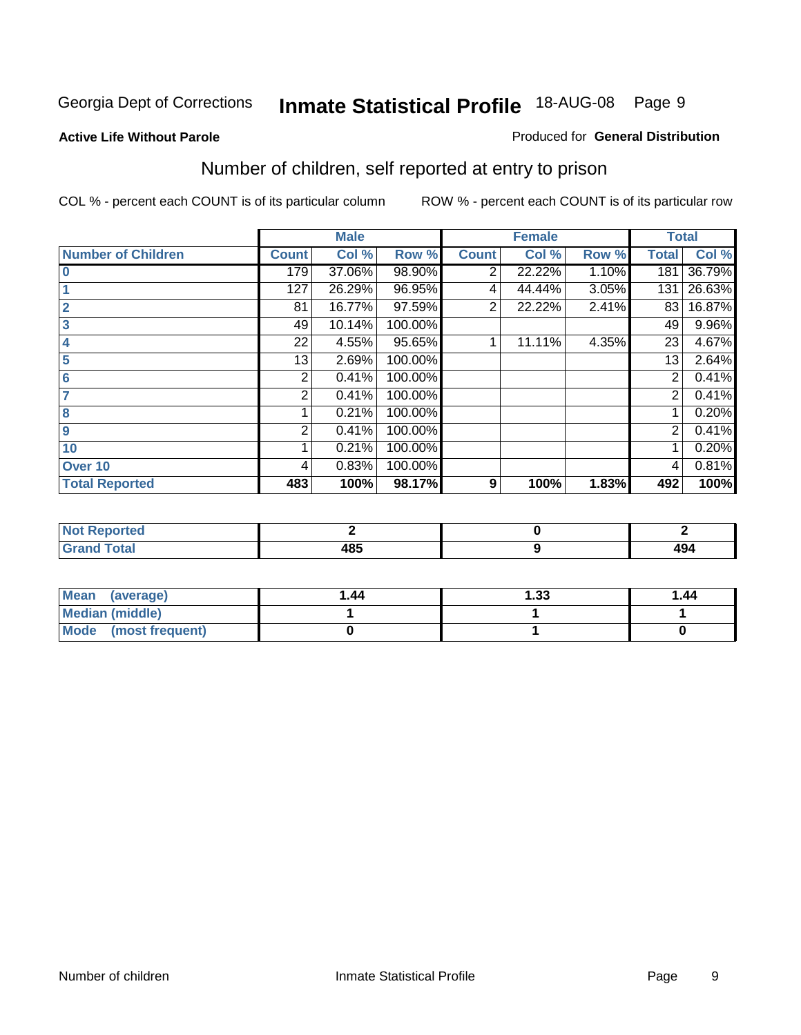Georgia Dept of Corrections **Inmate Statistical Profile** 18-AUG-08

**Active Life Without Parole**

Produced for **General Distribution**

## Number of children, self reported at entry to prison

COL % - percent each COUNT is of its particular column

ROW % - percent each COUNT is of its particular row

| | Male | | | Female | | | Total | |
|---|---|---|---|---|---|---|---|---|
| **Number of Children** | **Count** | **Col %** | **Row %** | **Count** | **Col %** | **Row %** | **Total** | **Col %** |
| **0** | 179 | 37.06% | 98.90% | 2 | 22.22% | 1.10% | 181 | 36.79% |
| **1** | 127 | 26.29% | 96.95% | 4 | 44.44% | 3.05% | 131 | 26.63% |
| **2** | 81 | 16.77% | 97.59% | 2 | 22.22% | 2.41% | 83 | 16.87% |
| **3** | 49 | 10.14% | 100.00% | | | | 49 | 9.96% |
| **4** | 22 | 4.55% | 95.65% | 1 | 11.11% | 4.35% | 23 | 4.67% |
| **5** | 13 | 2.69% | 100.00% | | | | 13 | 2.64% |
| **6** | 2 | 0.41% | 100.00% | | | | 2 | 0.41% |
| **7** | 2 | 0.41% | 100.00% | | | | 2 | 0.41% |
| **8** | 1 | 0.21% | 100.00% | | | | 1 | 0.20% |
| **9** | 2 | 0.41% | 100.00% | | | | 2 | 0.41% |
| **10** | 1 | 0.21% | 100.00% | | | | 1 | 0.20% |
| **Over 10** | 4 | 0.83% | 100.00% | | | | 4 | 0.81% |
| **Total Reported** | **483** | **100%** | **98.17%** | **9** | **100%** | **1.83%** | **492** | **100%** |

| | Male | Female | Total |
|---|---|---|---|
| **Not Reported** | **2** | **0** | **2** |
| **Grand Total** | **485** | **9** | **494** |

| | Male | Female | Total |
|---|---|---|---|
| **Mean (average)** | **1.44** | **1.33** | **1.44** |
| **Median (middle)** | **1** | **1** | **1** |
| **Mode (most frequent)** | **0** | **1** | **0** |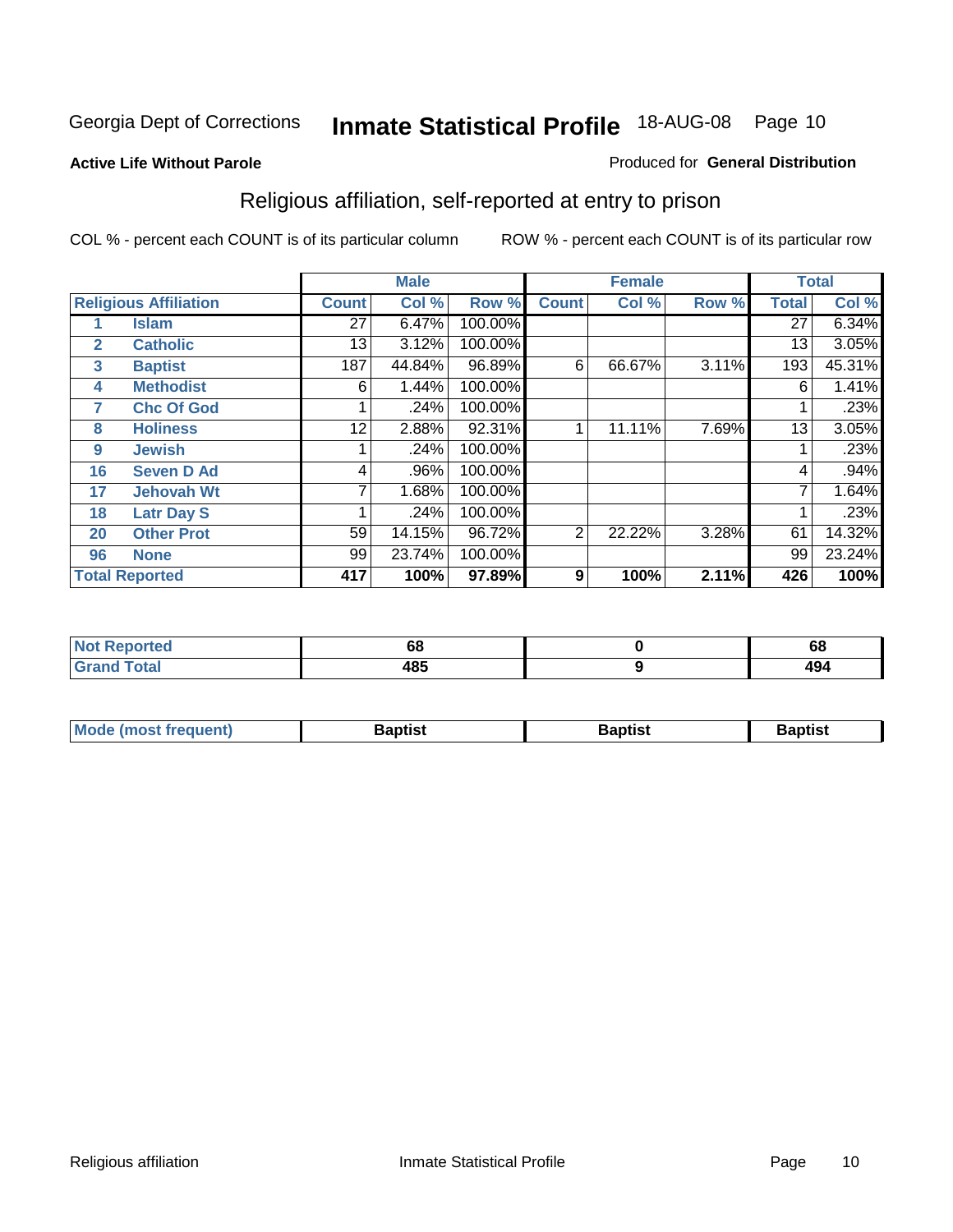Georgia Dept of Corrections **Inmate Statistical Profile** 18-AUG-08

**Active Life Without Parole**

Produced for **General Distribution**

## Religious affiliation, self-reported at entry to prison

COL % - percent each COUNT is of its particular column

ROW % - percent each COUNT is of its particular row

| Religious Affiliation | | Male | | | Female | | | Total | |
|---|---|---|---|---|---|---|---|---|---|
| | | Count | Col % | Row % | Count | Col % | Row % | Total | Col % |
| 1 | Islam | 27 | 6.47% | 100.00% | | | | 27 | 6.34% |
| 2 | Catholic | 13 | 3.12% | 100.00% | | | | 13 | 3.05% |
| 3 | Baptist | 187 | 44.84% | 96.89% | 6 | 66.67% | 3.11% | 193 | 45.31% |
| 4 | Methodist | 6 | 1.44% | 100.00% | | | | 6 | 1.41% |
| 7 | Chc Of God | 1 | .24% | 100.00% | | | | 1 | .23% |
| 8 | Holiness | 12 | 2.88% | 92.31% | 1 | 11.11% | 7.69% | 13 | 3.05% |
| 9 | Jewish | 1 | .24% | 100.00% | | | | 1 | .23% |
| 16 | Seven D Ad | 4 | .96% | 100.00% | | | | 4 | .94% |
| 17 | Jehovah Wt | 7 | 1.68% | 100.00% | | | | 7 | 1.64% |
| 18 | Latr Day S | 1 | .24% | 100.00% | | | | 1 | .23% |
| 20 | Other Prot | 59 | 14.15% | 96.72% | 2 | 22.22% | 3.28% | 61 | 14.32% |
| 96 | None | 99 | 23.74% | 100.00% | | | | 99 | 23.24% |
| **Total Reported** | | **417** | **100%** | **97.89%** | **9** | **100%** | **2.11%** | **426** | **100%** |

| | Male | Female | Total |
|---|---|---|---|
| Not Reported | 68 | 0 | 68 |
| Grand Total | 485 | 9 | 494 |

| | Male | Female | Total |
|---|---|---|---|
| Mode (most frequent) | Baptist | Baptist | Baptist |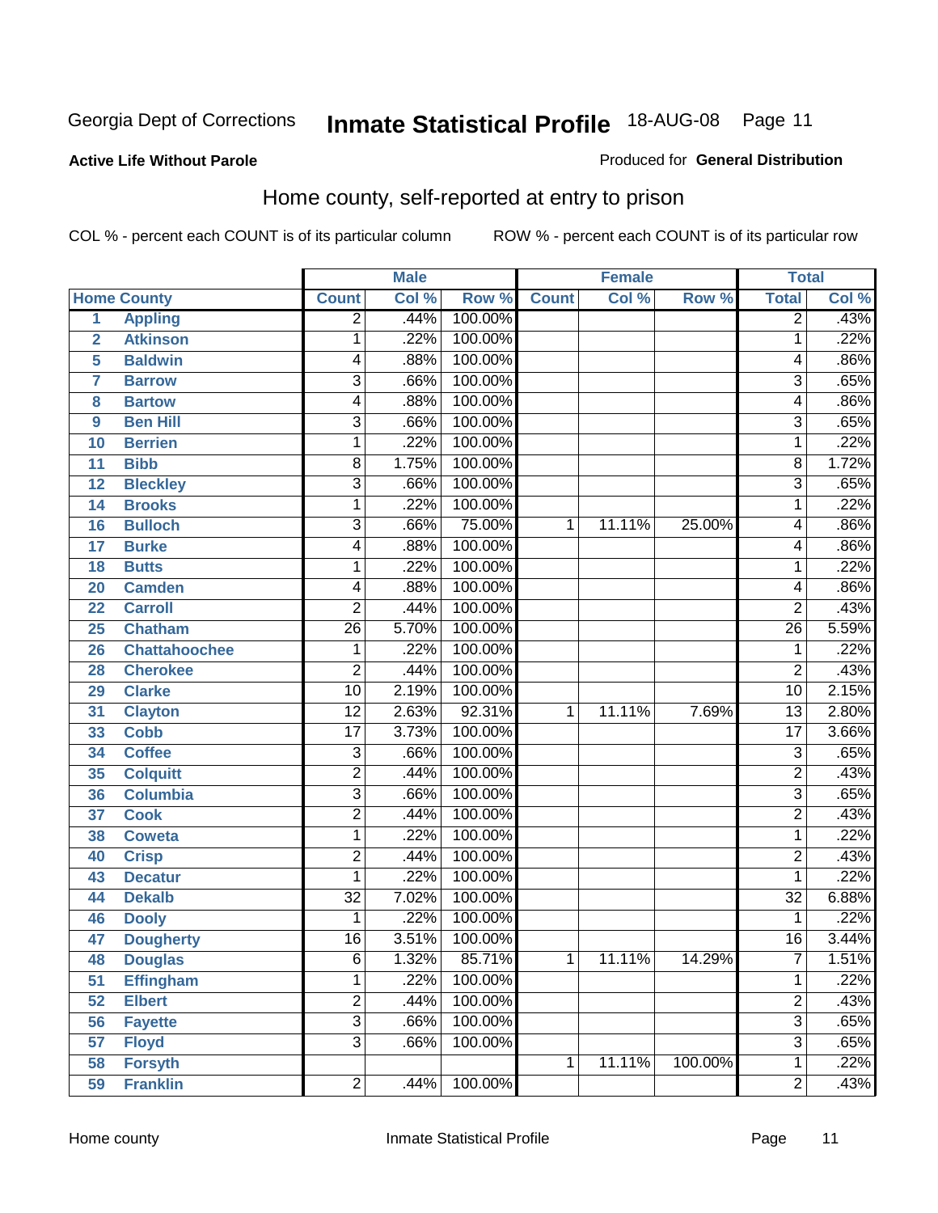Georgia Dept of Corrections **Inmate Statistical Profile** 18-AUG-08

**Active Life Without Parole**

Produced for **General Distribution**

## Home county, self-reported at entry to prison

COL % - percent each COUNT is of its particular column

ROW % - percent each COUNT is of its particular row

| Home County | | Male | | | Female | | | Total | |
|---|---|---|---|---|---|---|---|---|---|
| | | Count | Col % | Row % | Count | Col % | Row % | Total | Col % |
| 1 | Appling | 2 | .44% | 100.00% | | | | 2 | .43% |
| 2 | Atkinson | 1 | .22% | 100.00% | | | | 1 | .22% |
| 5 | Baldwin | 4 | .88% | 100.00% | | | | 4 | .86% |
| 7 | Barrow | 3 | .66% | 100.00% | | | | 3 | .65% |
| 8 | Bartow | 4 | .88% | 100.00% | | | | 4 | .86% |
| 9 | Ben Hill | 3 | .66% | 100.00% | | | | 3 | .65% |
| 10 | Berrien | 1 | .22% | 100.00% | | | | 1 | .22% |
| 11 | Bibb | 8 | 1.75% | 100.00% | | | | 8 | 1.72% |
| 12 | Bleckley | 3 | .66% | 100.00% | | | | 3 | .65% |
| 14 | Brooks | 1 | .22% | 100.00% | | | | 1 | .22% |
| 16 | Bulloch | 3 | .66% | 75.00% | 1 | 11.11% | 25.00% | 4 | .86% |
| 17 | Burke | 4 | .88% | 100.00% | | | | 4 | .86% |
| 18 | Butts | 1 | .22% | 100.00% | | | | 1 | .22% |
| 20 | Camden | 4 | .88% | 100.00% | | | | 4 | .86% |
| 22 | Carroll | 2 | .44% | 100.00% | | | | 2 | .43% |
| 25 | Chatham | 26 | 5.70% | 100.00% | | | | 26 | 5.59% |
| 26 | Chattahoochee | 1 | .22% | 100.00% | | | | 1 | .22% |
| 28 | Cherokee | 2 | .44% | 100.00% | | | | 2 | .43% |
| 29 | Clarke | 10 | 2.19% | 100.00% | | | | 10 | 2.15% |
| 31 | Clayton | 12 | 2.63% | 92.31% | 1 | 11.11% | 7.69% | 13 | 2.80% |
| 33 | Cobb | 17 | 3.73% | 100.00% | | | | 17 | 3.66% |
| 34 | Coffee | 3 | .66% | 100.00% | | | | 3 | .65% |
| 35 | Colquitt | 2 | .44% | 100.00% | | | | 2 | .43% |
| 36 | Columbia | 3 | .66% | 100.00% | | | | 3 | .65% |
| 37 | Cook | 2 | .44% | 100.00% | | | | 2 | .43% |
| 38 | Coweta | 1 | .22% | 100.00% | | | | 1 | .22% |
| 40 | Crisp | 2 | .44% | 100.00% | | | | 2 | .43% |
| 43 | Decatur | 1 | .22% | 100.00% | | | | 1 | .22% |
| 44 | Dekalb | 32 | 7.02% | 100.00% | | | | 32 | 6.88% |
| 46 | Dooly | 1 | .22% | 100.00% | | | | 1 | .22% |
| 47 | Dougherty | 16 | 3.51% | 100.00% | | | | 16 | 3.44% |
| 48 | Douglas | 6 | 1.32% | 85.71% | 1 | 11.11% | 14.29% | 7 | 1.51% |
| 51 | Effingham | 1 | .22% | 100.00% | | | | 1 | .22% |
| 52 | Elbert | 2 | .44% | 100.00% | | | | 2 | .43% |
| 56 | Fayette | 3 | .66% | 100.00% | | | | 3 | .65% |
| 57 | Floyd | 3 | .66% | 100.00% | | | | 3 | .65% |
| 58 | Forsyth | | | | 1 | 11.11% | 100.00% | 1 | .22% |
| 59 | Franklin | 2 | .44% | 100.00% | | | | 2 | .43% |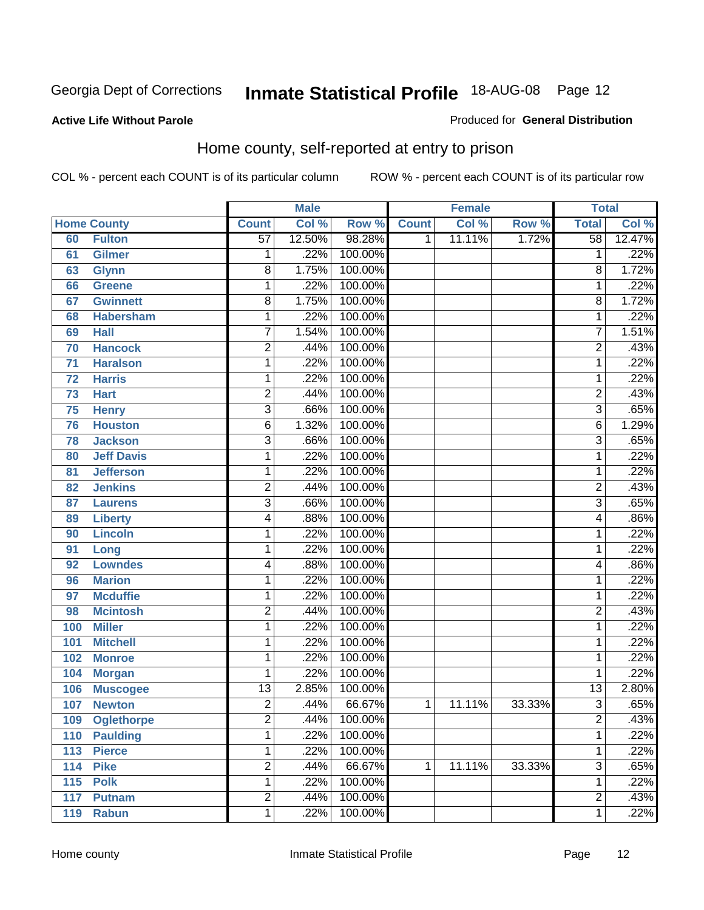Georgia Dept of Corrections **Inmate Statistical Profile** 18-AUG-08

**Active Life Without Parole**

Produced for **General Distribution**

## Home county, self-reported at entry to prison

COL % - percent each COUNT is of its particular column ROW % - percent each COUNT is of its particular row

| Home County | | Male | | | Female | | | Total | |
|---|---|---|---|---|---|---|---|---|---|
| | | Count | Col % | Row % | Count | Col % | Row % | Total | Col % |
| 60 | Fulton | 57 | 12.50% | 98.28% | 1 | 11.11% | 1.72% | 58 | 12.47% |
| 61 | Gilmer | 1 | .22% | 100.00% | | | | 1 | .22% |
| 63 | Glynn | 8 | 1.75% | 100.00% | | | | 8 | 1.72% |
| 66 | Greene | 1 | .22% | 100.00% | | | | 1 | .22% |
| 67 | Gwinnett | 8 | 1.75% | 100.00% | | | | 8 | 1.72% |
| 68 | Habersham | 1 | .22% | 100.00% | | | | 1 | .22% |
| 69 | Hall | 7 | 1.54% | 100.00% | | | | 7 | 1.51% |
| 70 | Hancock | 2 | .44% | 100.00% | | | | 2 | .43% |
| 71 | Haralson | 1 | .22% | 100.00% | | | | 1 | .22% |
| 72 | Harris | 1 | .22% | 100.00% | | | | 1 | .22% |
| 73 | Hart | 2 | .44% | 100.00% | | | | 2 | .43% |
| 75 | Henry | 3 | .66% | 100.00% | | | | 3 | .65% |
| 76 | Houston | 6 | 1.32% | 100.00% | | | | 6 | 1.29% |
| 78 | Jackson | 3 | .66% | 100.00% | | | | 3 | .65% |
| 80 | Jeff Davis | 1 | .22% | 100.00% | | | | 1 | .22% |
| 81 | Jefferson | 1 | .22% | 100.00% | | | | 1 | .22% |
| 82 | Jenkins | 2 | .44% | 100.00% | | | | 2 | .43% |
| 87 | Laurens | 3 | .66% | 100.00% | | | | 3 | .65% |
| 89 | Liberty | 4 | .88% | 100.00% | | | | 4 | .86% |
| 90 | Lincoln | 1 | .22% | 100.00% | | | | 1 | .22% |
| 91 | Long | 1 | .22% | 100.00% | | | | 1 | .22% |
| 92 | Lowndes | 4 | .88% | 100.00% | | | | 4 | .86% |
| 96 | Marion | 1 | .22% | 100.00% | | | | 1 | .22% |
| 97 | Mcduffie | 1 | .22% | 100.00% | | | | 1 | .22% |
| 98 | Mcintosh | 2 | .44% | 100.00% | | | | 2 | .43% |
| 100 | Miller | 1 | .22% | 100.00% | | | | 1 | .22% |
| 101 | Mitchell | 1 | .22% | 100.00% | | | | 1 | .22% |
| 102 | Monroe | 1 | .22% | 100.00% | | | | 1 | .22% |
| 104 | Morgan | 1 | .22% | 100.00% | | | | 1 | .22% |
| 106 | Muscogee | 13 | 2.85% | 100.00% | | | | 13 | 2.80% |
| 107 | Newton | 2 | .44% | 66.67% | 1 | 11.11% | 33.33% | 3 | .65% |
| 109 | Oglethorpe | 2 | .44% | 100.00% | | | | 2 | .43% |
| 110 | Paulding | 1 | .22% | 100.00% | | | | 1 | .22% |
| 113 | Pierce | 1 | .22% | 100.00% | | | | 1 | .22% |
| 114 | Pike | 2 | .44% | 66.67% | 1 | 11.11% | 33.33% | 3 | .65% |
| 115 | Polk | 1 | .22% | 100.00% | | | | 1 | .22% |
| 117 | Putnam | 2 | .44% | 100.00% | | | | 2 | .43% |
| 119 | Rabun | 1 | .22% | 100.00% | | | | 1 | .22% |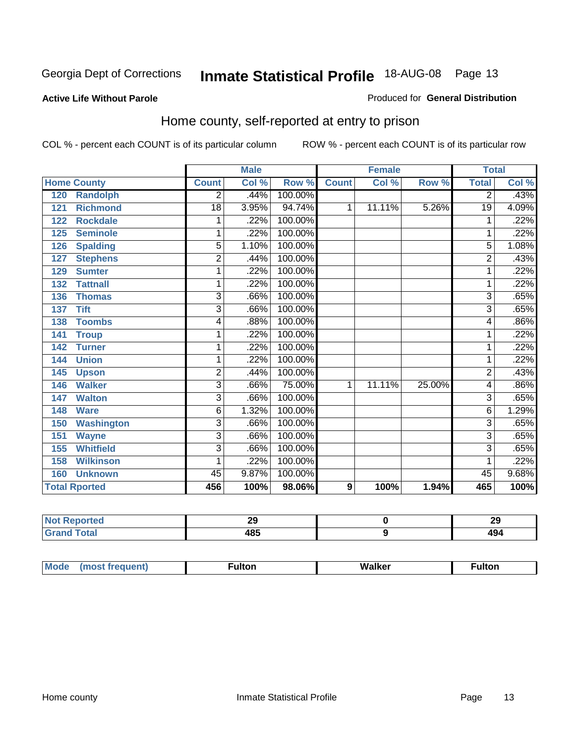Georgia Dept of Corrections **Inmate Statistical Profile** 18-AUG-08

**Active Life Without Parole**

Produced for **General Distribution**

## Home county, self-reported at entry to prison

COL % - percent each COUNT is of its particular column    ROW % - percent each COUNT is of its particular row

| Home County | Male | | | Female | | | Total | |
|---|---|---|---|---|---|---|---|---|
| | Count | Col % | Row % | Count | Col % | Row % | Total | Col % |
| 120 Randolph | 2 | .44% | 100.00% | | | | 2 | .43% |
| 121 Richmond | 18 | 3.95% | 94.74% | 1 | 11.11% | 5.26% | 19 | 4.09% |
| 122 Rockdale | 1 | .22% | 100.00% | | | | 1 | .22% |
| 125 Seminole | 1 | .22% | 100.00% | | | | 1 | .22% |
| 126 Spalding | 5 | 1.10% | 100.00% | | | | 5 | 1.08% |
| 127 Stephens | 2 | .44% | 100.00% | | | | 2 | .43% |
| 129 Sumter | 1 | .22% | 100.00% | | | | 1 | .22% |
| 132 Tattnall | 1 | .22% | 100.00% | | | | 1 | .22% |
| 136 Thomas | 3 | .66% | 100.00% | | | | 3 | .65% |
| 137 Tift | 3 | .66% | 100.00% | | | | 3 | .65% |
| 138 Toombs | 4 | .88% | 100.00% | | | | 4 | .86% |
| 141 Troup | 1 | .22% | 100.00% | | | | 1 | .22% |
| 142 Turner | 1 | .22% | 100.00% | | | | 1 | .22% |
| 144 Union | 1 | .22% | 100.00% | | | | 1 | .22% |
| 145 Upson | 2 | .44% | 100.00% | | | | 2 | .43% |
| 146 Walker | 3 | .66% | 75.00% | 1 | 11.11% | 25.00% | 4 | .86% |
| 147 Walton | 3 | .66% | 100.00% | | | | 3 | .65% |
| 148 Ware | 6 | 1.32% | 100.00% | | | | 6 | 1.29% |
| 150 Washington | 3 | .66% | 100.00% | | | | 3 | .65% |
| 151 Wayne | 3 | .66% | 100.00% | | | | 3 | .65% |
| 155 Whitfield | 3 | .66% | 100.00% | | | | 3 | .65% |
| 158 Wilkinson | 1 | .22% | 100.00% | | | | 1 | .22% |
| 160 Unknown | 45 | 9.87% | 100.00% | | | | 45 | 9.68% |
| **Total Rported** | **456** | **100%** | **98.06%** | **9** | **100%** | **1.94%** | **465** | **100%** |

| | Male | Female | Total |
|---|---|---|---|
| Not Reported | 29 | 0 | 29 |
| Grand Total | 485 | 9 | 494 |

| | Male | Female | Total |
|---|---|---|---|
| Mode (most frequent) | Fulton | Walker | Fulton |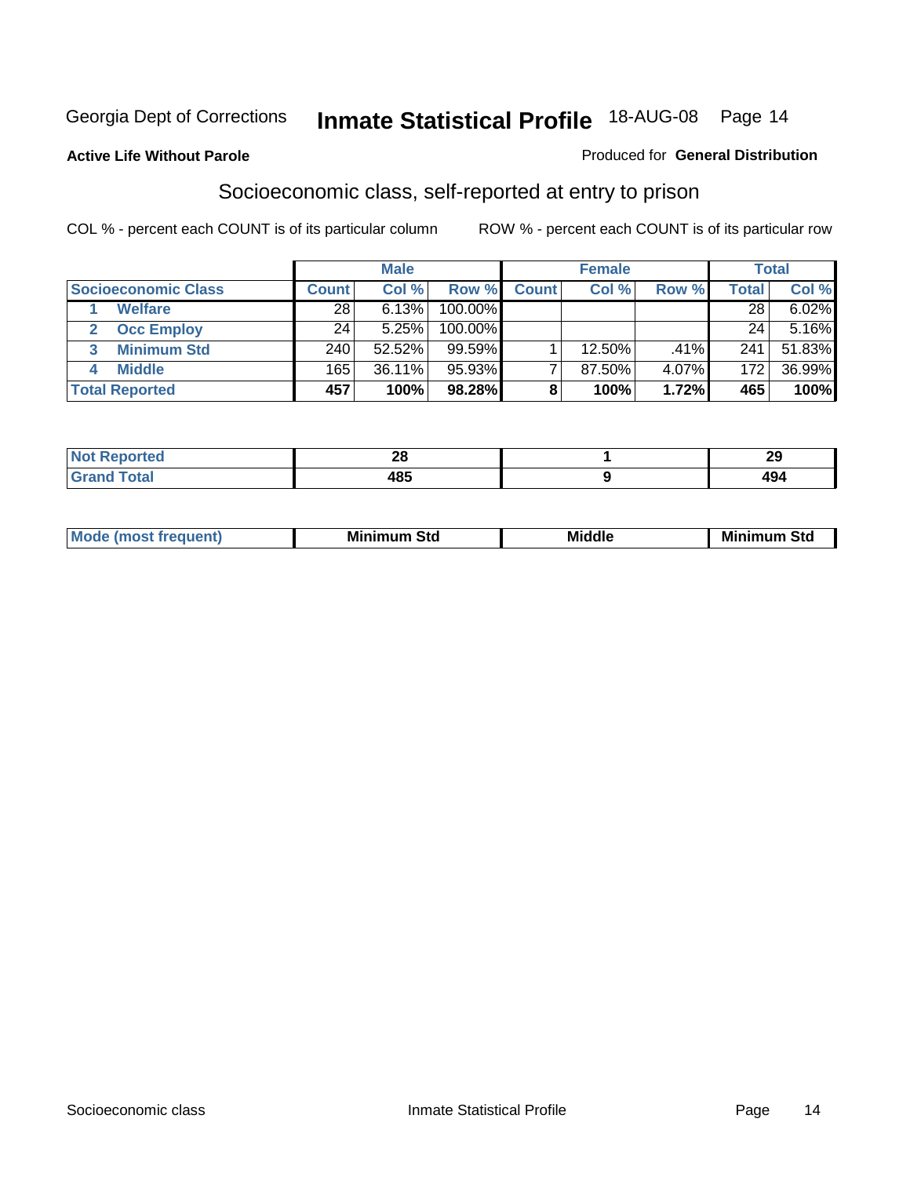Georgia Dept of Corrections **Inmate Statistical Profile** 18-AUG-08

**Active Life Without Parole**

Produced for **General Distribution**

## Socioeconomic class, self-reported at entry to prison

COL % - percent each COUNT is of its particular column

ROW % - percent each COUNT is of its particular row

| | Male | | | Female | | | Total | |
|---|---|---|---|---|---|---|---|---|
| **Socioeconomic Class** | **Count** | **Col %** | **Row %** | **Count** | **Col %** | **Row %** | **Total** | **Col %** |
| 1 **Welfare** | 28 | 6.13% | 100.00% | | | | 28 | 6.02% |
| 2 **Occ Employ** | 24 | 5.25% | 100.00% | | | | 24 | 5.16% |
| 3 **Minimum Std** | 240 | 52.52% | 99.59% | 1 | 12.50% | .41% | 241 | 51.83% |
| 4 **Middle** | 165 | 36.11% | 95.93% | 7 | 87.50% | 4.07% | 172 | 36.99% |
| **Total Reported** | **457** | **100%** | **98.28%** | **8** | **100%** | **1.72%** | **465** | **100%** |

| | Male | Female | Total |
|---|---|---|---|
| **Not Reported** | **28** | **1** | **29** |
| **Grand Total** | **485** | **9** | **494** |

| | Male | Female | Total |
|---|---|---|---|
| **Mode (most frequent)** | **Minimum Std** | **Middle** | **Minimum Std** |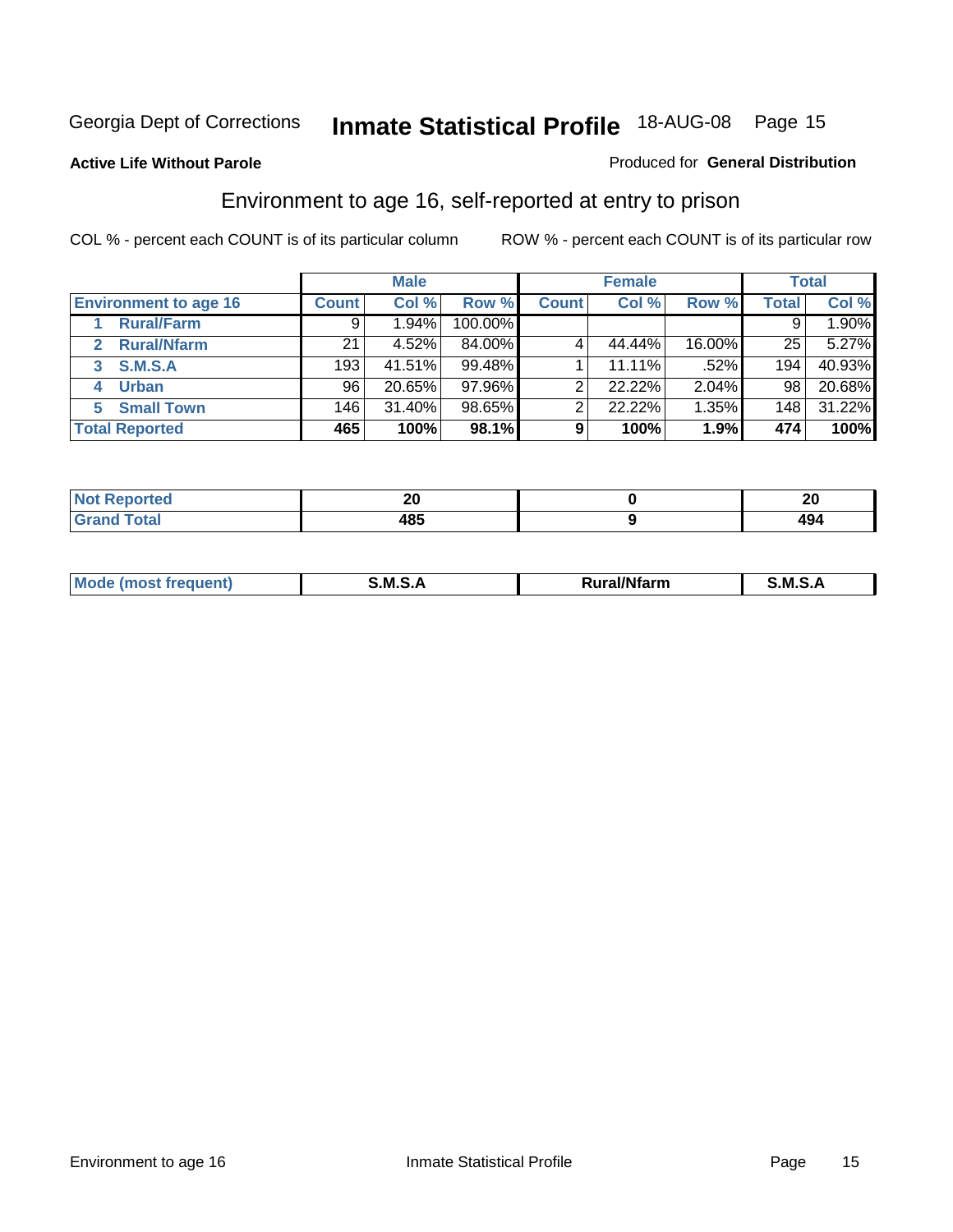Georgia Dept of Corrections **Inmate Statistical Profile** 18-AUG-08 Page 15

**Active Life Without Parole**

Produced for **General Distribution**

## Environment to age 16, self-reported at entry to prison

COL % - percent each COUNT is of its particular column

ROW % - percent each COUNT is of its particular row

| | Male | | | Female | | | Total | |
|---|---|---|---|---|---|---|---|---|
| **Environment to age 16** | **Count** | **Col %** | **Row %** | **Count** | **Col %** | **Row %** | **Total** | **Col %** |
| 1 **Rural/Farm** | 9 | 1.94% | 100.00% | | | | 9 | 1.90% |
| 2 **Rural/Nfarm** | 21 | 4.52% | 84.00% | 4 | 44.44% | 16.00% | 25 | 5.27% |
| 3 **S.M.S.A** | 193 | 41.51% | 99.48% | 1 | 11.11% | .52% | 194 | 40.93% |
| 4 **Urban** | 96 | 20.65% | 97.96% | 2 | 22.22% | 2.04% | 98 | 20.68% |
| 5 **Small Town** | 146 | 31.40% | 98.65% | 2 | 22.22% | 1.35% | 148 | 31.22% |
| **Total Reported** | **465** | **100%** | **98.1%** | **9** | **100%** | **1.9%** | **474** | **100%** |

| | Male | Female | Total |
|---|---|---|---|
| **Not Reported** | **20** | **0** | **20** |
| **Grand Total** | **485** | **9** | **494** |

| | Male | Female | Total |
|---|---|---|---|
| **Mode (most frequent)** | **S.M.S.A** | **Rural/Nfarm** | **S.M.S.A** |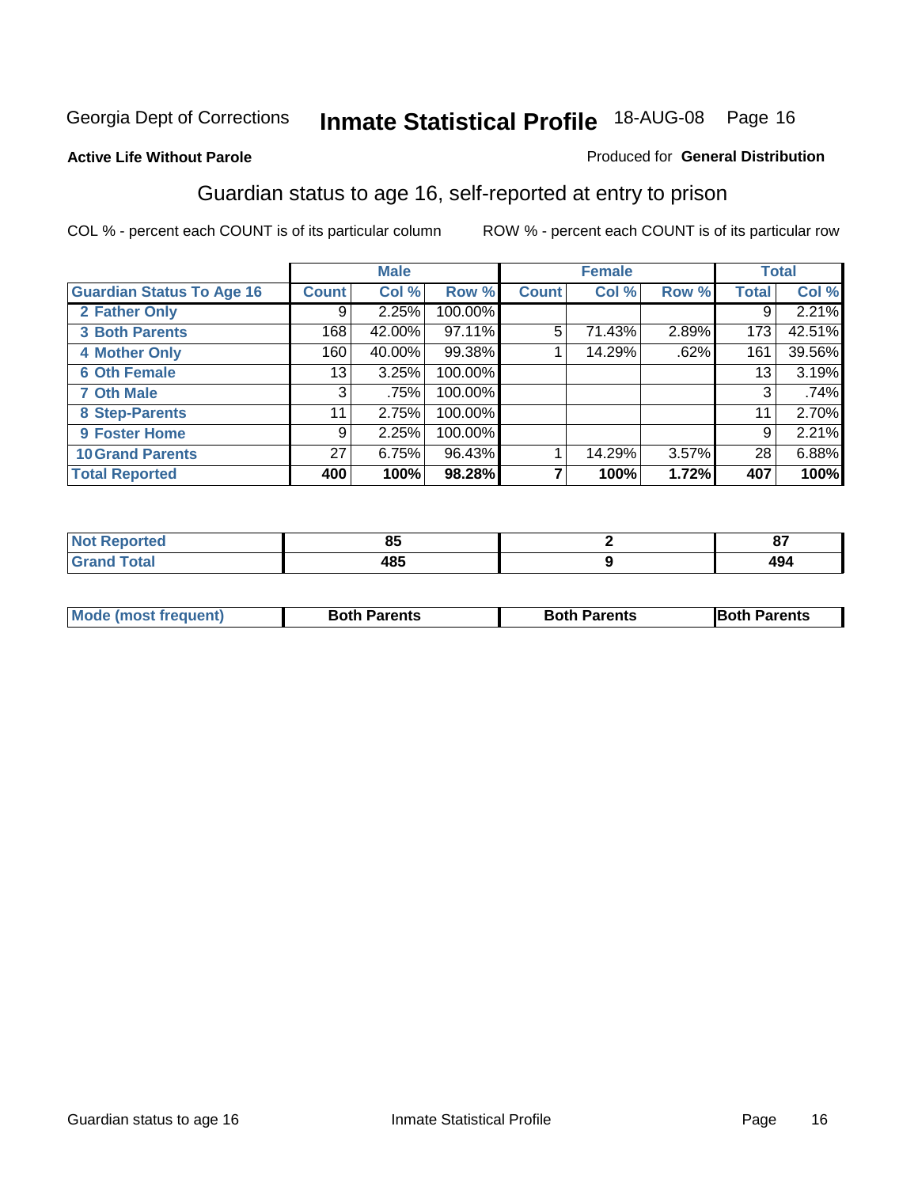Georgia Dept of Corrections **Inmate Statistical Profile** 18-AUG-08

**Active Life Without Parole**

Produced for **General Distribution**

## Guardian status to age 16, self-reported at entry to prison

COL % - percent each COUNT is of its particular column

ROW % - percent each COUNT is of its particular row

| | Male | | | Female | | | Total | |
|---|---|---|---|---|---|---|---|---|
| **Guardian Status To Age 16** | **Count** | **Col %** | **Row %** | **Count** | **Col %** | **Row %** | **Total** | **Col %** |
| **2 Father Only** | 9 | 2.25% | 100.00% | | | | 9 | 2.21% |
| **3 Both Parents** | 168 | 42.00% | 97.11% | 5 | 71.43% | 2.89% | 173 | 42.51% |
| **4 Mother Only** | 160 | 40.00% | 99.38% | 1 | 14.29% | .62% | 161 | 39.56% |
| **6 Oth Female** | 13 | 3.25% | 100.00% | | | | 13 | 3.19% |
| **7 Oth Male** | 3 | .75% | 100.00% | | | | 3 | .74% |
| **8 Step-Parents** | 11 | 2.75% | 100.00% | | | | 11 | 2.70% |
| **9 Foster Home** | 9 | 2.25% | 100.00% | | | | 9 | 2.21% |
| **10 Grand Parents** | 27 | 6.75% | 96.43% | 1 | 14.29% | 3.57% | 28 | 6.88% |
| **Total Reported** | **400** | **100%** | **98.28%** | **7** | **100%** | **1.72%** | **407** | **100%** |

| | Male | Female | Total |
|---|---|---|---|
| **Not Reported** | **85** | **2** | **87** |
| **Grand Total** | **485** | **9** | **494** |

| | Male | Female | Total |
|---|---|---|---|
| **Mode (most frequent)** | **Both Parents** | **Both Parents** | **Both Parents** |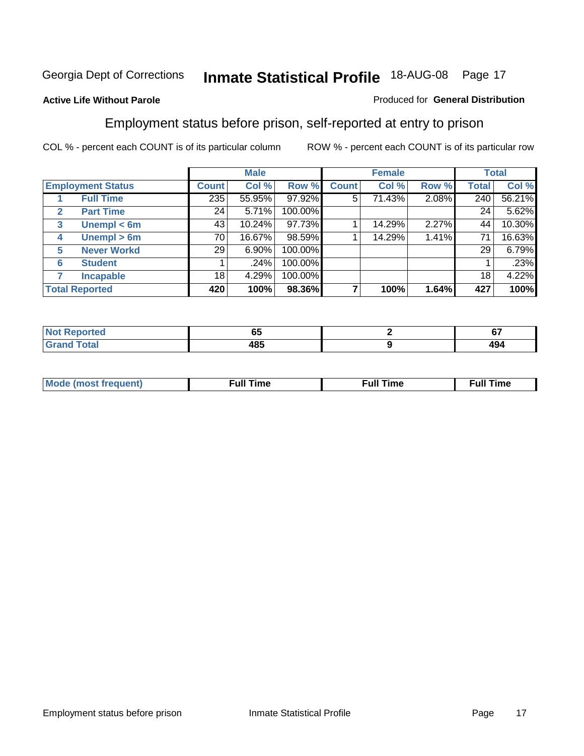Georgia Dept of Corrections **Inmate Statistical Profile** 18-AUG-08

**Active Life Without Parole**

Produced for **General Distribution**

## Employment status before prison, self-reported at entry to prison

COL % - percent each COUNT is of its particular column

ROW % - percent each COUNT is of its particular row

| Employment Status | | Male | | | Female | | | Total | |
|---|---|---|---|---|---|---|---|---|---|
| | | Count | Col % | Row % | Count | Col % | Row % | Total | Col % |
| 1 | Full Time | 235 | 55.95% | 97.92% | 5 | 71.43% | 2.08% | 240 | 56.21% |
| 2 | Part Time | 24 | 5.71% | 100.00% | | | | 24 | 5.62% |
| 3 | Unempl < 6m | 43 | 10.24% | 97.73% | 1 | 14.29% | 2.27% | 44 | 10.30% |
| 4 | Unempl > 6m | 70 | 16.67% | 98.59% | 1 | 14.29% | 1.41% | 71 | 16.63% |
| 5 | Never Workd | 29 | 6.90% | 100.00% | | | | 29 | 6.79% |
| 6 | Student | 1 | .24% | 100.00% | | | | 1 | .23% |
| 7 | Incapable | 18 | 4.29% | 100.00% | | | | 18 | 4.22% |
| **Total Reported** | | **420** | **100%** | **98.36%** | **7** | **100%** | **1.64%** | **427** | **100%** |

| | Male | Female | Total |
|---|---|---|---|
| Not Reported | 65 | 2 | 67 |
| Grand Total | 485 | 9 | 494 |

| | Male | Female | Total |
|---|---|---|---|
| Mode (most frequent) | Full Time | Full Time | Full Time |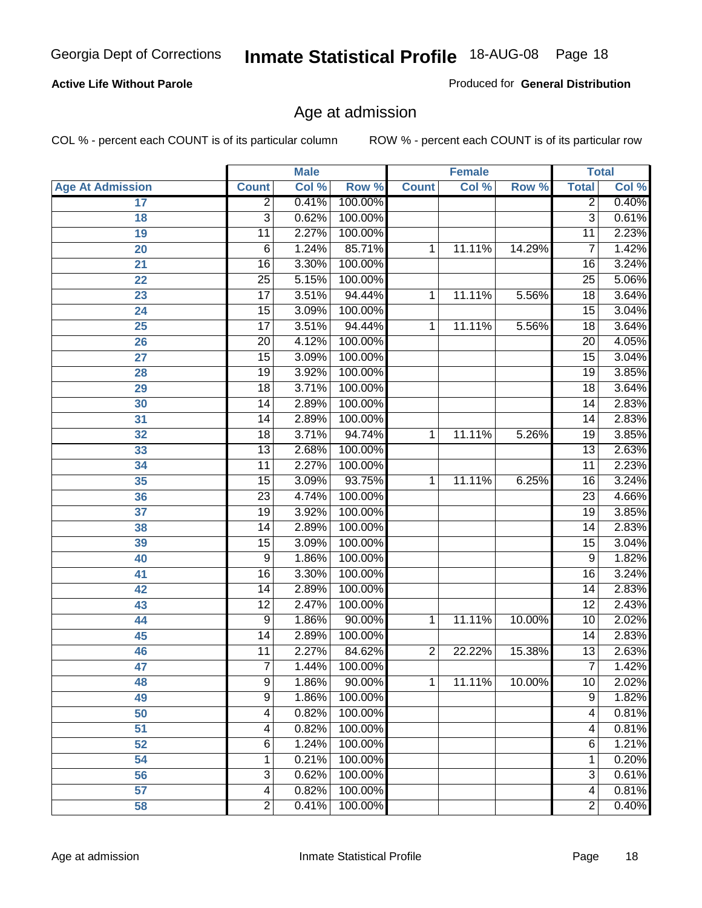Georgia Dept of Corrections **Inmate Statistical Profile** 18-AUG-08

**Active Life Without Parole**

Produced for **General Distribution**

## Age at admission

COL % - percent each COUNT is of its particular column ROW % - percent each COUNT is of its particular row

| Age At Admission | Male | | | Female | | | Total | |
|---|---|---|---|---|---|---|---|---|
| | Count | Col % | Row % | Count | Col % | Row % | Total | Col % |
| 17 | 2 | 0.41% | 100.00% | | | | 2 | 0.40% |
| 18 | 3 | 0.62% | 100.00% | | | | 3 | 0.61% |
| 19 | 11 | 2.27% | 100.00% | | | | 11 | 2.23% |
| 20 | 6 | 1.24% | 85.71% | 1 | 11.11% | 14.29% | 7 | 1.42% |
| 21 | 16 | 3.30% | 100.00% | | | | 16 | 3.24% |
| 22 | 25 | 5.15% | 100.00% | | | | 25 | 5.06% |
| 23 | 17 | 3.51% | 94.44% | 1 | 11.11% | 5.56% | 18 | 3.64% |
| 24 | 15 | 3.09% | 100.00% | | | | 15 | 3.04% |
| 25 | 17 | 3.51% | 94.44% | 1 | 11.11% | 5.56% | 18 | 3.64% |
| 26 | 20 | 4.12% | 100.00% | | | | 20 | 4.05% |
| 27 | 15 | 3.09% | 100.00% | | | | 15 | 3.04% |
| 28 | 19 | 3.92% | 100.00% | | | | 19 | 3.85% |
| 29 | 18 | 3.71% | 100.00% | | | | 18 | 3.64% |
| 30 | 14 | 2.89% | 100.00% | | | | 14 | 2.83% |
| 31 | 14 | 2.89% | 100.00% | | | | 14 | 2.83% |
| 32 | 18 | 3.71% | 94.74% | 1 | 11.11% | 5.26% | 19 | 3.85% |
| 33 | 13 | 2.68% | 100.00% | | | | 13 | 2.63% |
| 34 | 11 | 2.27% | 100.00% | | | | 11 | 2.23% |
| 35 | 15 | 3.09% | 93.75% | 1 | 11.11% | 6.25% | 16 | 3.24% |
| 36 | 23 | 4.74% | 100.00% | | | | 23 | 4.66% |
| 37 | 19 | 3.92% | 100.00% | | | | 19 | 3.85% |
| 38 | 14 | 2.89% | 100.00% | | | | 14 | 2.83% |
| 39 | 15 | 3.09% | 100.00% | | | | 15 | 3.04% |
| 40 | 9 | 1.86% | 100.00% | | | | 9 | 1.82% |
| 41 | 16 | 3.30% | 100.00% | | | | 16 | 3.24% |
| 42 | 14 | 2.89% | 100.00% | | | | 14 | 2.83% |
| 43 | 12 | 2.47% | 100.00% | | | | 12 | 2.43% |
| 44 | 9 | 1.86% | 90.00% | 1 | 11.11% | 10.00% | 10 | 2.02% |
| 45 | 14 | 2.89% | 100.00% | | | | 14 | 2.83% |
| 46 | 11 | 2.27% | 84.62% | 2 | 22.22% | 15.38% | 13 | 2.63% |
| 47 | 7 | 1.44% | 100.00% | | | | 7 | 1.42% |
| 48 | 9 | 1.86% | 90.00% | 1 | 11.11% | 10.00% | 10 | 2.02% |
| 49 | 9 | 1.86% | 100.00% | | | | 9 | 1.82% |
| 50 | 4 | 0.82% | 100.00% | | | | 4 | 0.81% |
| 51 | 4 | 0.82% | 100.00% | | | | 4 | 0.81% |
| 52 | 6 | 1.24% | 100.00% | | | | 6 | 1.21% |
| 54 | 1 | 0.21% | 100.00% | | | | 1 | 0.20% |
| 56 | 3 | 0.62% | 100.00% | | | | 3 | 0.61% |
| 57 | 4 | 0.82% | 100.00% | | | | 4 | 0.81% |
| 58 | 2 | 0.41% | 100.00% | | | | 2 | 0.40% |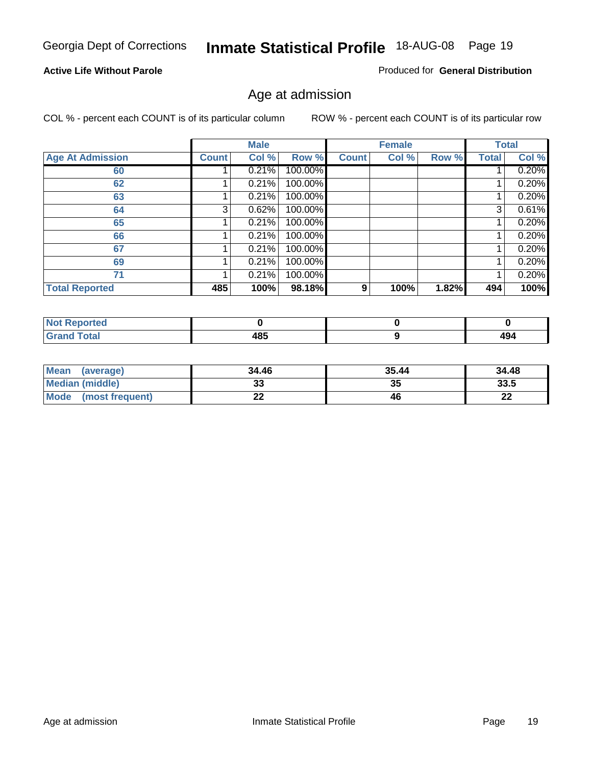Georgia Dept of Corrections **Inmate Statistical Profile** 18-AUG-08

**Active Life Without Parole**

Produced for **General Distribution**

## Age at admission

COL % - percent each COUNT is of its particular column

ROW % - percent each COUNT is of its particular row

| | Male | | | Female | | | Total | |
|---|---|---|---|---|---|---|---|---|
| **Age At Admission** | **Count** | **Col %** | **Row %** | **Count** | **Col %** | **Row %** | **Total** | **Col %** |
| **60** | 1 | 0.21% | 100.00% | | | | 1 | 0.20% |
| **62** | 1 | 0.21% | 100.00% | | | | 1 | 0.20% |
| **63** | 1 | 0.21% | 100.00% | | | | 1 | 0.20% |
| **64** | 3 | 0.62% | 100.00% | | | | 3 | 0.61% |
| **65** | 1 | 0.21% | 100.00% | | | | 1 | 0.20% |
| **66** | 1 | 0.21% | 100.00% | | | | 1 | 0.20% |
| **67** | 1 | 0.21% | 100.00% | | | | 1 | 0.20% |
| **69** | 1 | 0.21% | 100.00% | | | | 1 | 0.20% |
| **71** | 1 | 0.21% | 100.00% | | | | 1 | 0.20% |
| **Total Reported** | **485** | **100%** | **98.18%** | **9** | **100%** | **1.82%** | **494** | **100%** |

| | Male | Female | Total |
|---|---|---|---|
| **Not Reported** | **0** | **0** | **0** |
| **Grand Total** | **485** | **9** | **494** |

| | Male | Female | Total |
|---|---|---|---|
| **Mean (average)** | **34.46** | **35.44** | **34.48** |
| **Median (middle)** | **33** | **35** | **33.5** |
| **Mode (most frequent)** | **22** | **46** | **22** |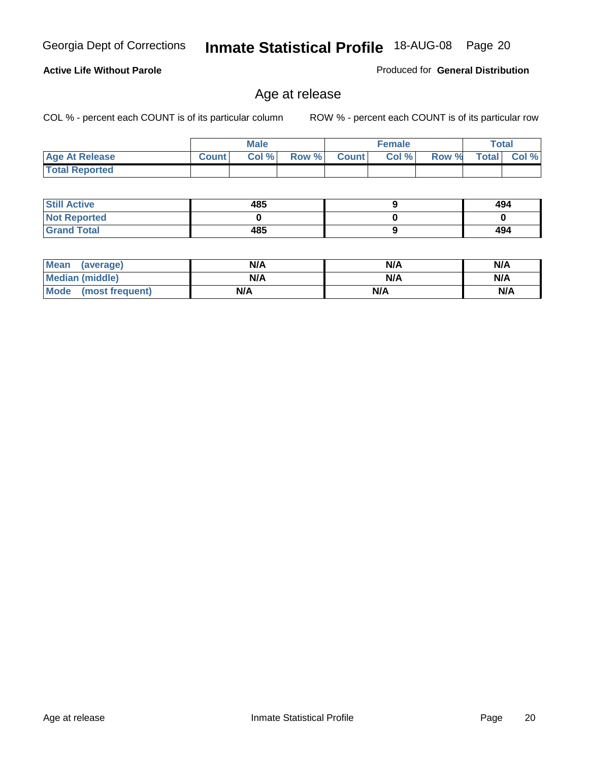Georgia Dept of Corrections **Inmate Statistical Profile** 18-AUG-08

**Active Life Without Parole**

Produced for **General Distribution**

## Age at release

COL % - percent each COUNT is of its particular column

ROW % - percent each COUNT is of its particular row

| | Male | | | Female | | | Total | |
|---|---|---|---|---|---|---|---|---|
| **Age At Release** | **Count** | **Col %** | **Row %** | **Count** | **Col %** | **Row %** | **Total** | **Col %** |
| **Total Reported** | | | | | | | | |

| | Male | Female | Total |
|---|---|---|---|
| **Still Active** | **485** | **9** | **494** |
| **Not Reported** | **0** | **0** | **0** |
| **Grand Total** | **485** | **9** | **494** |

| | Male | Female | Total |
|---|---|---|---|
| **Mean (average)** | **N/A** | **N/A** | **N/A** |
| **Median (middle)** | **N/A** | **N/A** | **N/A** |
| **Mode (most frequent)** | **N/A** | **N/A** | **N/A** |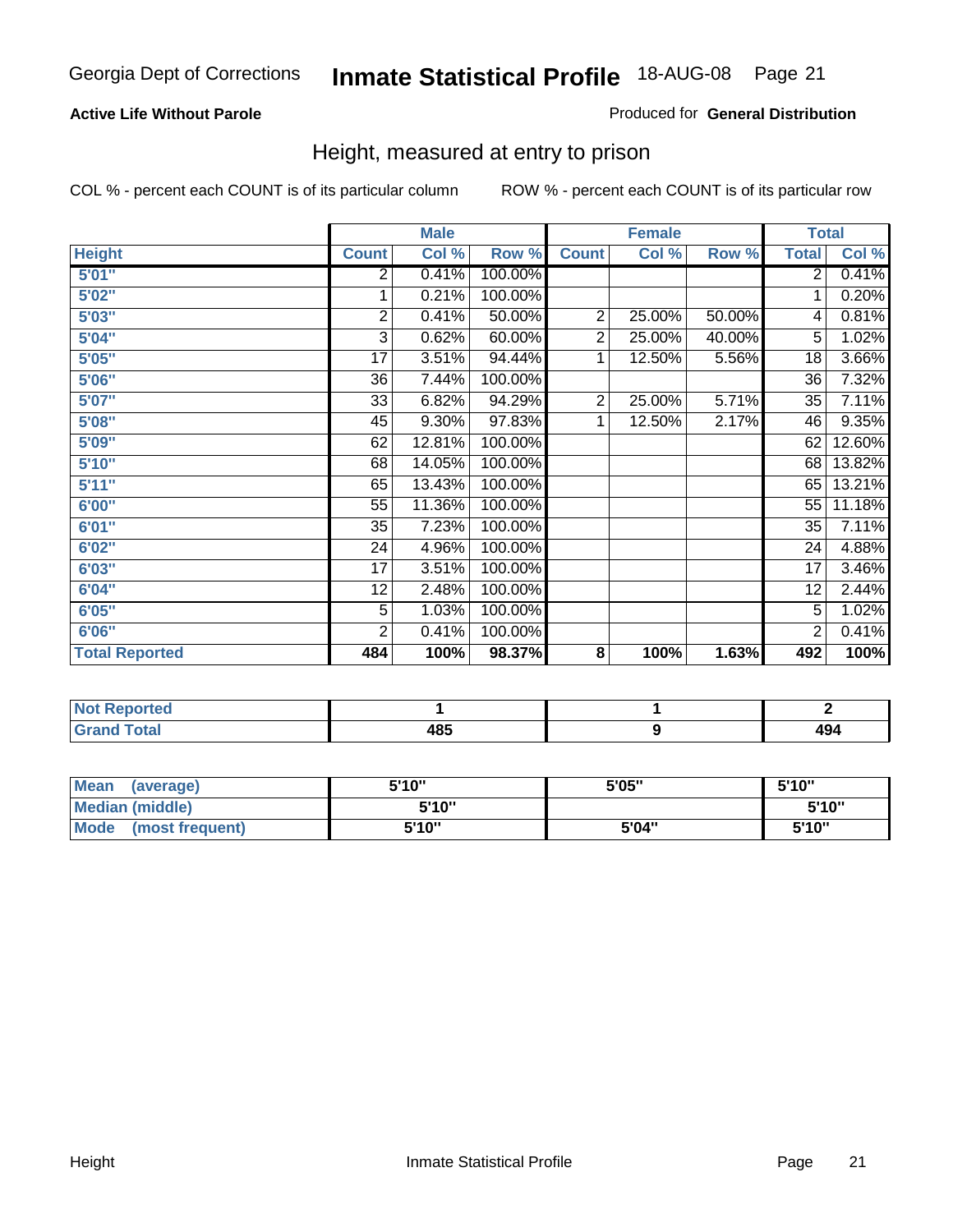Georgia Dept of Corrections **Inmate Statistical Profile** 18-AUG-08

**Active Life Without Parole**

Produced for **General Distribution**

## Height, measured at entry to prison

COL % - percent each COUNT is of its particular column

ROW % - percent each COUNT is of its particular row

| | Male | | | Female | | | Total | |
|---|---|---|---|---|---|---|---|---|
| Height | Count | Col % | Row % | Count | Col % | Row % | Total | Col % |
| 5'01" | 2 | 0.41% | 100.00% | | | | 2 | 0.41% |
| 5'02" | 1 | 0.21% | 100.00% | | | | 1 | 0.20% |
| 5'03" | 2 | 0.41% | 50.00% | 2 | 25.00% | 50.00% | 4 | 0.81% |
| 5'04" | 3 | 0.62% | 60.00% | 2 | 25.00% | 40.00% | 5 | 1.02% |
| 5'05" | 17 | 3.51% | 94.44% | 1 | 12.50% | 5.56% | 18 | 3.66% |
| 5'06" | 36 | 7.44% | 100.00% | | | | 36 | 7.32% |
| 5'07" | 33 | 6.82% | 94.29% | 2 | 25.00% | 5.71% | 35 | 7.11% |
| 5'08" | 45 | 9.30% | 97.83% | 1 | 12.50% | 2.17% | 46 | 9.35% |
| 5'09" | 62 | 12.81% | 100.00% | | | | 62 | 12.60% |
| 5'10" | 68 | 14.05% | 100.00% | | | | 68 | 13.82% |
| 5'11" | 65 | 13.43% | 100.00% | | | | 65 | 13.21% |
| 6'00" | 55 | 11.36% | 100.00% | | | | 55 | 11.18% |
| 6'01" | 35 | 7.23% | 100.00% | | | | 35 | 7.11% |
| 6'02" | 24 | 4.96% | 100.00% | | | | 24 | 4.88% |
| 6'03" | 17 | 3.51% | 100.00% | | | | 17 | 3.46% |
| 6'04" | 12 | 2.48% | 100.00% | | | | 12 | 2.44% |
| 6'05" | 5 | 1.03% | 100.00% | | | | 5 | 1.02% |
| 6'06" | 2 | 0.41% | 100.00% | | | | 2 | 0.41% |
| **Total Reported** | **484** | **100%** | **98.37%** | **8** | **100%** | **1.63%** | **492** | **100%** |

| | Male | Female | Total |
|---|---|---|---|
| Not Reported | 1 | 1 | 2 |
| Grand Total | 485 | 9 | 494 |

| | Male | Female | Total |
|---|---|---|---|
| Mean (average) | 5'10" | 5'05" | 5'10" |
| Median (middle) | 5'10" | | 5'10" |
| Mode (most frequent) | 5'10" | 5'04" | 5'10" |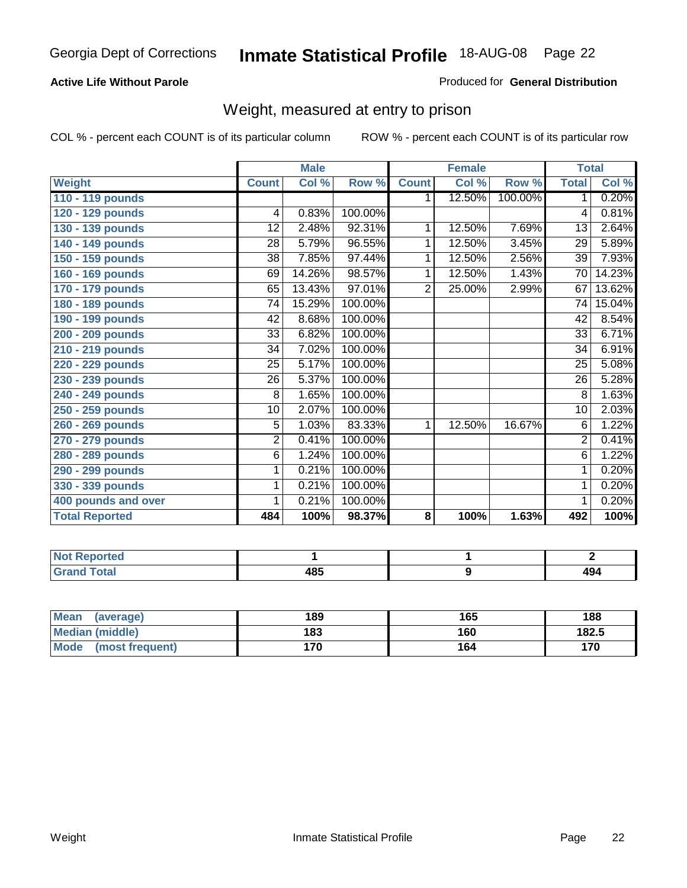**Active Life Without Parole**

Produced for **General Distribution**

## Weight, measured at entry to prison

COL % - percent each COUNT is of its particular column

ROW % - percent each COUNT is of its particular row

| | Male | | | Female | | | Total | |
|---|---|---|---|---|---|---|---|---|
| **Weight** | **Count** | **Col %** | **Row %** | **Count** | **Col %** | **Row %** | **Total** | **Col %** |
| **110 - 119 pounds** | | | | 1 | 12.50% | 100.00% | 1 | 0.20% |
| **120 - 129 pounds** | 4 | 0.83% | 100.00% | | | | 4 | 0.81% |
| **130 - 139 pounds** | 12 | 2.48% | 92.31% | 1 | 12.50% | 7.69% | 13 | 2.64% |
| **140 - 149 pounds** | 28 | 5.79% | 96.55% | 1 | 12.50% | 3.45% | 29 | 5.89% |
| **150 - 159 pounds** | 38 | 7.85% | 97.44% | 1 | 12.50% | 2.56% | 39 | 7.93% |
| **160 - 169 pounds** | 69 | 14.26% | 98.57% | 1 | 12.50% | 1.43% | 70 | 14.23% |
| **170 - 179 pounds** | 65 | 13.43% | 97.01% | 2 | 25.00% | 2.99% | 67 | 13.62% |
| **180 - 189 pounds** | 74 | 15.29% | 100.00% | | | | 74 | 15.04% |
| **190 - 199 pounds** | 42 | 8.68% | 100.00% | | | | 42 | 8.54% |
| **200 - 209 pounds** | 33 | 6.82% | 100.00% | | | | 33 | 6.71% |
| **210 - 219 pounds** | 34 | 7.02% | 100.00% | | | | 34 | 6.91% |
| **220 - 229 pounds** | 25 | 5.17% | 100.00% | | | | 25 | 5.08% |
| **230 - 239 pounds** | 26 | 5.37% | 100.00% | | | | 26 | 5.28% |
| **240 - 249 pounds** | 8 | 1.65% | 100.00% | | | | 8 | 1.63% |
| **250 - 259 pounds** | 10 | 2.07% | 100.00% | | | | 10 | 2.03% |
| **260 - 269 pounds** | 5 | 1.03% | 83.33% | 1 | 12.50% | 16.67% | 6 | 1.22% |
| **270 - 279 pounds** | 2 | 0.41% | 100.00% | | | | 2 | 0.41% |
| **280 - 289 pounds** | 6 | 1.24% | 100.00% | | | | 6 | 1.22% |
| **290 - 299 pounds** | 1 | 0.21% | 100.00% | | | | 1 | 0.20% |
| **330 - 339 pounds** | 1 | 0.21% | 100.00% | | | | 1 | 0.20% |
| **400 pounds and over** | 1 | 0.21% | 100.00% | | | | 1 | 0.20% |
| **Total Reported** | **484** | **100%** | **98.37%** | **8** | **100%** | **1.63%** | **492** | **100%** |

| | Male | Female | Total |
|---|---|---|---|
| **Not Reported** | **1** | **1** | **2** |
| **Grand Total** | **485** | **9** | **494** |

| | Male | Female | Total |
|---|---|---|---|
| **Mean (average)** | **189** | **165** | **188** |
| **Median (middle)** | **183** | **160** | **182.5** |
| **Mode (most frequent)** | **170** | **164** | **170** |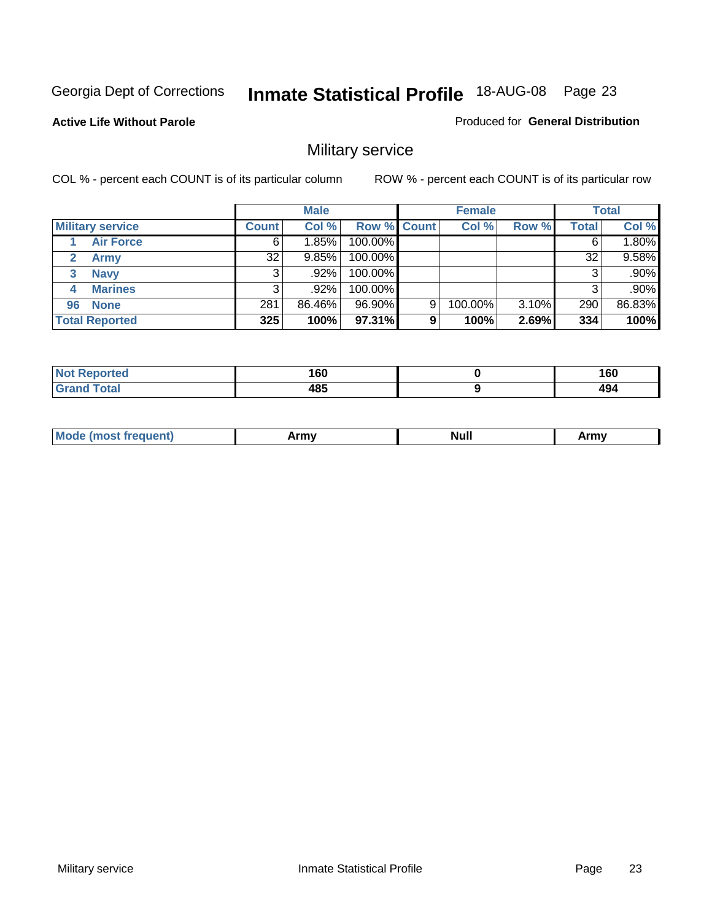Georgia Dept of Corrections **Inmate Statistical Profile** 18-AUG-08 Page 23

**Active Life Without Parole**

Produced for **General Distribution**

## Military service

COL % - percent each COUNT is of its particular column    ROW % - percent each COUNT is of its particular row

| | Male | | | Female | | | Total | |
|---|---|---|---|---|---|---|---|---|
| **Military service** | **Count** | **Col %** | **Row %** | **Count** | **Col %** | **Row %** | **Total** | **Col %** |
| 1 **Air Force** | 6 | 1.85% | 100.00% | | | | 6 | 1.80% |
| 2 **Army** | 32 | 9.85% | 100.00% | | | | 32 | 9.58% |
| 3 **Navy** | 3 | .92% | 100.00% | | | | 3 | .90% |
| 4 **Marines** | 3 | .92% | 100.00% | | | | 3 | .90% |
| 96 **None** | 281 | 86.46% | 96.90% | 9 | 100.00% | 3.10% | 290 | 86.83% |
| **Total Reported** | **325** | **100%** | **97.31%** | **9** | **100%** | **2.69%** | **334** | **100%** |

| | Male | Female | Total |
|---|---|---|---|
| **Not Reported** | **160** | **0** | **160** |
| **Grand Total** | **485** | **9** | **494** |

| | Male | Female | Total |
|---|---|---|---|
| **Mode (most frequent)** | **Army** | **Null** | **Army** |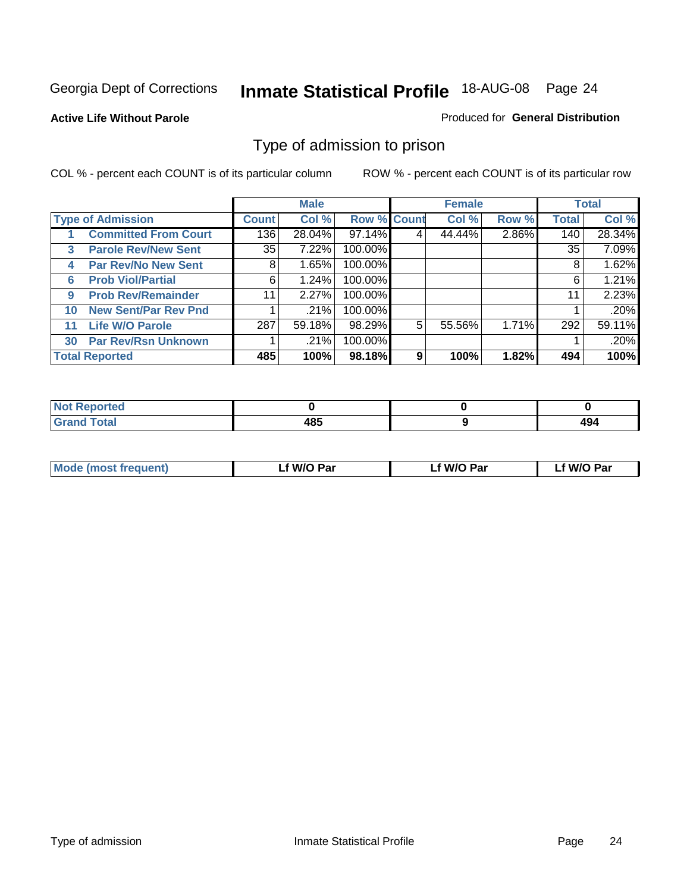Georgia Dept of Corrections **Inmate Statistical Profile** 18-AUG-08

**Active Life Without Parole**

Produced for **General Distribution**

## Type of admission to prison

COL % - percent each COUNT is of its particular column

ROW % - percent each COUNT is of its particular row

| Type of Admission | Male | | | Female | | | Total | |
|---|---|---|---|---|---|---|---|---|
| | Count | Col % | Row % | Count | Col % | Row % | Total | Col % |
| 1 Committed From Court | 136 | 28.04% | 97.14% | 4 | 44.44% | 2.86% | 140 | 28.34% |
| 3 Parole Rev/New Sent | 35 | 7.22% | 100.00% | | | | 35 | 7.09% |
| 4 Par Rev/No New Sent | 8 | 1.65% | 100.00% | | | | 8 | 1.62% |
| 6 Prob Viol/Partial | 6 | 1.24% | 100.00% | | | | 6 | 1.21% |
| 9 Prob Rev/Remainder | 11 | 2.27% | 100.00% | | | | 11 | 2.23% |
| 10 New Sent/Par Rev Pnd | 1 | .21% | 100.00% | | | | 1 | .20% |
| 11 Life W/O Parole | 287 | 59.18% | 98.29% | 5 | 55.56% | 1.71% | 292 | 59.11% |
| 30 Par Rev/Rsn Unknown | 1 | .21% | 100.00% | | | | 1 | .20% |
| **Total Reported** | **485** | **100%** | **98.18%** | **9** | **100%** | **1.82%** | **494** | **100%** |

| | Male | Female | Total |
|---|---|---|---|
| Not Reported | **0** | **0** | **0** |
| Grand Total | **485** | **9** | **494** |

| | Male | Female | Total |
|---|---|---|---|
| Mode (most frequent) | **Lf W/O Par** | **Lf W/O Par** | **Lf W/O Par** |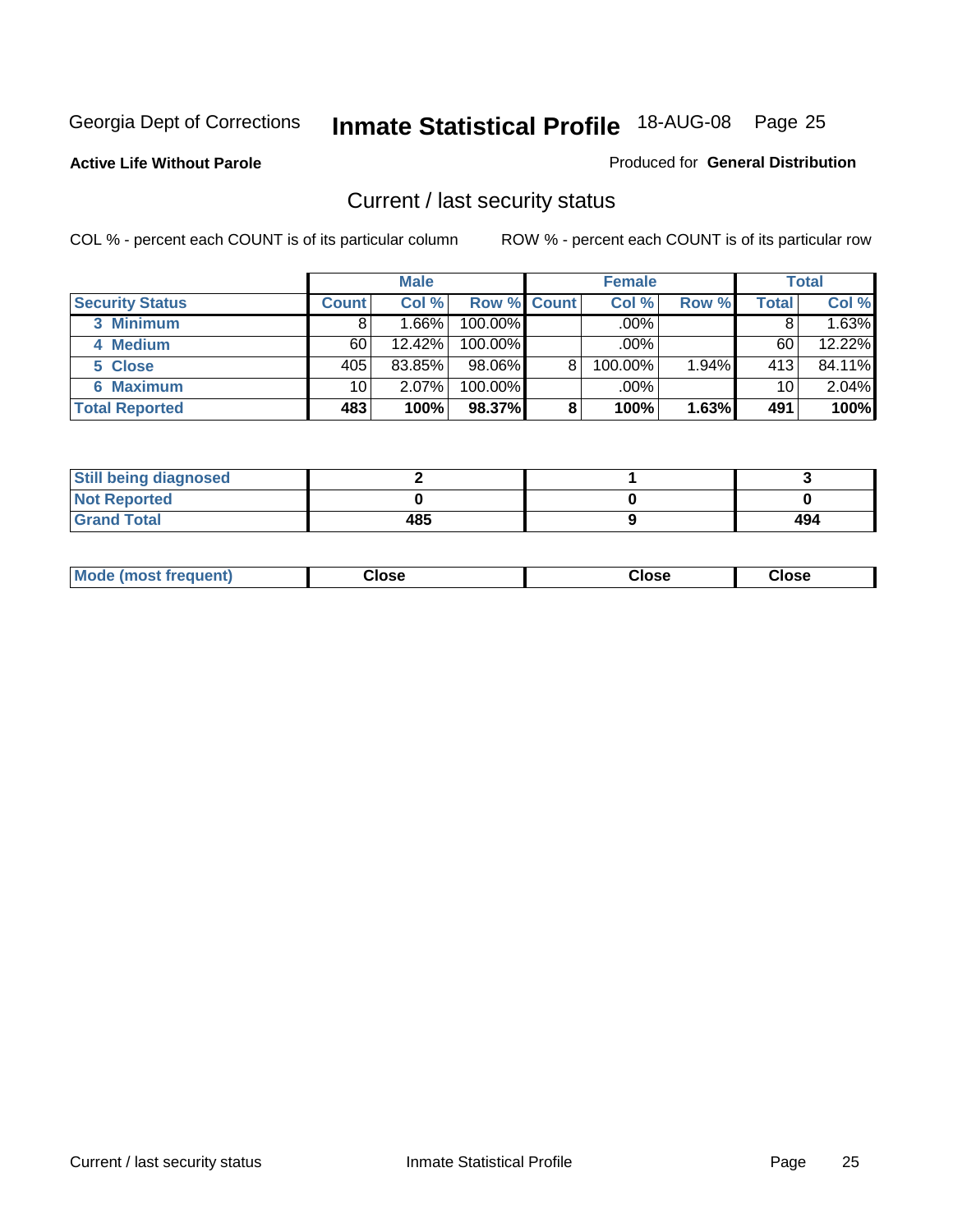Georgia Dept of Corrections **Inmate Statistical Profile** 18-AUG-08 Page 25

**Active Life Without Parole**

Produced for **General Distribution**

## Current / last security status

COL % - percent each COUNT is of its particular column

ROW % - percent each COUNT is of its particular row

| | Male | | | Female | | | Total | |
|---|---|---|---|---|---|---|---|---|
| **Security Status** | **Count** | **Col %** | **Row %** | **Count** | **Col %** | **Row %** | **Total** | **Col %** |
| 3 Minimum | 8 | 1.66% | 100.00% | | .00% | | 8 | 1.63% |
| 4 Medium | 60 | 12.42% | 100.00% | | .00% | | 60 | 12.22% |
| 5 Close | 405 | 83.85% | 98.06% | 8 | 100.00% | 1.94% | 413 | 84.11% |
| 6 Maximum | 10 | 2.07% | 100.00% | | .00% | | 10 | 2.04% |
| **Total Reported** | **483** | **100%** | **98.37%** | **8** | **100%** | **1.63%** | **491** | **100%** |

| | Male | Female | Total |
|---|---|---|---|
| **Still being diagnosed** | **2** | **1** | **3** |
| **Not Reported** | **0** | **0** | **0** |
| **Grand Total** | **485** | **9** | **494** |

| | Male | Female | Total |
|---|---|---|---|
| **Mode (most frequent)** | **Close** | **Close** | **Close** |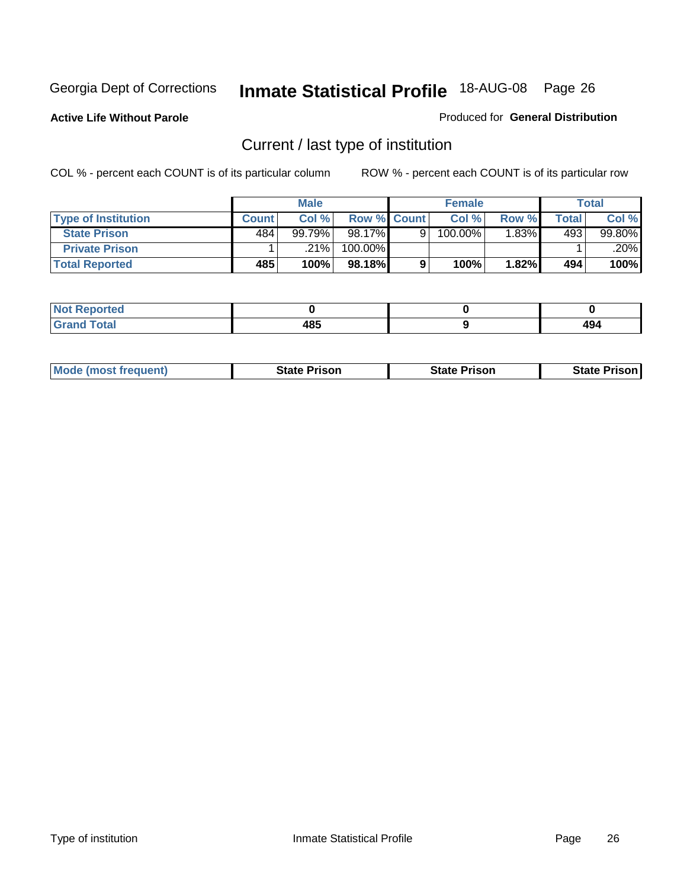Georgia Dept of Corrections **Inmate Statistical Profile** 18-AUG-08

**Active Life Without Parole**

Produced for **General Distribution**

## Current / last type of institution

COL % - percent each COUNT is of its particular column ROW % - percent each COUNT is of its particular row

| | Male | | | Female | | | Total | |
|---|---|---|---|---|---|---|---|---|
| **Type of Institution** | **Count** | **Col %** | **Row %** | **Count** | **Col %** | **Row %** | **Total** | **Col %** |
| **State Prison** | 484 | 99.79% | 98.17% | 9 | 100.00% | 1.83% | 493 | 99.80% |
| **Private Prison** | 1 | .21% | 100.00% | | | | 1 | .20% |
| **Total Reported** | **485** | **100%** | **98.18%** | **9** | **100%** | **1.82%** | **494** | **100%** |

| | Male | Female | Total |
|---|---|---|---|
| **Not Reported** | **0** | **0** | **0** |
| **Grand Total** | **485** | **9** | **494** |

| | Male | Female | Total |
|---|---|---|---|
| **Mode (most frequent)** | **State Prison** | **State Prison** | **State Prison** |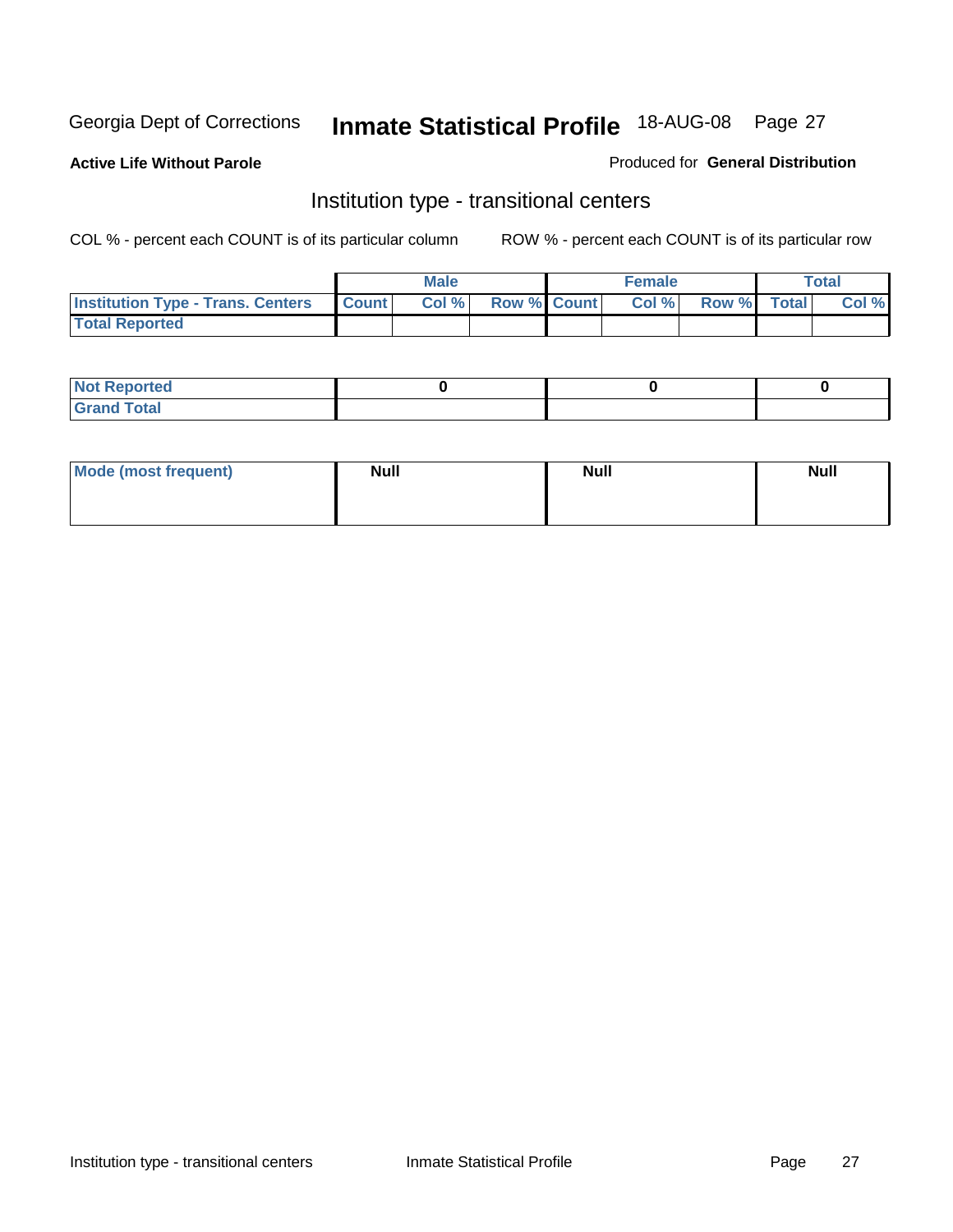Georgia Dept of Corrections **Inmate Statistical Profile** 18-AUG-08

**Active Life Without Parole**

Produced for **General Distribution**

## Institution type - transitional centers

COL % - percent each COUNT is of its particular column

ROW % - percent each COUNT is of its particular row

| | Male | | | Female | | | Total | |
|---|---|---|---|---|---|---|---|---|
| **Institution Type - Trans. Centers** | **Count** | **Col %** | **Row %** | **Count** | **Col %** | **Row %** | **Total** | **Col %** |
| **Total Reported** | | | | | | | | |

| | Male | Female | Total |
|---|---|---|---|
| **Not Reported** | **0** | **0** | **0** |
| **Grand Total** | | | |

| | Male | Female | Total |
|---|---|---|---|
| **Mode (most frequent)** | **Null** | **Null** | **Null** |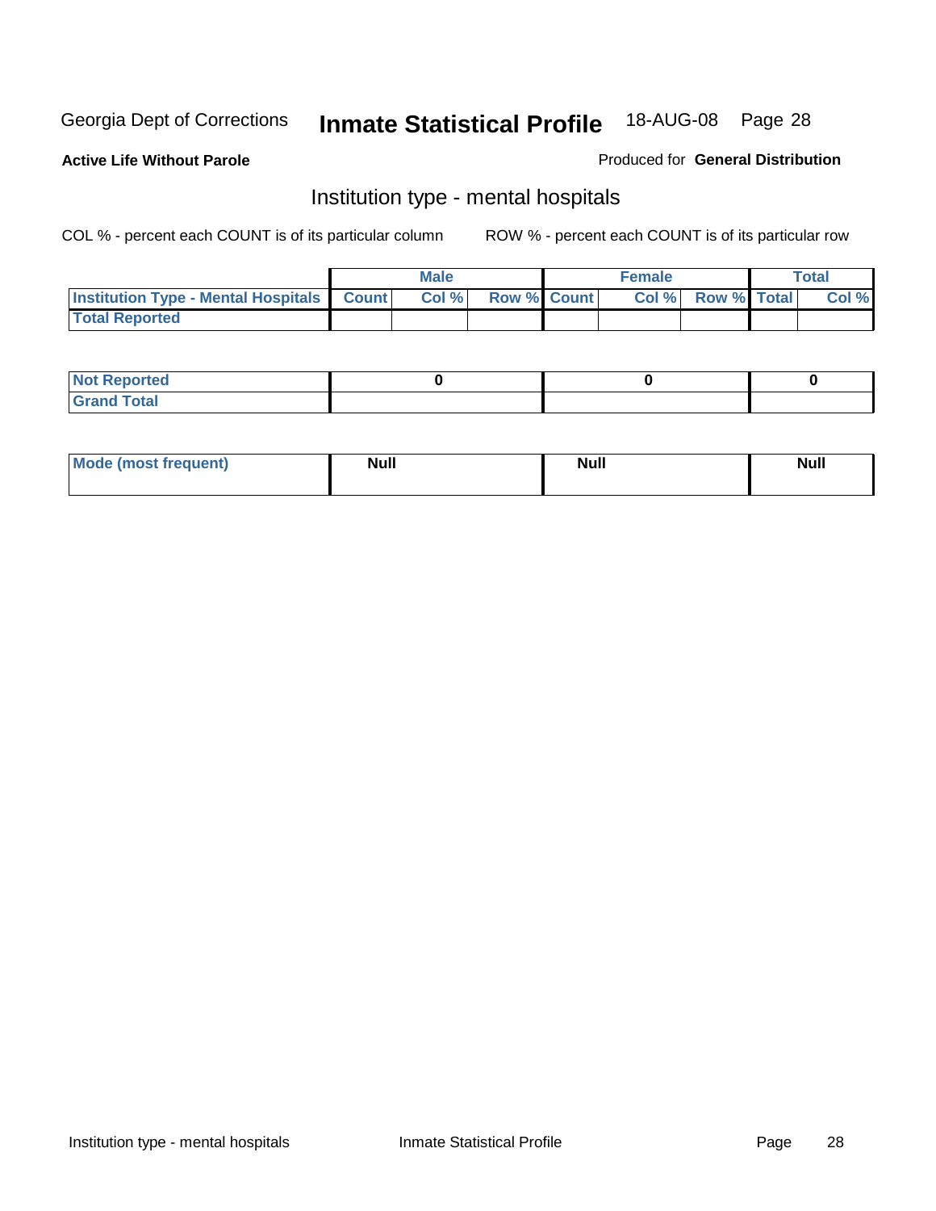**Active Life Without Parole**

Produced for **General Distribution**

## Institution type - mental hospitals

COL % - percent each COUNT is of its particular column

ROW % - percent each COUNT is of its particular row

| | Male | | | Female | | | Total | |
|---|---|---|---|---|---|---|---|---|
| **Institution Type - Mental Hospitals** | **Count** | **Col %** | **Row %** | **Count** | **Col %** | **Row %** | **Total** | **Col %** |
| **Total Reported** | | | | | | | | |

| | Male | Female | Total |
|---|---|---|---|
| **Not Reported** | 0 | 0 | 0 |
| **Grand Total** | | | |

| | Male | Female | Total |
|---|---|---|---|
| **Mode (most frequent)** | Null | Null | Null |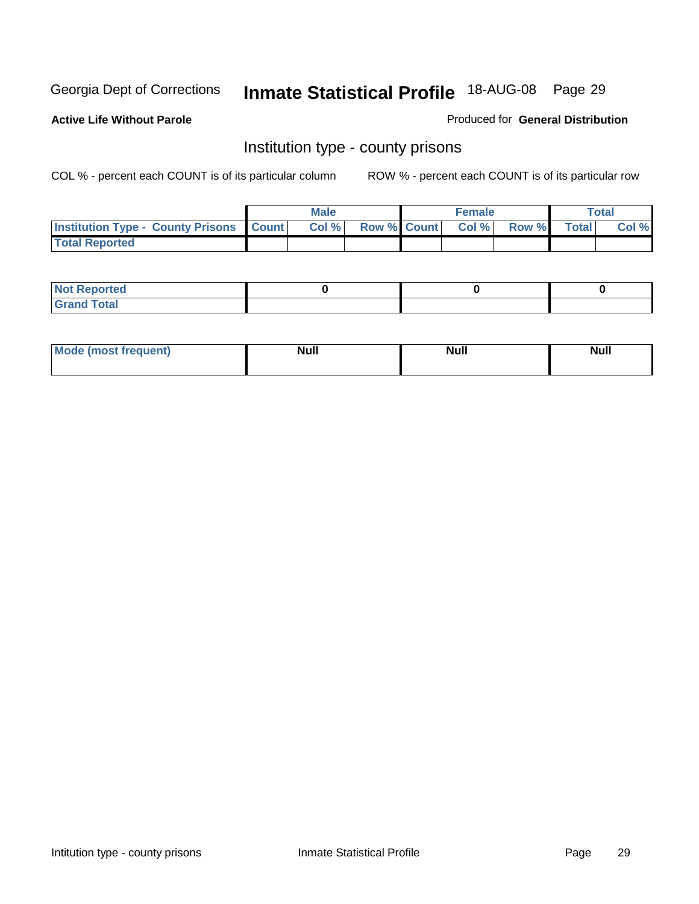Georgia Dept of Corrections **Inmate Statistical Profile** 18-AUG-08

**Active Life Without Parole**

Produced for **General Distribution**

## Institution type - county prisons

COL % - percent each COUNT is of its particular column

ROW % - percent each COUNT is of its particular row

| | Male | | | Female | | | Total | |
|---|---|---|---|---|---|---|---|---|
| **Institution Type - County Prisons** | **Count** | **Col %** | **Row %** | **Count** | **Col %** | **Row %** | **Total** | **Col %** |
| **Total Reported** | | | | | | | | |

| | Male | Female | Total |
|---|---|---|---|
| **Not Reported** | **0** | **0** | **0** |
| **Grand Total** | | | |

| | Male | Female | Total |
|---|---|---|---|
| **Mode (most frequent)** | **Null** | **Null** | **Null** |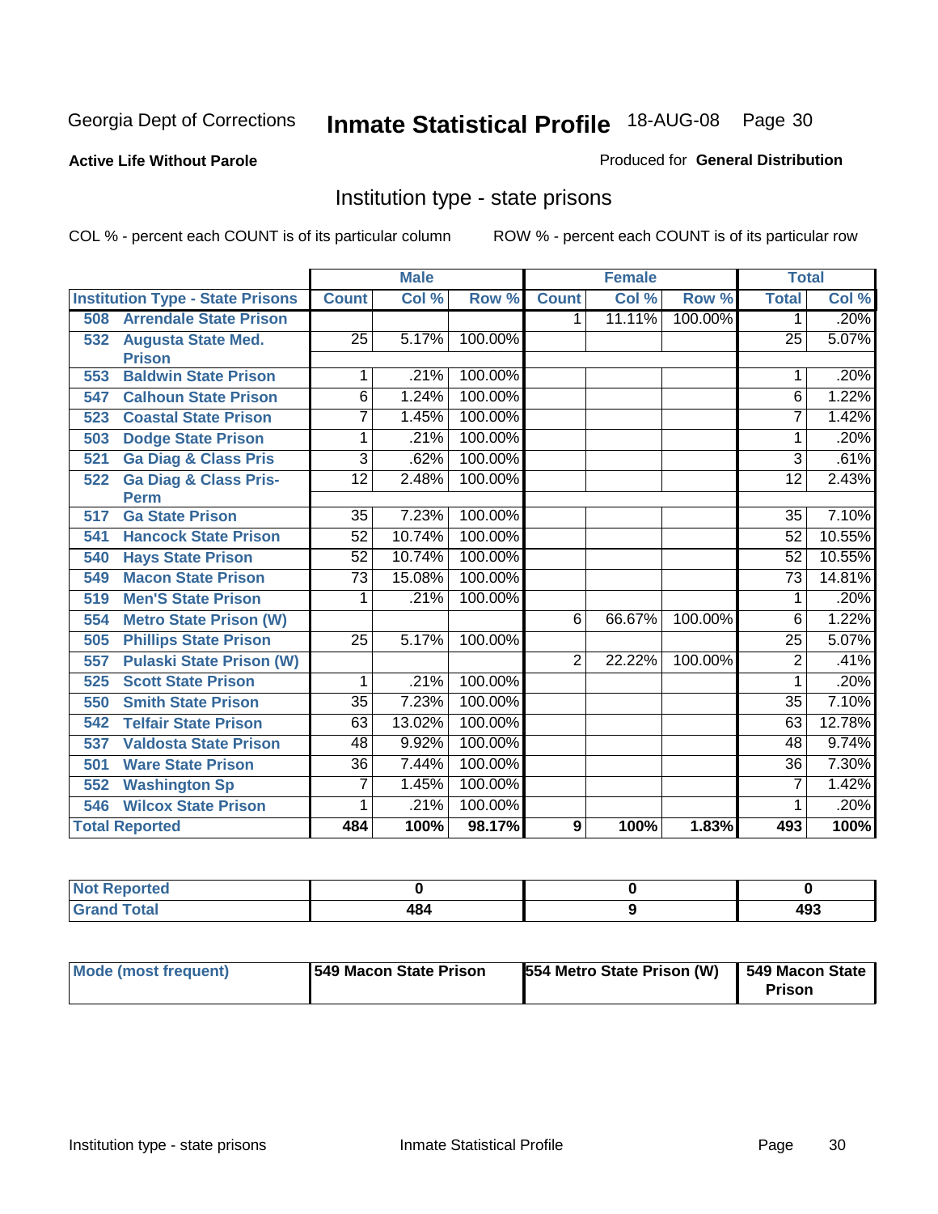Georgia Dept of Corrections **Inmate Statistical Profile** 18-AUG-08 Page 30

**Active Life Without Parole**

Produced for **General Distribution**

## Institution type - state prisons

COL % - percent each COUNT is of its particular column ROW % - percent each COUNT is of its particular row

| | Male | | | Female | | | Total | |
|---|---|---|---|---|---|---|---|---|
| **Institution Type - State Prisons** | **Count** | **Col %** | **Row %** | **Count** | **Col %** | **Row %** | **Total** | **Col %** |
| 508 Arrendale State Prison | | | | 1 | 11.11% | 100.00% | 1 | .20% |
| 532 Augusta State Med. Prison | 25 | 5.17% | 100.00% | | | | 25 | 5.07% |
| 553 Baldwin State Prison | 1 | .21% | 100.00% | | | | 1 | .20% |
| 547 Calhoun State Prison | 6 | 1.24% | 100.00% | | | | 6 | 1.22% |
| 523 Coastal State Prison | 7 | 1.45% | 100.00% | | | | 7 | 1.42% |
| 503 Dodge State Prison | 1 | .21% | 100.00% | | | | 1 | .20% |
| 521 Ga Diag & Class Pris | 3 | .62% | 100.00% | | | | 3 | .61% |
| 522 Ga Diag & Class Pris-Perm | 12 | 2.48% | 100.00% | | | | 12 | 2.43% |
| 517 Ga State Prison | 35 | 7.23% | 100.00% | | | | 35 | 7.10% |
| 541 Hancock State Prison | 52 | 10.74% | 100.00% | | | | 52 | 10.55% |
| 540 Hays State Prison | 52 | 10.74% | 100.00% | | | | 52 | 10.55% |
| 549 Macon State Prison | 73 | 15.08% | 100.00% | | | | 73 | 14.81% |
| 519 Men'S State Prison | 1 | .21% | 100.00% | | | | 1 | .20% |
| 554 Metro State Prison (W) | | | | 6 | 66.67% | 100.00% | 6 | 1.22% |
| 505 Phillips State Prison | 25 | 5.17% | 100.00% | | | | 25 | 5.07% |
| 557 Pulaski State Prison (W) | | | | 2 | 22.22% | 100.00% | 2 | .41% |
| 525 Scott State Prison | 1 | .21% | 100.00% | | | | 1 | .20% |
| 550 Smith State Prison | 35 | 7.23% | 100.00% | | | | 35 | 7.10% |
| 542 Telfair State Prison | 63 | 13.02% | 100.00% | | | | 63 | 12.78% |
| 537 Valdosta State Prison | 48 | 9.92% | 100.00% | | | | 48 | 9.74% |
| 501 Ware State Prison | 36 | 7.44% | 100.00% | | | | 36 | 7.30% |
| 552 Washington Sp | 7 | 1.45% | 100.00% | | | | 7 | 1.42% |
| 546 Wilcox State Prison | 1 | .21% | 100.00% | | | | 1 | .20% |
| **Total Reported** | **484** | **100%** | **98.17%** | **9** | **100%** | **1.83%** | **493** | **100%** |

| | Male | Female | Total |
|---|---|---|---|
| Not Reported | 0 | 0 | 0 |
| Grand Total | 484 | 9 | 493 |

| | Male | Female | Total |
|---|---|---|---|
| Mode (most frequent) | 549 Macon State Prison | 554 Metro State Prison (W) | 549 Macon State Prison |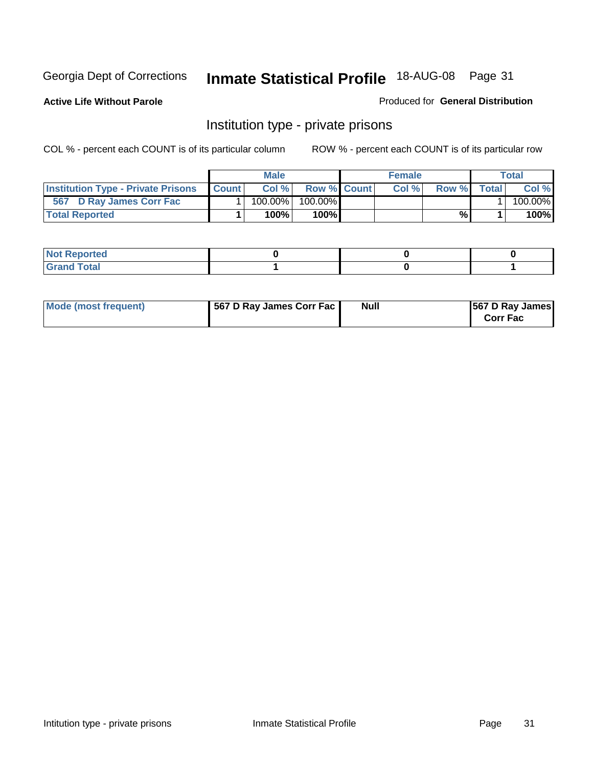Georgia Dept of Corrections **Inmate Statistical Profile** 18-AUG-08

**Active Life Without Parole**

Produced for **General Distribution**

## Institution type - private prisons

COL % - percent each COUNT is of its particular column

ROW % - percent each COUNT is of its particular row

| | Male | | | Female | | | Total | |
|---|---|---|---|---|---|---|---|---|
| **Institution Type - Private Prisons** | **Count** | **Col %** | **Row %** | **Count** | **Col %** | **Row %** | **Total** | **Col %** |
| 567 D Ray James Corr Fac | 1 | 100.00% | 100.00% | | | | 1 | 100.00% |
| **Total Reported** | **1** | **100%** | **100%** | | | **%** | **1** | **100%** |

| | Male | Female | Total |
|---|---|---|---|
| **Not Reported** | **0** | **0** | **0** |
| **Grand Total** | **1** | **0** | **1** |

| | Male | Female | Total |
|---|---|---|---|
| **Mode (most frequent)** | **567 D Ray James Corr Fac** | **Null** | **567 D Ray James Corr Fac** |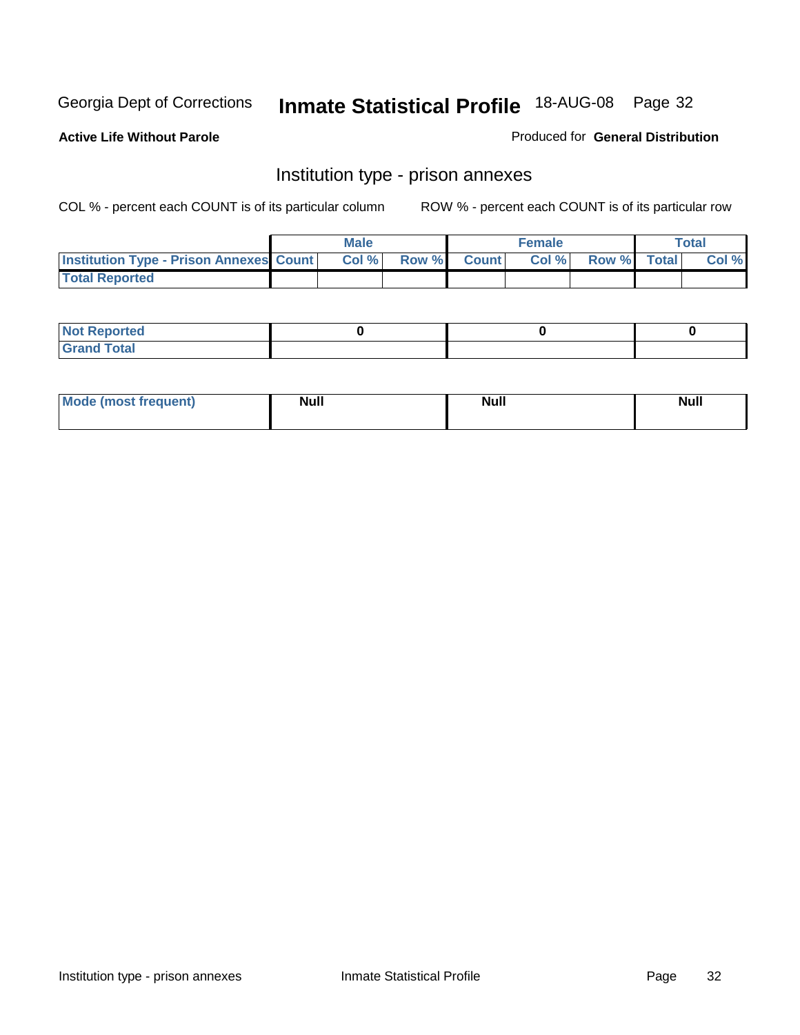Georgia Dept of Corrections **Inmate Statistical Profile** 18-AUG-08

**Active Life Without Parole**

Produced for **General Distribution**

## Institution type - prison annexes

COL % - percent each COUNT is of its particular column

ROW % - percent each COUNT is of its particular row

| | Male | | | Female | | | Total | |
|---|---|---|---|---|---|---|---|---|
| **Institution Type - Prison Annexes** | **Count** | **Col %** | **Row %** | **Count** | **Col %** | **Row %** | **Total** | **Col %** |
| **Total Reported** | | | | | | | | |

| | Male | Female | Total |
|---|---|---|---|
| **Not Reported** | 0 | 0 | 0 |
| **Grand Total** | | | |

| | Male | Female | Total |
|---|---|---|---|
| **Mode (most frequent)** | Null | Null | Null |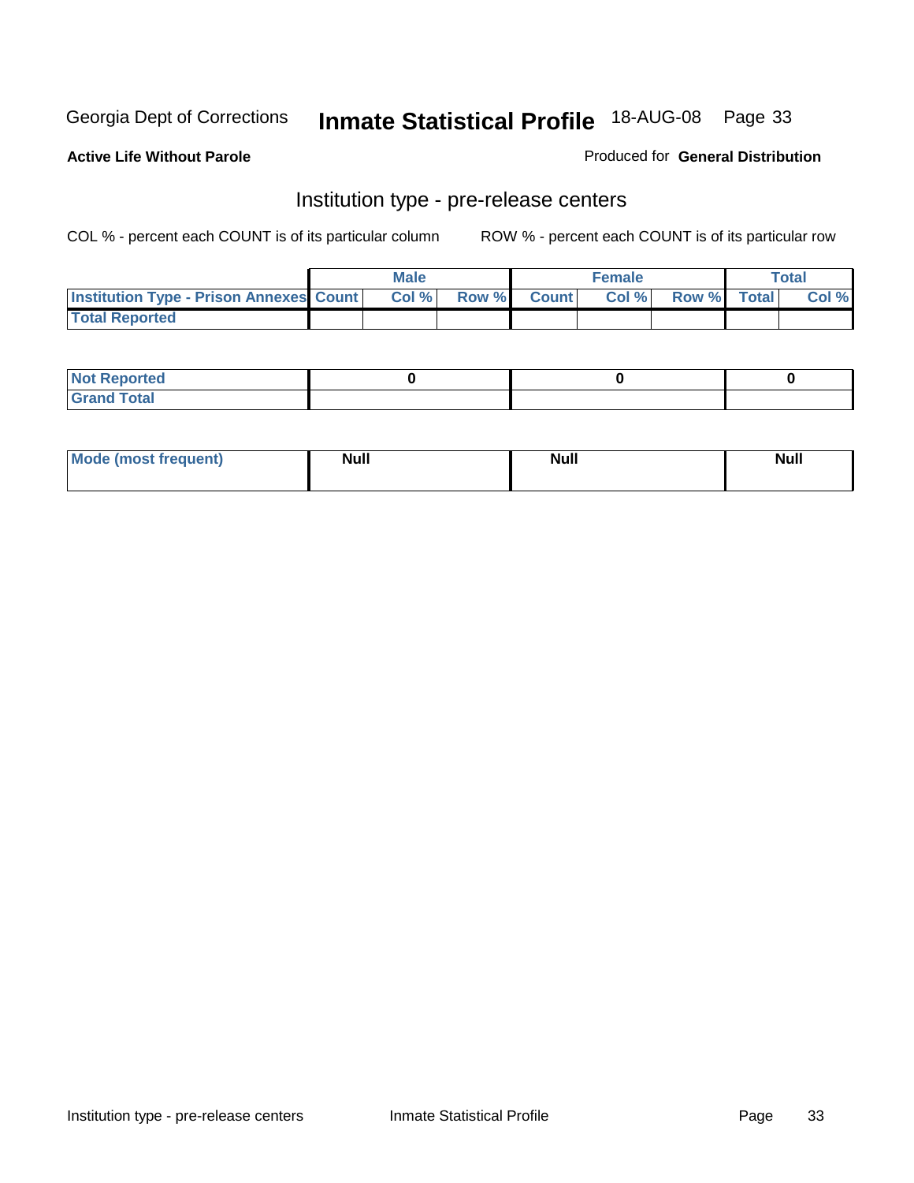Georgia Dept of Corrections **Inmate Statistical Profile** 18-AUG-08

**Active Life Without Parole**

Produced for **General Distribution**

## Institution type - pre-release centers

COL % - percent each COUNT is of its particular column    ROW % - percent each COUNT is of its particular row

| | Male | | | Female | | | Total | |
|---|---|---|---|---|---|---|---|---|
| **Institution Type - Prison Annexes** | **Count** | **Col %** | **Row %** | **Count** | **Col %** | **Row %** | **Total** | **Col %** |
| **Total Reported** | | | | | | | | |

| | Male | Female | Total |
|---|---|---|---|
| **Not Reported** | 0 | 0 | 0 |
| **Grand Total** | | | |

| | Male | Female | Total |
|---|---|---|---|
| **Mode (most frequent)** | Null | Null | Null |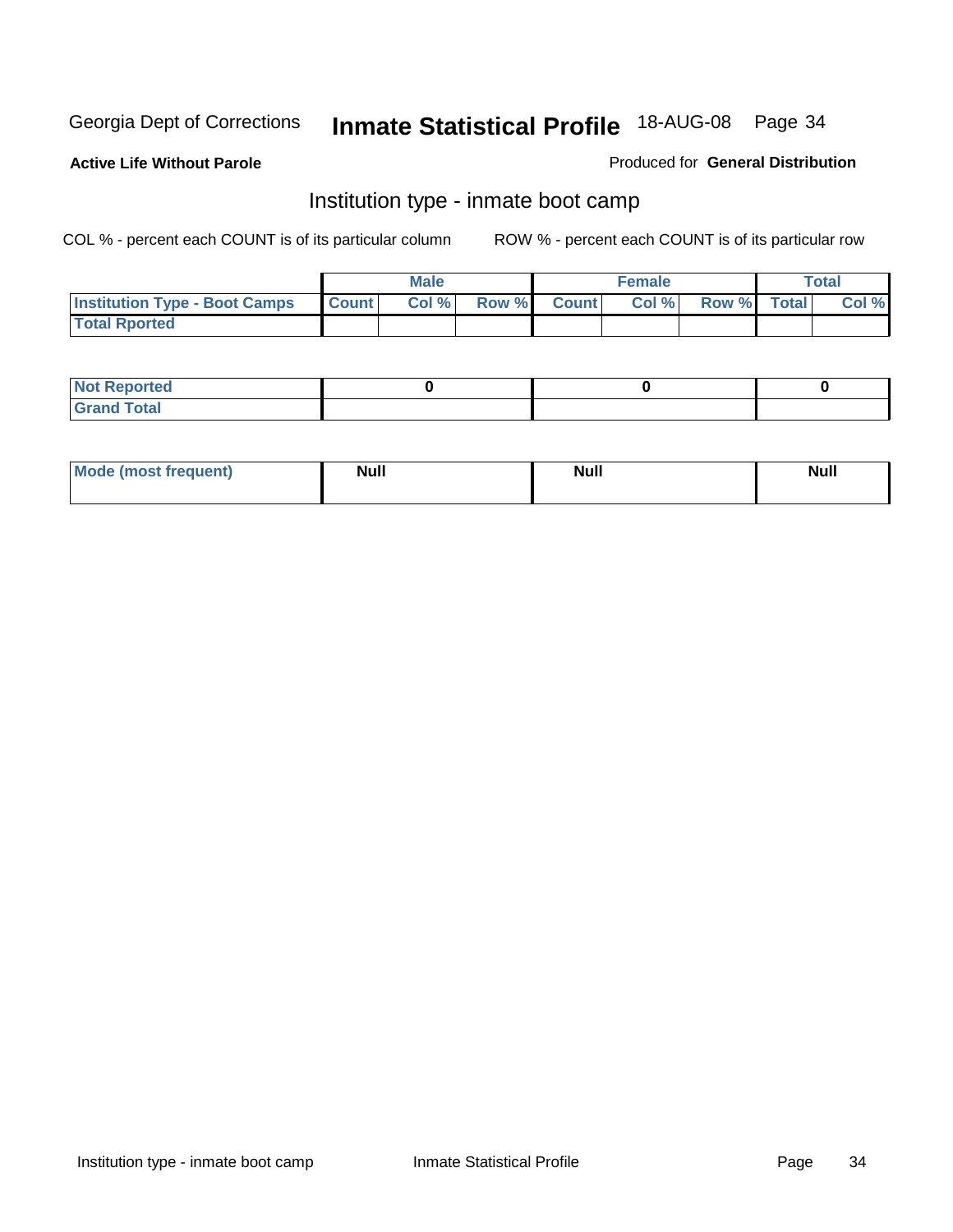Georgia Dept of Corrections **Inmate Statistical Profile** 18-AUG-08

**Active Life Without Parole** Produced for **General Distribution**

## Institution type - inmate boot camp

COL % - percent each COUNT is of its particular column ROW % - percent each COUNT is of its particular row

| | Male | | | Female | | | Total | |
|---|---|---|---|---|---|---|---|---|
| **Institution Type - Boot Camps** | **Count** | **Col %** | **Row %** | **Count** | **Col %** | **Row %** | **Total** | **Col %** |
| **Total Rported** | | | | | | | | |

| | Male | Female | Total |
|---|---|---|---|
| **Not Reported** | 0 | 0 | 0 |
| **Grand Total** | | | |

| | Male | Female | Total |
|---|---|---|---|
| **Mode (most frequent)** | Null | Null | Null |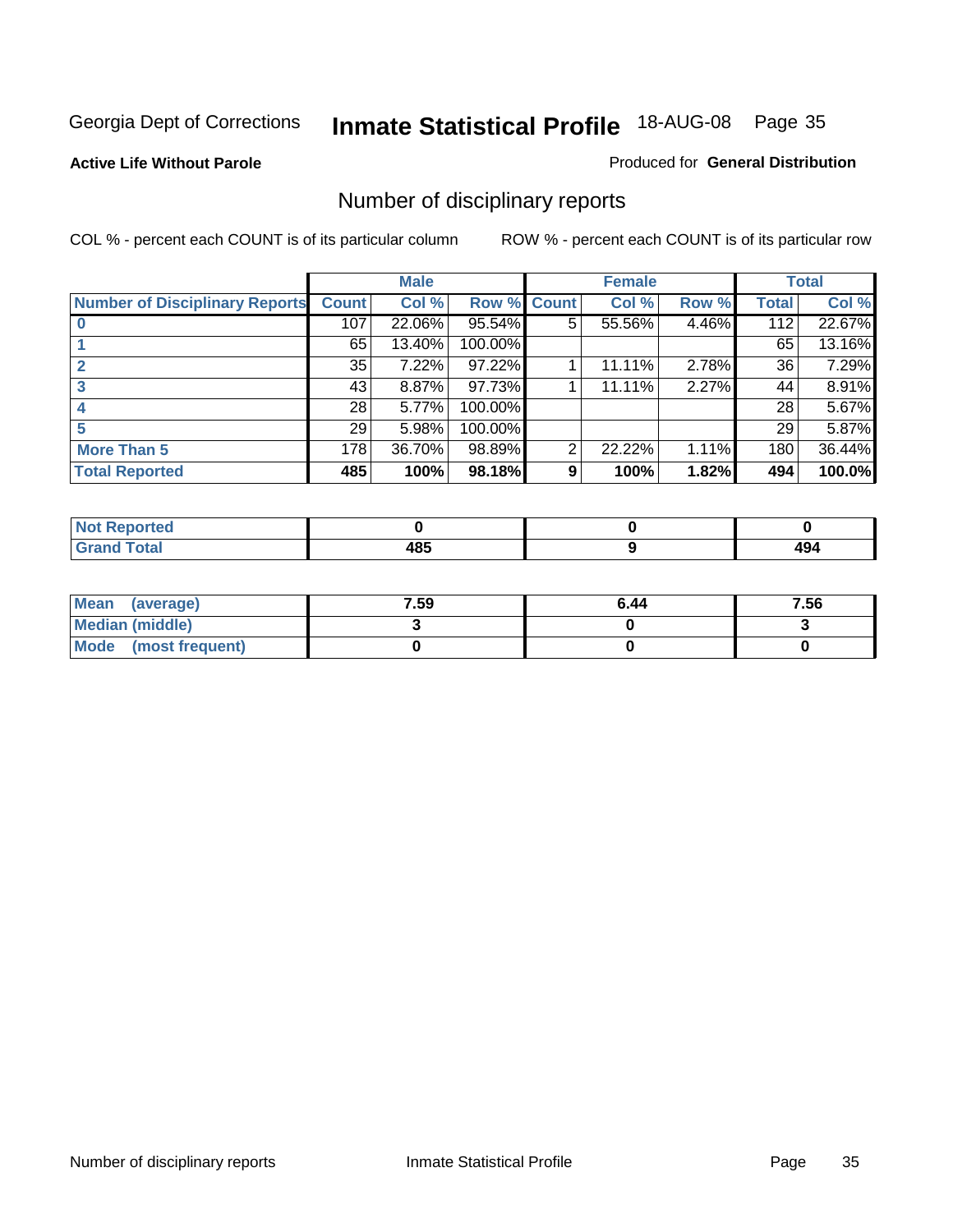Georgia Dept of Corrections **Inmate Statistical Profile** 18-AUG-08 Page 35

**Active Life Without Parole**

Produced for **General Distribution**

## Number of disciplinary reports

COL % - percent each COUNT is of its particular column

ROW % - percent each COUNT is of its particular row

| | Male | | | Female | | | Total | |
|---|---|---|---|---|---|---|---|---|
| Number of Disciplinary Reports | Count | Col % | Row % | Count | Col % | Row % | Total | Col % |
| 0 | 107 | 22.06% | 95.54% | 5 | 55.56% | 4.46% | 112 | 22.67% |
| 1 | 65 | 13.40% | 100.00% | | | | 65 | 13.16% |
| 2 | 35 | 7.22% | 97.22% | 1 | 11.11% | 2.78% | 36 | 7.29% |
| 3 | 43 | 8.87% | 97.73% | 1 | 11.11% | 2.27% | 44 | 8.91% |
| 4 | 28 | 5.77% | 100.00% | | | | 28 | 5.67% |
| 5 | 29 | 5.98% | 100.00% | | | | 29 | 5.87% |
| More Than 5 | 178 | 36.70% | 98.89% | 2 | 22.22% | 1.11% | 180 | 36.44% |
| **Total Reported** | **485** | **100%** | **98.18%** | **9** | **100%** | **1.82%** | **494** | **100.0%** |

| | Male | Female | Total |
|---|---|---|---|
| Not Reported | 0 | 0 | 0 |
| Grand Total | 485 | 9 | 494 |

| | Male | Female | Total |
|---|---|---|---|
| Mean (average) | 7.59 | 6.44 | 7.56 |
| Median (middle) | 3 | 0 | 3 |
| Mode (most frequent) | 0 | 0 | 0 |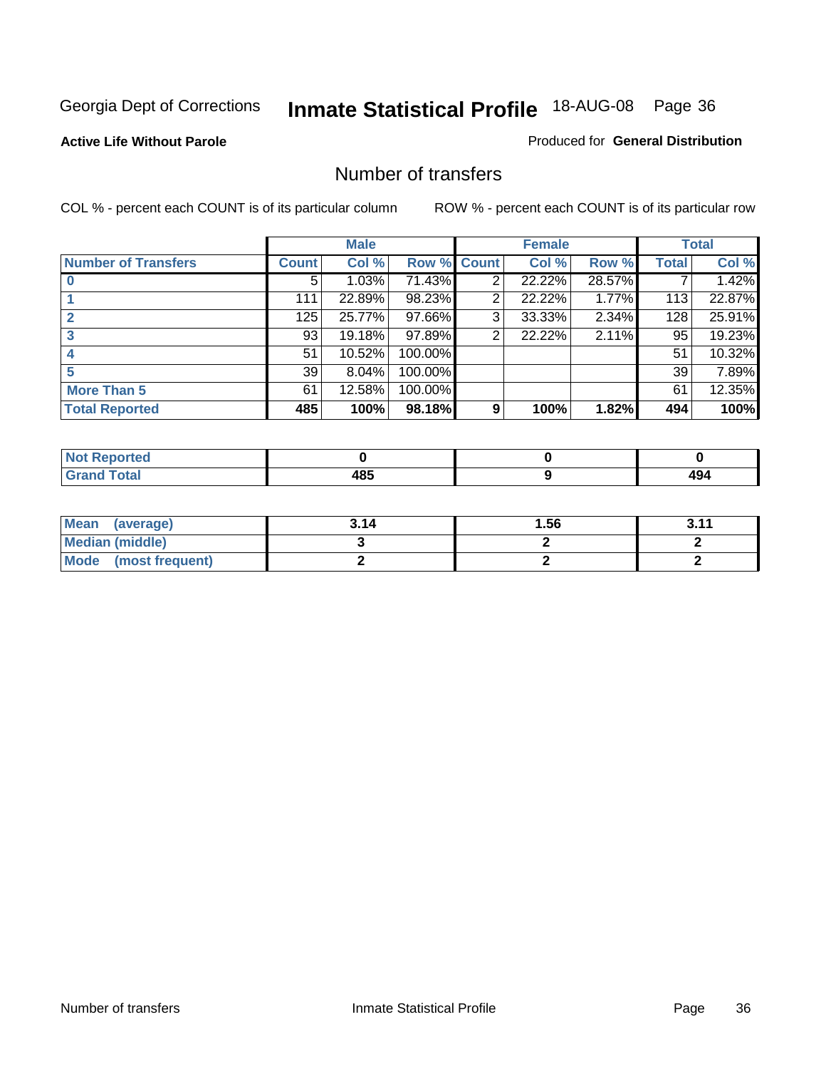Georgia Dept of Corrections **Inmate Statistical Profile** 18-AUG-08

**Active Life Without Parole**

Produced for **General Distribution**

## Number of transfers

COL % - percent each COUNT is of its particular column

ROW % - percent each COUNT is of its particular row

| | Male | | | Female | | | Total | |
|---|---|---|---|---|---|---|---|---|
| **Number of Transfers** | **Count** | **Col %** | **Row %** | **Count** | **Col %** | **Row %** | **Total** | **Col %** |
| **0** | 5 | 1.03% | 71.43% | 2 | 22.22% | 28.57% | 7 | 1.42% |
| **1** | 111 | 22.89% | 98.23% | 2 | 22.22% | 1.77% | 113 | 22.87% |
| **2** | 125 | 25.77% | 97.66% | 3 | 33.33% | 2.34% | 128 | 25.91% |
| **3** | 93 | 19.18% | 97.89% | 2 | 22.22% | 2.11% | 95 | 19.23% |
| **4** | 51 | 10.52% | 100.00% | | | | 51 | 10.32% |
| **5** | 39 | 8.04% | 100.00% | | | | 39 | 7.89% |
| **More Than 5** | 61 | 12.58% | 100.00% | | | | 61 | 12.35% |
| **Total Reported** | **485** | **100%** | **98.18%** | **9** | **100%** | **1.82%** | **494** | **100%** |

| | Male | Female | Total |
|---|---|---|---|
| **Not Reported** | **0** | **0** | **0** |
| **Grand Total** | **485** | **9** | **494** |

| | Male | Female | Total |
|---|---|---|---|
| **Mean (average)** | **3.14** | **1.56** | **3.11** |
| **Median (middle)** | **3** | **2** | **2** |
| **Mode (most frequent)** | **2** | **2** | **2** |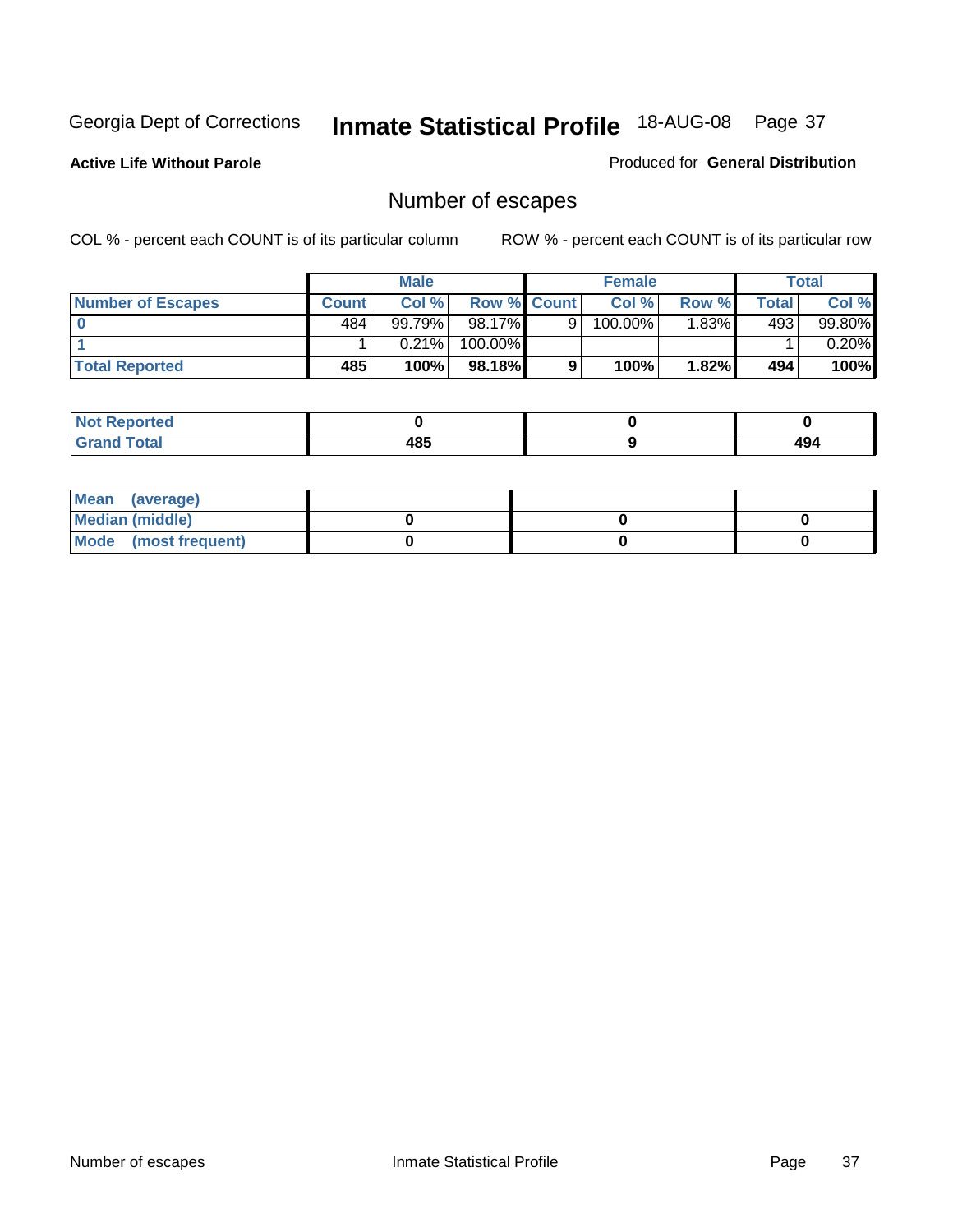Georgia Dept of Corrections **Inmate Statistical Profile** 18-AUG-08

**Active Life Without Parole**

Produced for **General Distribution**

## Number of escapes

COL % - percent each COUNT is of its particular column

ROW % - percent each COUNT is of its particular row

| | Male | | | Female | | | Total | |
|---|---|---|---|---|---|---|---|---|
| **Number of Escapes** | **Count** | **Col %** | **Row %** | **Count** | **Col %** | **Row %** | **Total** | **Col %** |
| **0** | 484 | 99.79% | 98.17% | 9 | 100.00% | 1.83% | 493 | 99.80% |
| **1** | 1 | 0.21% | 100.00% | | | | 1 | 0.20% |
| **Total Reported** | **485** | **100%** | **98.18%** | **9** | **100%** | **1.82%** | **494** | **100%** |

| | Male | Female | Total |
|---|---|---|---|
| **Not Reported** | **0** | **0** | **0** |
| **Grand Total** | **485** | **9** | **494** |

| | Male | Female | Total |
|---|---|---|---|
| **Mean (average)** | | | |
| **Median (middle)** | **0** | **0** | **0** |
| **Mode (most frequent)** | **0** | **0** | **0** |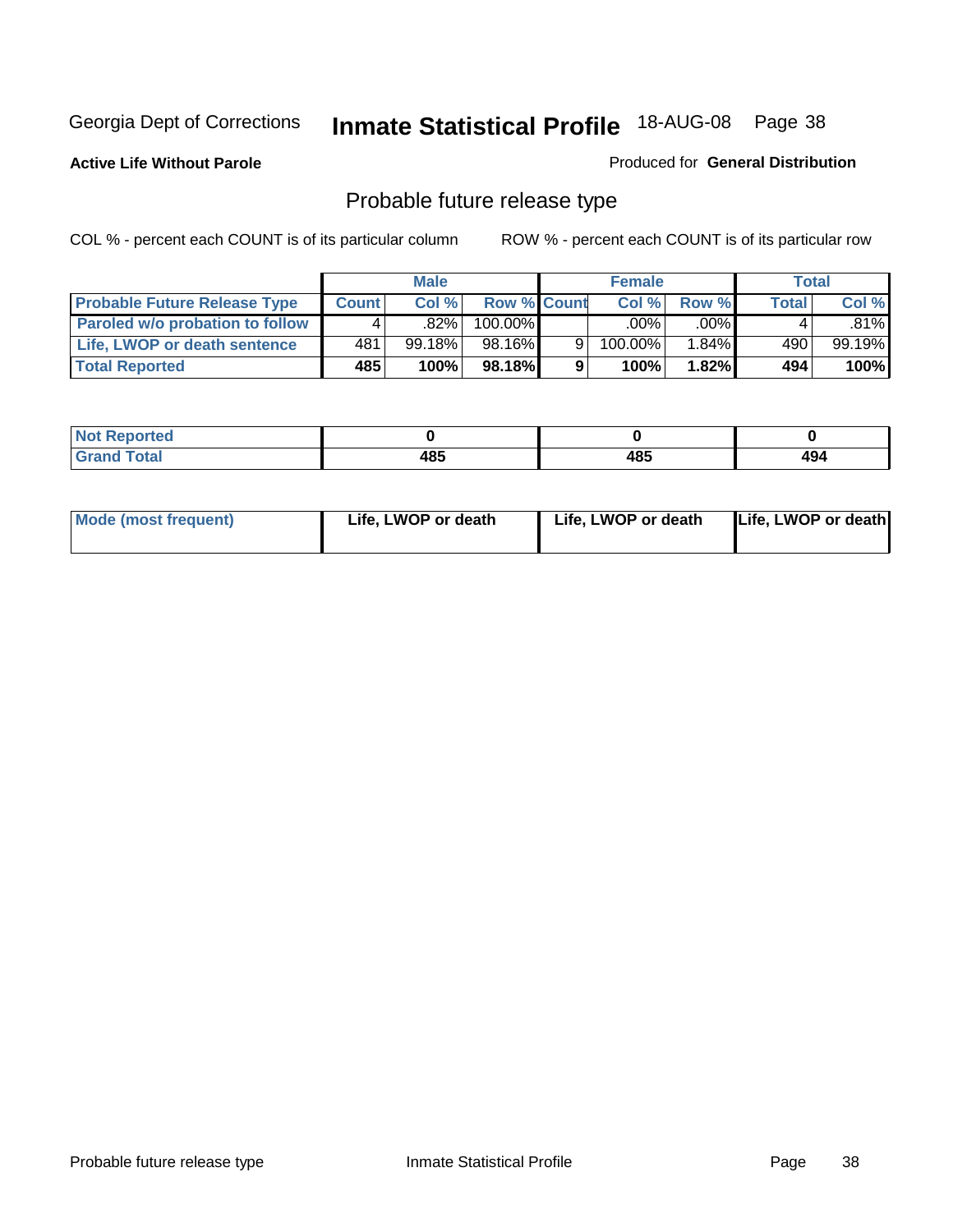Georgia Dept of Corrections **Inmate Statistical Profile** 18-AUG-08 Page 38

**Active Life Without Parole**

Produced for **General Distribution**

## Probable future release type

COL % - percent each COUNT is of its particular column

ROW % - percent each COUNT is of its particular row

| | Male | | | Female | | | Total | |
|---|---|---|---|---|---|---|---|---|
| **Probable Future Release Type** | **Count** | **Col %** | **Row %** | **Count** | **Col %** | **Row %** | **Total** | **Col %** |
| **Paroled w/o probation to follow** | 4 | .82% | 100.00% | | .00% | .00% | 4 | .81% |
| **Life, LWOP or death sentence** | 481 | 99.18% | 98.16% | 9 | 100.00% | 1.84% | 490 | 99.19% |
| **Total Reported** | **485** | **100%** | **98.18%** | **9** | **100%** | **1.82%** | **494** | **100%** |

| | Male | Female | Total |
|---|---|---|---|
| **Not Reported** | **0** | **0** | **0** |
| **Grand Total** | **485** | **485** | **494** |

| | Male | Female | Total |
|---|---|---|---|
| **Mode (most frequent)** | **Life, LWOP or death** | **Life, LWOP or death** | **Life, LWOP or death** |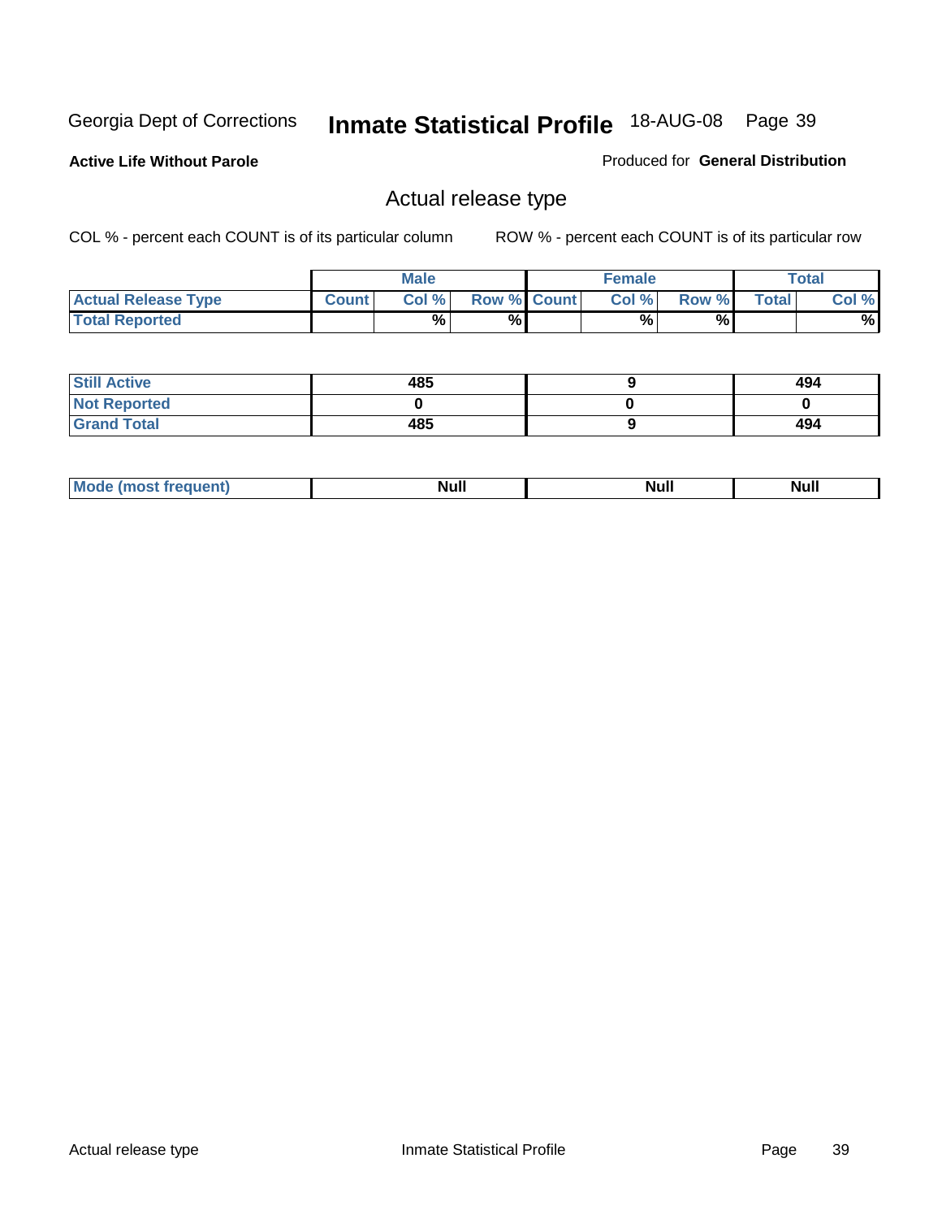Georgia Dept of Corrections **Inmate Statistical Profile** 18-AUG-08

**Active Life Without Parole**

Produced for **General Distribution**

## Actual release type

COL % - percent each COUNT is of its particular column

ROW % - percent each COUNT is of its particular row

| | Male | | | Female | | | Total | |
|---|---|---|---|---|---|---|---|---|
| **Actual Release Type** | **Count** | **Col %** | **Row %** | **Count** | **Col %** | **Row %** | **Total** | **Col %** |
| **Total Reported** | | % | % | | % | % | | % |
| **Still Active** | 485 | | | 9 | | | 494 | |
| **Not Reported** | 0 | | | 0 | | | 0 | |
| **Grand Total** | 485 | | | 9 | | | 494 | |
| **Mode (most frequent)** | Null | | | Null | | | Null | |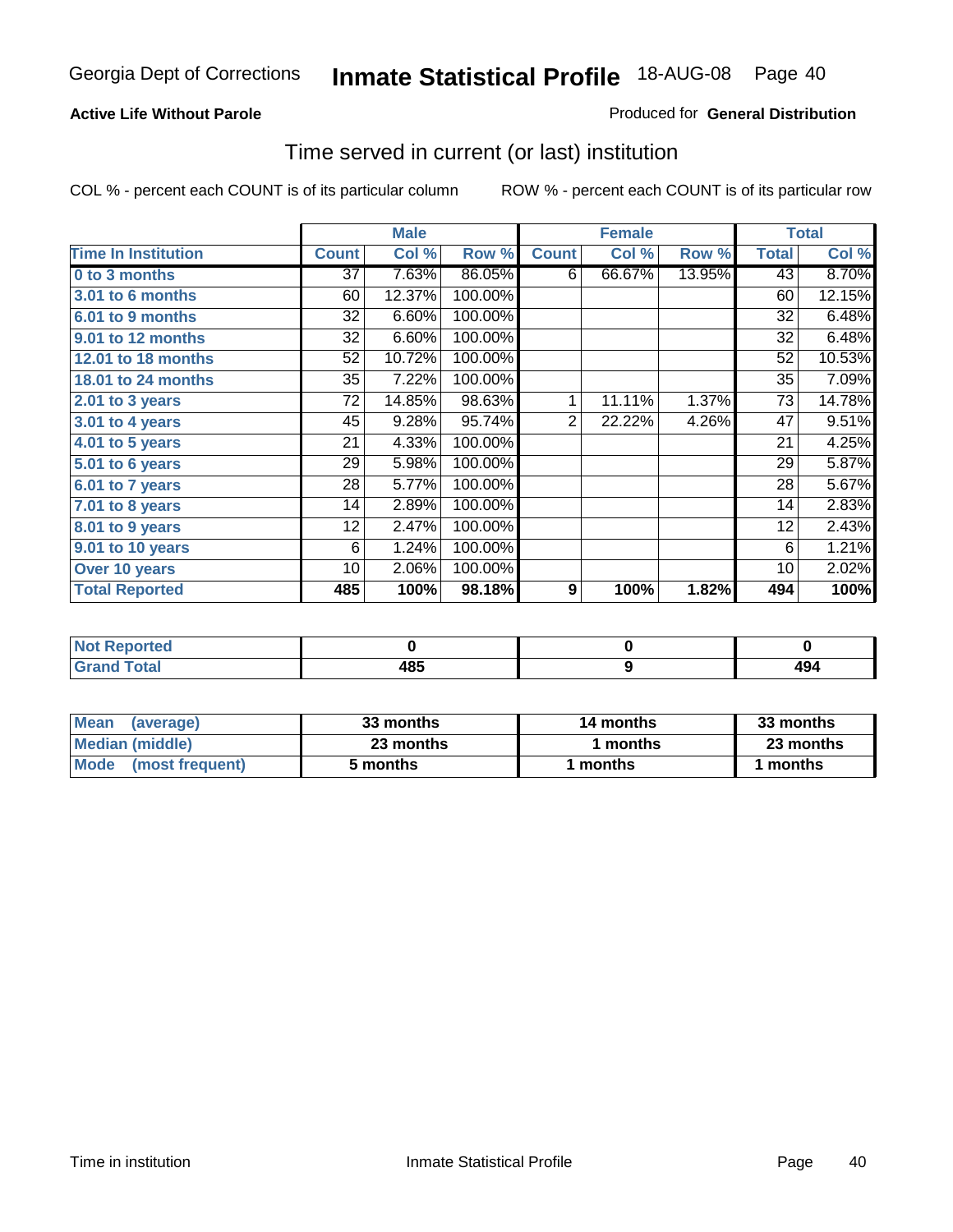**Active Life Without Parole**

Produced for **General Distribution**

## Time served in current (or last) institution

COL % - percent each COUNT is of its particular column

ROW % - percent each COUNT is of its particular row

| | Male | | | Female | | | Total | |
|---|---|---|---|---|---|---|---|---|
| **Time In Institution** | **Count** | **Col %** | **Row %** | **Count** | **Col %** | **Row %** | **Total** | **Col %** |
| 0 to 3 months | 37 | 7.63% | 86.05% | 6 | 66.67% | 13.95% | 43 | 8.70% |
| 3.01 to 6 months | 60 | 12.37% | 100.00% | | | | 60 | 12.15% |
| 6.01 to 9 months | 32 | 6.60% | 100.00% | | | | 32 | 6.48% |
| 9.01 to 12 months | 32 | 6.60% | 100.00% | | | | 32 | 6.48% |
| 12.01 to 18 months | 52 | 10.72% | 100.00% | | | | 52 | 10.53% |
| 18.01 to 24 months | 35 | 7.22% | 100.00% | | | | 35 | 7.09% |
| 2.01 to 3 years | 72 | 14.85% | 98.63% | 1 | 11.11% | 1.37% | 73 | 14.78% |
| 3.01 to 4 years | 45 | 9.28% | 95.74% | 2 | 22.22% | 4.26% | 47 | 9.51% |
| 4.01 to 5 years | 21 | 4.33% | 100.00% | | | | 21 | 4.25% |
| 5.01 to 6 years | 29 | 5.98% | 100.00% | | | | 29 | 5.87% |
| 6.01 to 7 years | 28 | 5.77% | 100.00% | | | | 28 | 5.67% |
| 7.01 to 8 years | 14 | 2.89% | 100.00% | | | | 14 | 2.83% |
| 8.01 to 9 years | 12 | 2.47% | 100.00% | | | | 12 | 2.43% |
| 9.01 to 10 years | 6 | 1.24% | 100.00% | | | | 6 | 1.21% |
| Over 10 years | 10 | 2.06% | 100.00% | | | | 10 | 2.02% |
| **Total Reported** | **485** | **100%** | **98.18%** | **9** | **100%** | **1.82%** | **494** | **100%** |

| | Male | Female | Total |
|---|---|---|---|
| Not Reported | 0 | 0 | 0 |
| Grand Total | 485 | 9 | 494 |

| | Male | Female | Total |
|---|---|---|---|
| Mean (average) | 33 months | 14 months | 33 months |
| Median (middle) | 23 months | 1 months | 23 months |
| Mode (most frequent) | 5 months | 1 months | 1 months |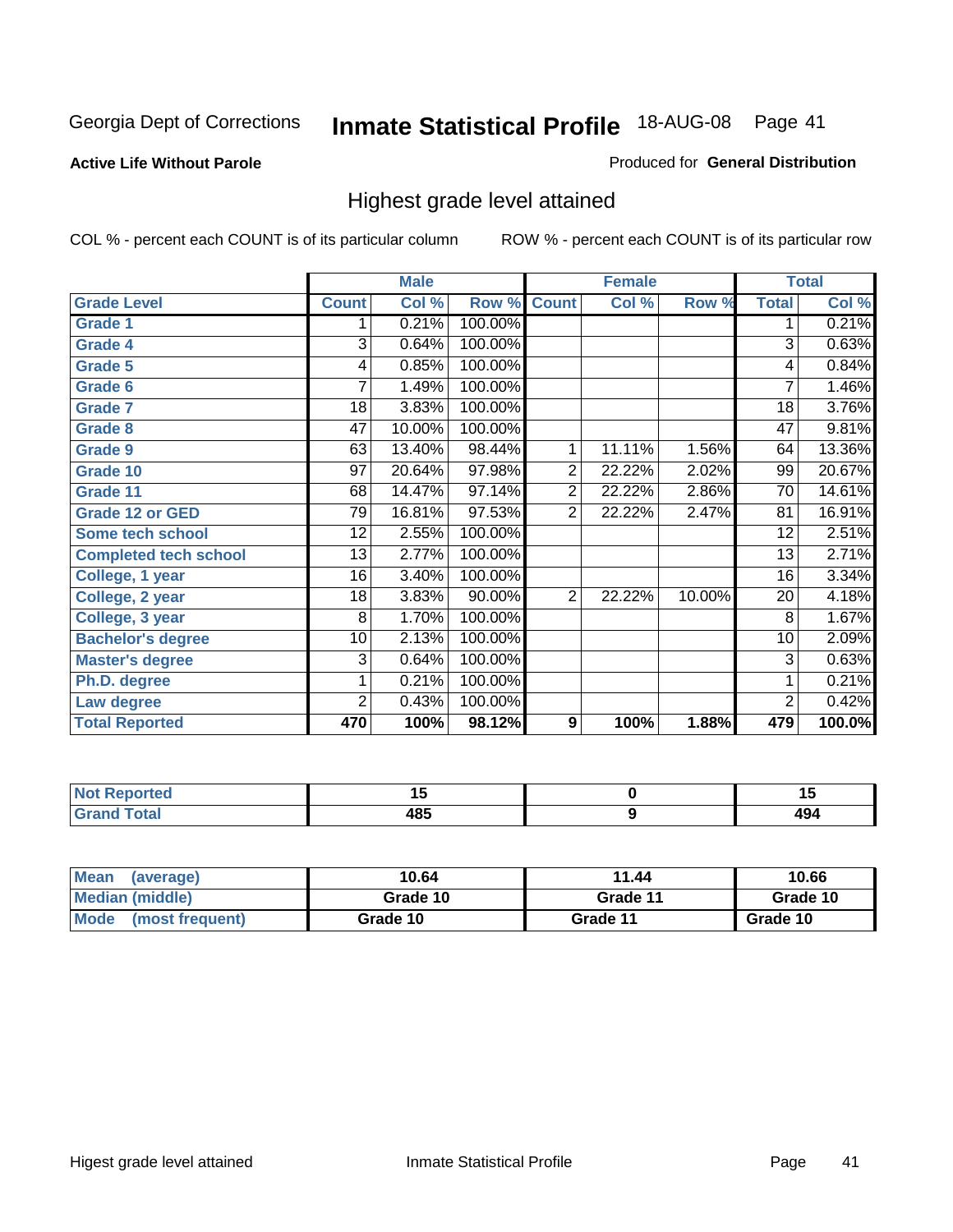Georgia Dept of Corrections **Inmate Statistical Profile** 18-AUG-08

**Active Life Without Parole**

Produced for **General Distribution**

## Highest grade level attained

COL % - percent each COUNT is of its particular column

ROW % - percent each COUNT is of its particular row

| | Male | | | Female | | | Total | |
|---|---|---|---|---|---|---|---|---|
| **Grade Level** | **Count** | **Col %** | **Row %** | **Count** | **Col %** | **Row %** | **Total** | **Col %** |
| **Grade 1** | 1 | 0.21% | 100.00% | | | | 1 | 0.21% |
| **Grade 4** | 3 | 0.64% | 100.00% | | | | 3 | 0.63% |
| **Grade 5** | 4 | 0.85% | 100.00% | | | | 4 | 0.84% |
| **Grade 6** | 7 | 1.49% | 100.00% | | | | 7 | 1.46% |
| **Grade 7** | 18 | 3.83% | 100.00% | | | | 18 | 3.76% |
| **Grade 8** | 47 | 10.00% | 100.00% | | | | 47 | 9.81% |
| **Grade 9** | 63 | 13.40% | 98.44% | 1 | 11.11% | 1.56% | 64 | 13.36% |
| **Grade 10** | 97 | 20.64% | 97.98% | 2 | 22.22% | 2.02% | 99 | 20.67% |
| **Grade 11** | 68 | 14.47% | 97.14% | 2 | 22.22% | 2.86% | 70 | 14.61% |
| **Grade 12 or GED** | 79 | 16.81% | 97.53% | 2 | 22.22% | 2.47% | 81 | 16.91% |
| **Some tech school** | 12 | 2.55% | 100.00% | | | | 12 | 2.51% |
| **Completed tech school** | 13 | 2.77% | 100.00% | | | | 13 | 2.71% |
| **College, 1 year** | 16 | 3.40% | 100.00% | | | | 16 | 3.34% |
| **College, 2 year** | 18 | 3.83% | 90.00% | 2 | 22.22% | 10.00% | 20 | 4.18% |
| **College, 3 year** | 8 | 1.70% | 100.00% | | | | 8 | 1.67% |
| **Bachelor's degree** | 10 | 2.13% | 100.00% | | | | 10 | 2.09% |
| **Master's degree** | 3 | 0.64% | 100.00% | | | | 3 | 0.63% |
| **Ph.D. degree** | 1 | 0.21% | 100.00% | | | | 1 | 0.21% |
| **Law degree** | 2 | 0.43% | 100.00% | | | | 2 | 0.42% |
| **Total Reported** | **470** | **100%** | **98.12%** | **9** | **100%** | **1.88%** | **479** | **100.0%** |

| | Male | Female | Total |
|---|---|---|---|
| **Not Reported** | **15** | **0** | **15** |
| **Grand Total** | **485** | **9** | **494** |

| | Male | Female | Total |
|---|---|---|---|
| **Mean (average)** | **10.64** | **11.44** | **10.66** |
| **Median (middle)** | **Grade 10** | **Grade 11** | **Grade 10** |
| **Mode (most frequent)** | **Grade 10** | **Grade 11** | **Grade 10** |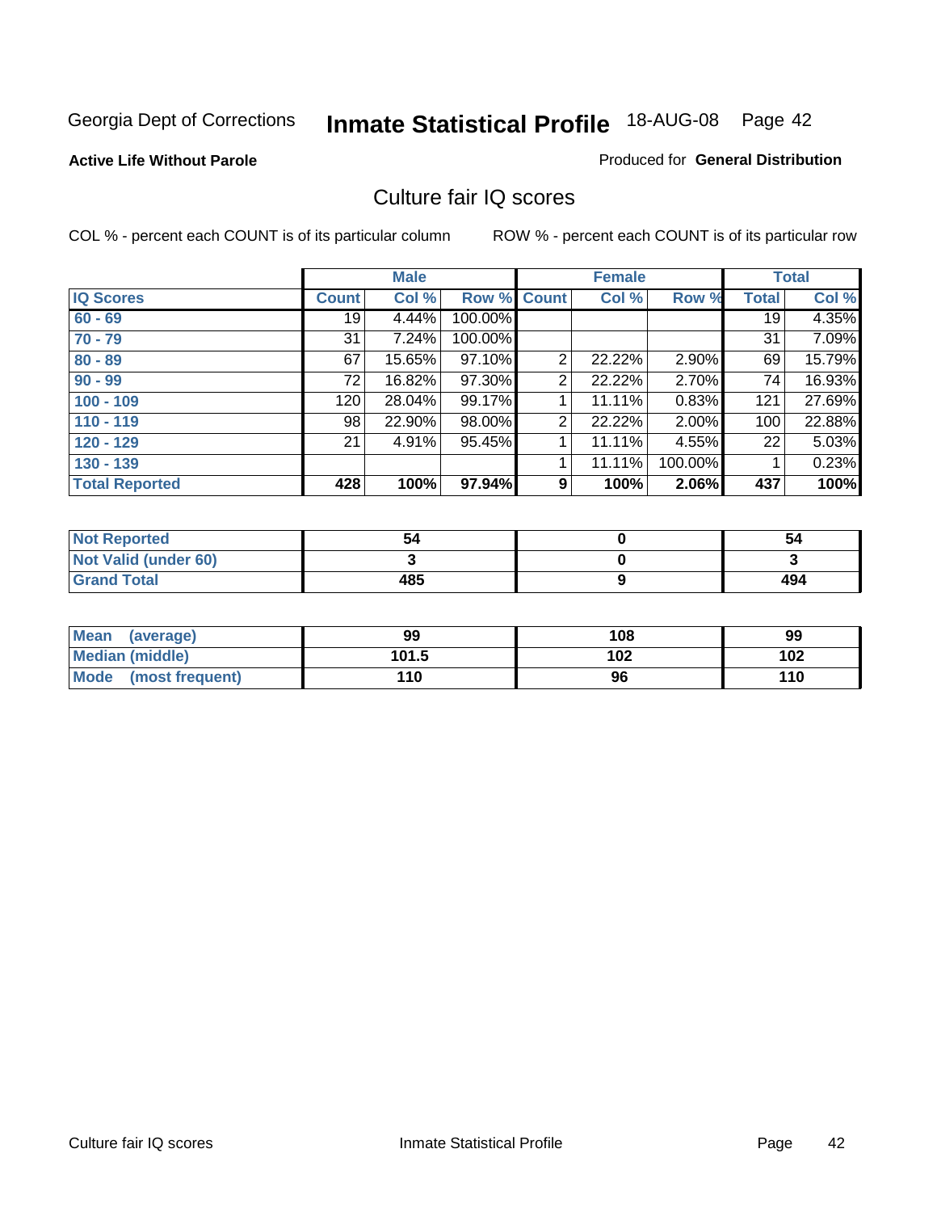Georgia Dept of Corrections **Inmate Statistical Profile** 18-AUG-08

**Active Life Without Parole**

Produced for **General Distribution**

## Culture fair IQ scores

COL % - percent each COUNT is of its particular column

ROW % - percent each COUNT is of its particular row

| | Male | | | Female | | | Total | |
|---|---|---|---|---|---|---|---|---|
| **IQ Scores** | **Count** | **Col %** | **Row %** | **Count** | **Col %** | **Row %** | **Total** | **Col %** |
| **60 - 69** | 19 | 4.44% | 100.00% | | | | 19 | 4.35% |
| **70 - 79** | 31 | 7.24% | 100.00% | | | | 31 | 7.09% |
| **80 - 89** | 67 | 15.65% | 97.10% | 2 | 22.22% | 2.90% | 69 | 15.79% |
| **90 - 99** | 72 | 16.82% | 97.30% | 2 | 22.22% | 2.70% | 74 | 16.93% |
| **100 - 109** | 120 | 28.04% | 99.17% | 1 | 11.11% | 0.83% | 121 | 27.69% |
| **110 - 119** | 98 | 22.90% | 98.00% | 2 | 22.22% | 2.00% | 100 | 22.88% |
| **120 - 129** | 21 | 4.91% | 95.45% | 1 | 11.11% | 4.55% | 22 | 5.03% |
| **130 - 139** | | | | 1 | 11.11% | 100.00% | 1 | 0.23% |
| **Total Reported** | **428** | **100%** | **97.94%** | **9** | **100%** | **2.06%** | **437** | **100%** |

| | Male | Female | Total |
|---|---|---|---|
| **Not Reported** | **54** | **0** | **54** |
| **Not Valid (under 60)** | **3** | **0** | **3** |
| **Grand Total** | **485** | **9** | **494** |

| | Male | Female | Total |
|---|---|---|---|
| **Mean (average)** | **99** | **108** | **99** |
| **Median (middle)** | **101.5** | **102** | **102** |
| **Mode (most frequent)** | **110** | **96** | **110** |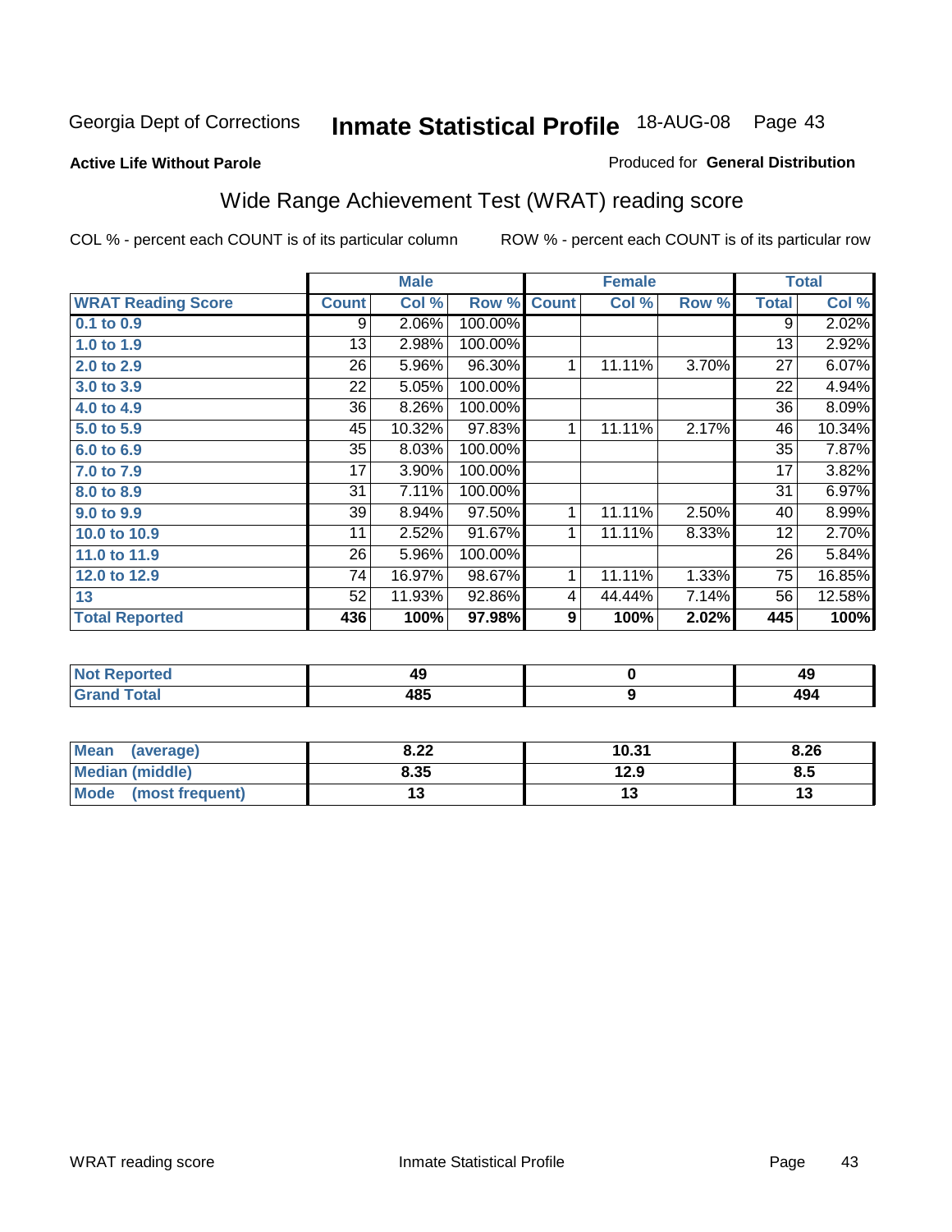Georgia Dept of Corrections **Inmate Statistical Profile** 18-AUG-08

**Active Life Without Parole**

Produced for **General Distribution**

## Wide Range Achievement Test (WRAT) reading score

COL % - percent each COUNT is of its particular column ROW % - percent each COUNT is of its particular row

| | Male | | | Female | | | Total | |
|---|---|---|---|---|---|---|---|---|
| **WRAT Reading Score** | **Count** | **Col %** | **Row %** | **Count** | **Col %** | **Row %** | **Total** | **Col %** |
| 0.1 to 0.9 | 9 | 2.06% | 100.00% | | | | 9 | 2.02% |
| 1.0 to 1.9 | 13 | 2.98% | 100.00% | | | | 13 | 2.92% |
| 2.0 to 2.9 | 26 | 5.96% | 96.30% | 1 | 11.11% | 3.70% | 27 | 6.07% |
| 3.0 to 3.9 | 22 | 5.05% | 100.00% | | | | 22 | 4.94% |
| 4.0 to 4.9 | 36 | 8.26% | 100.00% | | | | 36 | 8.09% |
| 5.0 to 5.9 | 45 | 10.32% | 97.83% | 1 | 11.11% | 2.17% | 46 | 10.34% |
| 6.0 to 6.9 | 35 | 8.03% | 100.00% | | | | 35 | 7.87% |
| 7.0 to 7.9 | 17 | 3.90% | 100.00% | | | | 17 | 3.82% |
| 8.0 to 8.9 | 31 | 7.11% | 100.00% | | | | 31 | 6.97% |
| 9.0 to 9.9 | 39 | 8.94% | 97.50% | 1 | 11.11% | 2.50% | 40 | 8.99% |
| 10.0 to 10.9 | 11 | 2.52% | 91.67% | 1 | 11.11% | 8.33% | 12 | 2.70% |
| 11.0 to 11.9 | 26 | 5.96% | 100.00% | | | | 26 | 5.84% |
| 12.0 to 12.9 | 74 | 16.97% | 98.67% | 1 | 11.11% | 1.33% | 75 | 16.85% |
| 13 | 52 | 11.93% | 92.86% | 4 | 44.44% | 7.14% | 56 | 12.58% |
| **Total Reported** | **436** | **100%** | **97.98%** | **9** | **100%** | **2.02%** | **445** | **100%** |

| | Male | Female | Total |
|---|---|---|---|
| Not Reported | 49 | 0 | 49 |
| Grand Total | 485 | 9 | 494 |

| | Male | Female | Total |
|---|---|---|---|
| Mean (average) | 8.22 | 10.31 | 8.26 |
| Median (middle) | 8.35 | 12.9 | 8.5 |
| Mode (most frequent) | 13 | 13 | 13 |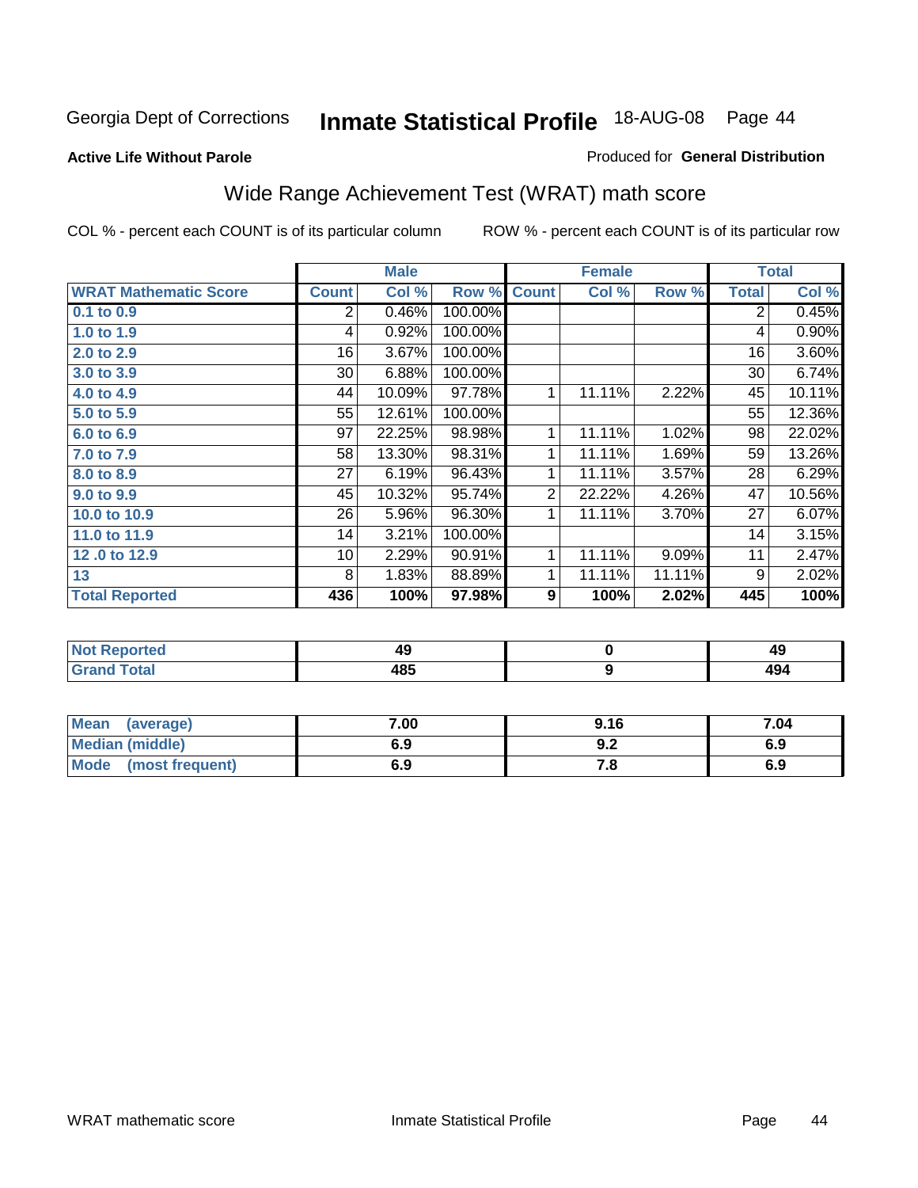Georgia Dept of Corrections **Inmate Statistical Profile** 18-AUG-08

**Active Life Without Parole**

Produced for **General Distribution**

## Wide Range Achievement Test (WRAT) math score

COL % - percent each COUNT is of its particular column

ROW % - percent each COUNT is of its particular row

| | Male | | | Female | | | Total | |
|---|---|---|---|---|---|---|---|---|
| WRAT Mathematic Score | Count | Col % | Row % | Count | Col % | Row % | Total | Col % |
| 0.1 to 0.9 | 2 | 0.46% | 100.00% | | | | 2 | 0.45% |
| 1.0 to 1.9 | 4 | 0.92% | 100.00% | | | | 4 | 0.90% |
| 2.0 to 2.9 | 16 | 3.67% | 100.00% | | | | 16 | 3.60% |
| 3.0 to 3.9 | 30 | 6.88% | 100.00% | | | | 30 | 6.74% |
| 4.0 to 4.9 | 44 | 10.09% | 97.78% | 1 | 11.11% | 2.22% | 45 | 10.11% |
| 5.0 to 5.9 | 55 | 12.61% | 100.00% | | | | 55 | 12.36% |
| 6.0 to 6.9 | 97 | 22.25% | 98.98% | 1 | 11.11% | 1.02% | 98 | 22.02% |
| 7.0 to 7.9 | 58 | 13.30% | 98.31% | 1 | 11.11% | 1.69% | 59 | 13.26% |
| 8.0 to 8.9 | 27 | 6.19% | 96.43% | 1 | 11.11% | 3.57% | 28 | 6.29% |
| 9.0 to 9.9 | 45 | 10.32% | 95.74% | 2 | 22.22% | 4.26% | 47 | 10.56% |
| 10.0 to 10.9 | 26 | 5.96% | 96.30% | 1 | 11.11% | 3.70% | 27 | 6.07% |
| 11.0 to 11.9 | 14 | 3.21% | 100.00% | | | | 14 | 3.15% |
| 12 .0 to 12.9 | 10 | 2.29% | 90.91% | 1 | 11.11% | 9.09% | 11 | 2.47% |
| 13 | 8 | 1.83% | 88.89% | 1 | 11.11% | 11.11% | 9 | 2.02% |
| **Total Reported** | **436** | **100%** | **97.98%** | **9** | **100%** | **2.02%** | **445** | **100%** |

| | Male | Female | Total |
|---|---|---|---|
| Not Reported | 49 | 0 | 49 |
| Grand Total | 485 | 9 | 494 |

| | Male | Female | Total |
|---|---|---|---|
| Mean (average) | 7.00 | 9.16 | 7.04 |
| Median (middle) | 6.9 | 9.2 | 6.9 |
| Mode (most frequent) | 6.9 | 7.8 | 6.9 |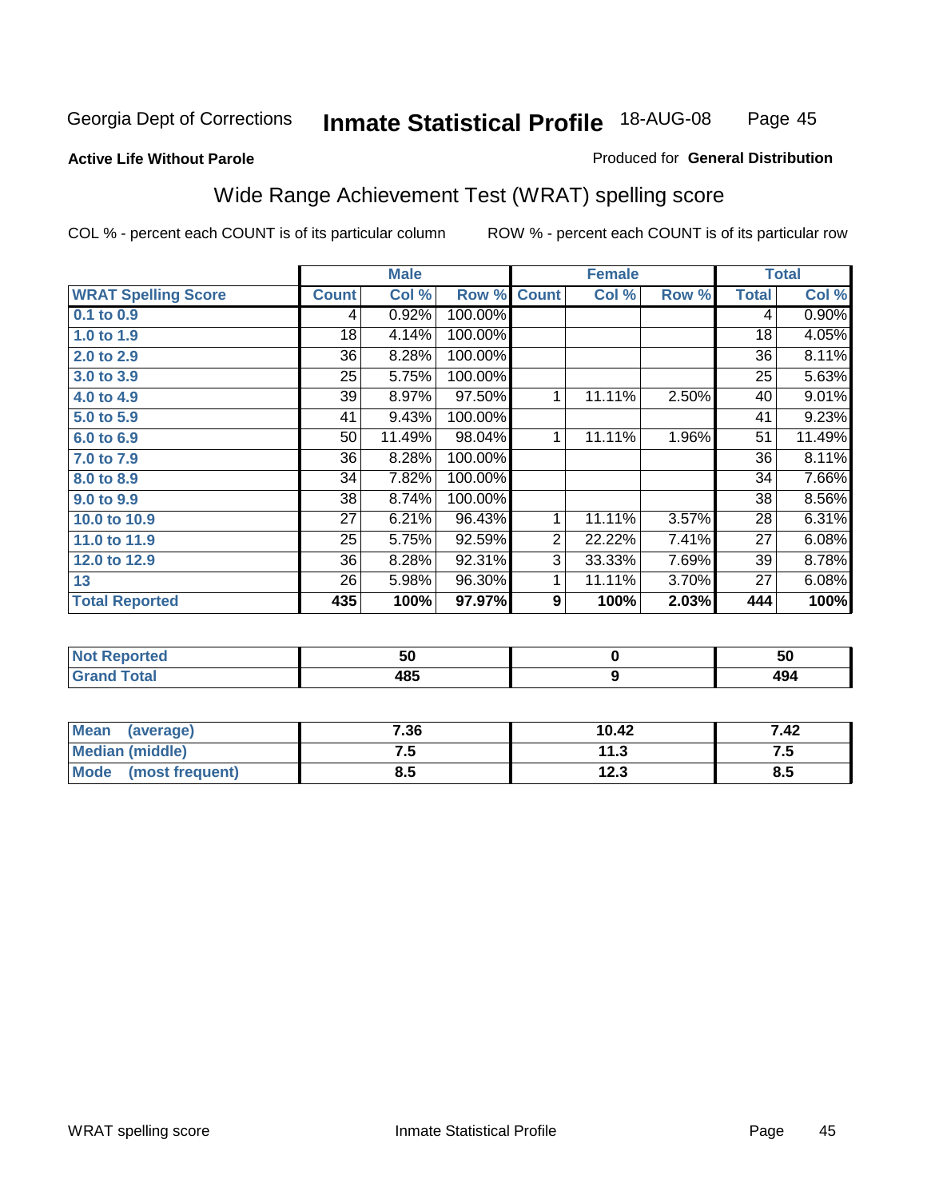Georgia Dept of Corrections **Inmate Statistical Profile** 18-AUG-08

**Active Life Without Parole**

Produced for **General Distribution**

## Wide Range Achievement Test (WRAT) spelling score

COL % - percent each COUNT is of its particular column

ROW % - percent each COUNT is of its particular row

| | Male | | | Female | | | Total | |
|---|---|---|---|---|---|---|---|---|
| **WRAT Spelling Score** | **Count** | **Col %** | **Row %** | **Count** | **Col %** | **Row %** | **Total** | **Col %** |
| **0.1 to 0.9** | 4 | 0.92% | 100.00% | | | | 4 | 0.90% |
| **1.0 to 1.9** | 18 | 4.14% | 100.00% | | | | 18 | 4.05% |
| **2.0 to 2.9** | 36 | 8.28% | 100.00% | | | | 36 | 8.11% |
| **3.0 to 3.9** | 25 | 5.75% | 100.00% | | | | 25 | 5.63% |
| **4.0 to 4.9** | 39 | 8.97% | 97.50% | 1 | 11.11% | 2.50% | 40 | 9.01% |
| **5.0 to 5.9** | 41 | 9.43% | 100.00% | | | | 41 | 9.23% |
| **6.0 to 6.9** | 50 | 11.49% | 98.04% | 1 | 11.11% | 1.96% | 51 | 11.49% |
| **7.0 to 7.9** | 36 | 8.28% | 100.00% | | | | 36 | 8.11% |
| **8.0 to 8.9** | 34 | 7.82% | 100.00% | | | | 34 | 7.66% |
| **9.0 to 9.9** | 38 | 8.74% | 100.00% | | | | 38 | 8.56% |
| **10.0 to 10.9** | 27 | 6.21% | 96.43% | 1 | 11.11% | 3.57% | 28 | 6.31% |
| **11.0 to 11.9** | 25 | 5.75% | 92.59% | 2 | 22.22% | 7.41% | 27 | 6.08% |
| **12.0 to 12.9** | 36 | 8.28% | 92.31% | 3 | 33.33% | 7.69% | 39 | 8.78% |
| **13** | 26 | 5.98% | 96.30% | 1 | 11.11% | 3.70% | 27 | 6.08% |
| **Total Reported** | **435** | **100%** | **97.97%** | **9** | **100%** | **2.03%** | **444** | **100%** |

| | Male | Female | Total |
|---|---|---|---|
| **Not Reported** | **50** | **0** | **50** |
| **Grand Total** | **485** | **9** | **494** |

| | Male | Female | Total |
|---|---|---|---|
| **Mean (average)** | **7.36** | **10.42** | **7.42** |
| **Median (middle)** | **7.5** | **11.3** | **7.5** |
| **Mode (most frequent)** | **8.5** | **12.3** | **8.5** |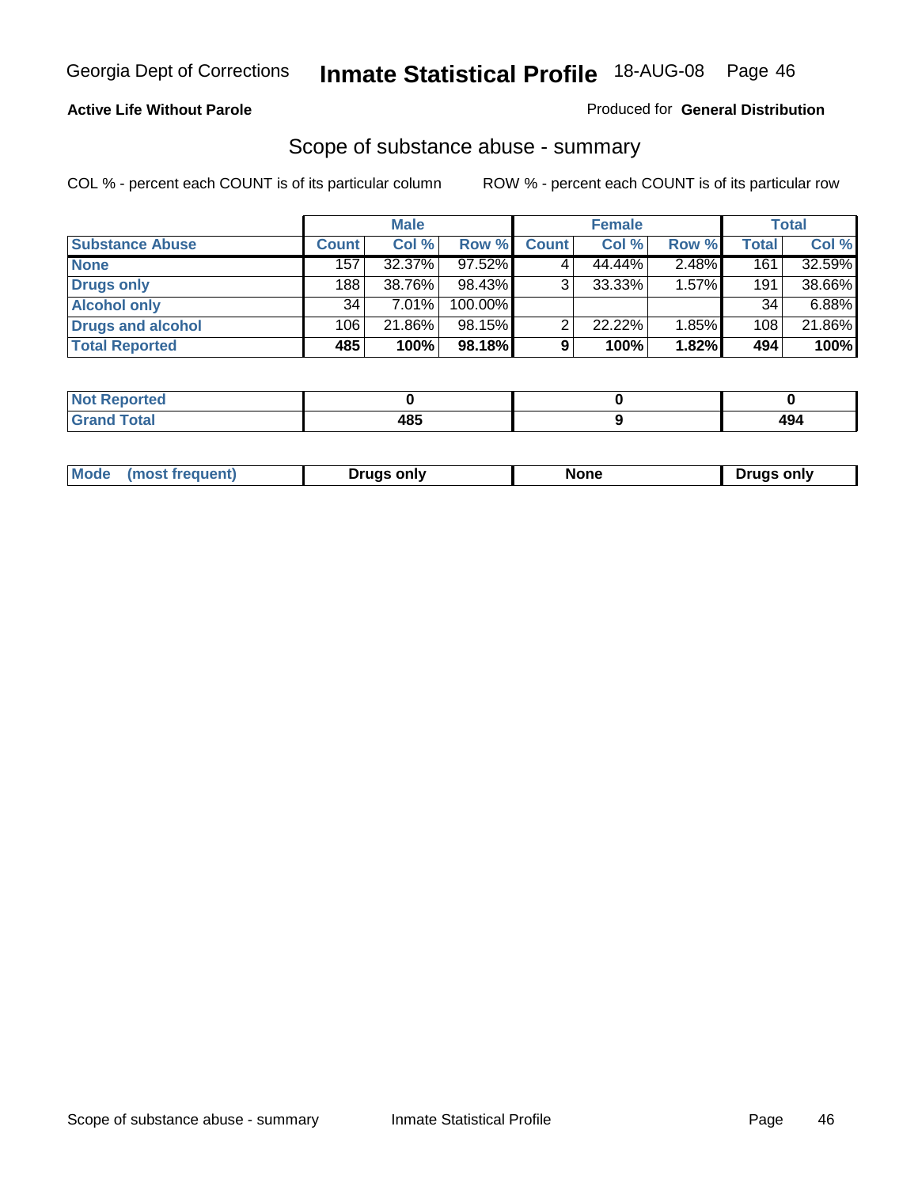**Active Life Without Parole**

Produced for **General Distribution**

## Scope of substance abuse - summary

COL % - percent each COUNT is of its particular column

ROW % - percent each COUNT is of its particular row

| | Male | | | Female | | | Total | |
|---|---|---|---|---|---|---|---|---|
| **Substance Abuse** | **Count** | **Col %** | **Row %** | **Count** | **Col %** | **Row %** | **Total** | **Col %** |
| **None** | 157 | 32.37% | 97.52% | 4 | 44.44% | 2.48% | 161 | 32.59% |
| **Drugs only** | 188 | 38.76% | 98.43% | 3 | 33.33% | 1.57% | 191 | 38.66% |
| **Alcohol only** | 34 | 7.01% | 100.00% | | | | 34 | 6.88% |
| **Drugs and alcohol** | 106 | 21.86% | 98.15% | 2 | 22.22% | 1.85% | 108 | 21.86% |
| **Total Reported** | **485** | **100%** | **98.18%** | **9** | **100%** | **1.82%** | **494** | **100%** |

| | Male | Female | Total |
|---|---|---|---|
| **Not Reported** | **0** | **0** | **0** |
| **Grand Total** | **485** | **9** | **494** |

| | Male | Female | Total |
|---|---|---|---|
| **Mode (most frequent)** | **Drugs only** | **None** | **Drugs only** |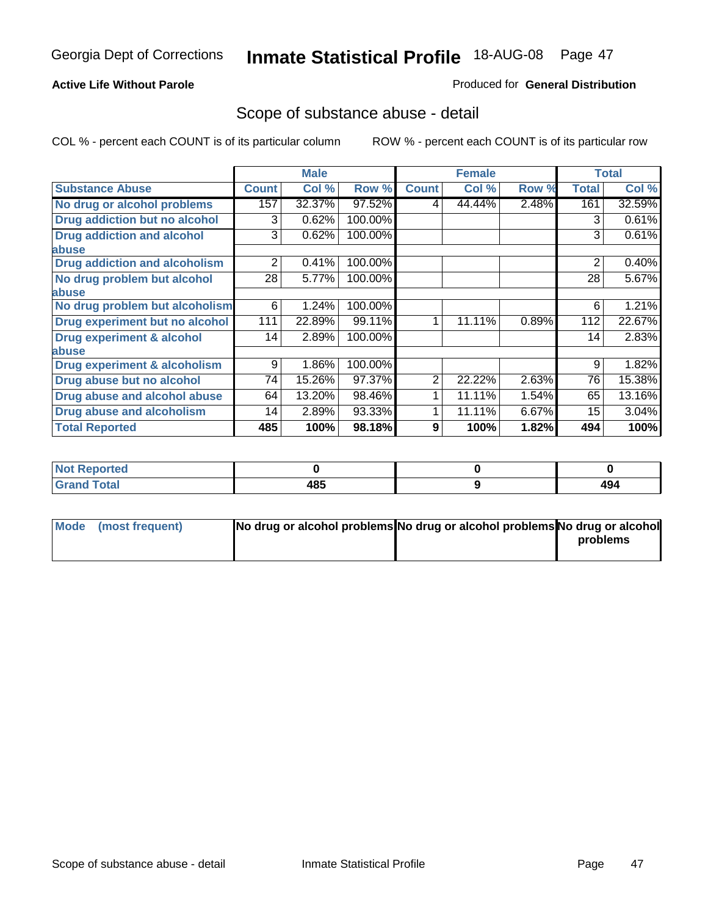Georgia Dept of Corrections **Inmate Statistical Profile** 18-AUG-08

**Active Life Without Parole**

Produced for **General Distribution**

## Scope of substance abuse - detail

COL % - percent each COUNT is of its particular column    ROW % - percent each COUNT is of its particular row

| | Male | | | Female | | | Total | |
|---|---|---|---|---|---|---|---|---|
| **Substance Abuse** | **Count** | **Col %** | **Row %** | **Count** | **Col %** | **Row %** | **Total** | **Col %** |
| **No drug or alcohol problems** | 157 | 32.37% | 97.52% | 4 | 44.44% | 2.48% | 161 | 32.59% |
| **Drug addiction but no alcohol** | 3 | 0.62% | 100.00% | | | | 3 | 0.61% |
| **Drug addiction and alcohol abuse** | 3 | 0.62% | 100.00% | | | | 3 | 0.61% |
| **Drug addiction and alcoholism** | 2 | 0.41% | 100.00% | | | | 2 | 0.40% |
| **No drug problem but alcohol abuse** | 28 | 5.77% | 100.00% | | | | 28 | 5.67% |
| **No drug problem but alcoholism** | 6 | 1.24% | 100.00% | | | | 6 | 1.21% |
| **Drug experiment but no alcohol** | 111 | 22.89% | 99.11% | 1 | 11.11% | 0.89% | 112 | 22.67% |
| **Drug experiment & alcohol abuse** | 14 | 2.89% | 100.00% | | | | 14 | 2.83% |
| **Drug experiment & alcoholism** | 9 | 1.86% | 100.00% | | | | 9 | 1.82% |
| **Drug abuse but no alcohol** | 74 | 15.26% | 97.37% | 2 | 22.22% | 2.63% | 76 | 15.38% |
| **Drug abuse and alcohol abuse** | 64 | 13.20% | 98.46% | 1 | 11.11% | 1.54% | 65 | 13.16% |
| **Drug abuse and alcoholism** | 14 | 2.89% | 93.33% | 1 | 11.11% | 6.67% | 15 | 3.04% |
| **Total Reported** | **485** | **100%** | **98.18%** | **9** | **100%** | **1.82%** | **494** | **100%** |

| | Male | Female | Total |
|---|---|---|---|
| **Not Reported** | **0** | **0** | **0** |
| **Grand Total** | **485** | **9** | **494** |

| | Male | Female | Total |
|---|---|---|---|
| **Mode (most frequent)** | **No drug or alcohol problems** | **No drug or alcohol problems** | **No drug or alcohol problems** |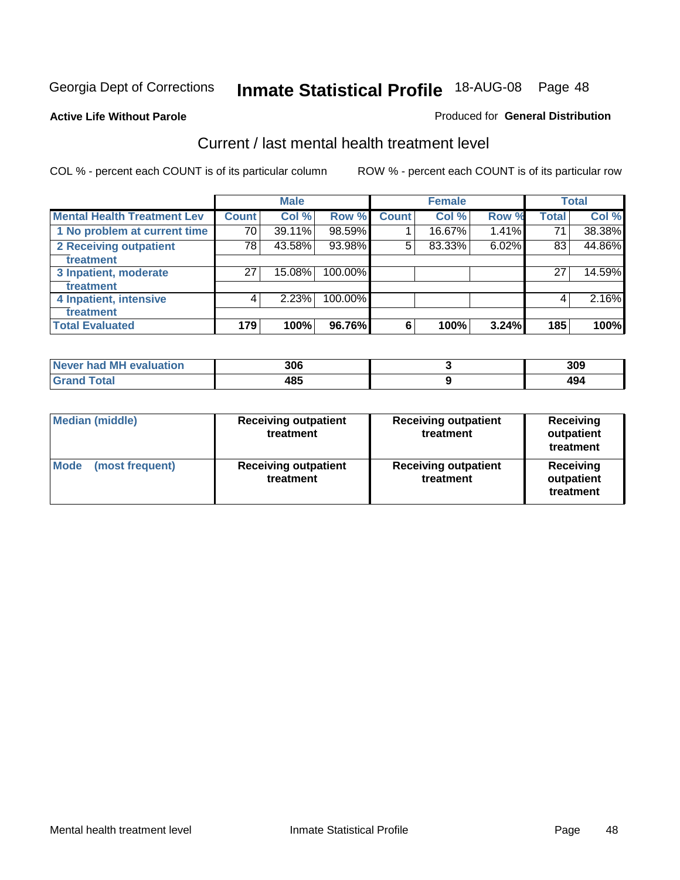Georgia Dept of Corrections **Inmate Statistical Profile** 18-AUG-08

**Active Life Without Parole**

Produced for **General Distribution**

## Current / last mental health treatment level

COL % - percent each COUNT is of its particular column ROW % - percent each COUNT is of its particular row

| | Male | | | Female | | | Total | |
|---|---|---|---|---|---|---|---|---|
| **Mental Health Treatment Lev** | **Count** | **Col %** | **Row %** | **Count** | **Col %** | **Row %** | **Total** | **Col %** |
| 1 No problem at current time | 70 | 39.11% | 98.59% | 1 | 16.67% | 1.41% | 71 | 38.38% |
| 2 Receiving outpatient treatment | 78 | 43.58% | 93.98% | 5 | 83.33% | 6.02% | 83 | 44.86% |
| 3 Inpatient, moderate treatment | 27 | 15.08% | 100.00% | | | | 27 | 14.59% |
| 4 Inpatient, intensive treatment | 4 | 2.23% | 100.00% | | | | 4 | 2.16% |
| **Total Evaluated** | **179** | **100%** | **96.76%** | **6** | **100%** | **3.24%** | **185** | **100%** |

| | Male | Female | Total |
|---|---|---|---|
| Never had MH evaluation | 306 | 3 | 309 |
| Grand Total | 485 | 9 | 494 |

| | Male | Female | Total |
|---|---|---|---|
| Median (middle) | Receiving outpatient treatment | Receiving outpatient treatment | Receiving outpatient treatment |
| Mode (most frequent) | Receiving outpatient treatment | Receiving outpatient treatment | Receiving outpatient treatment |

Mental health treatment level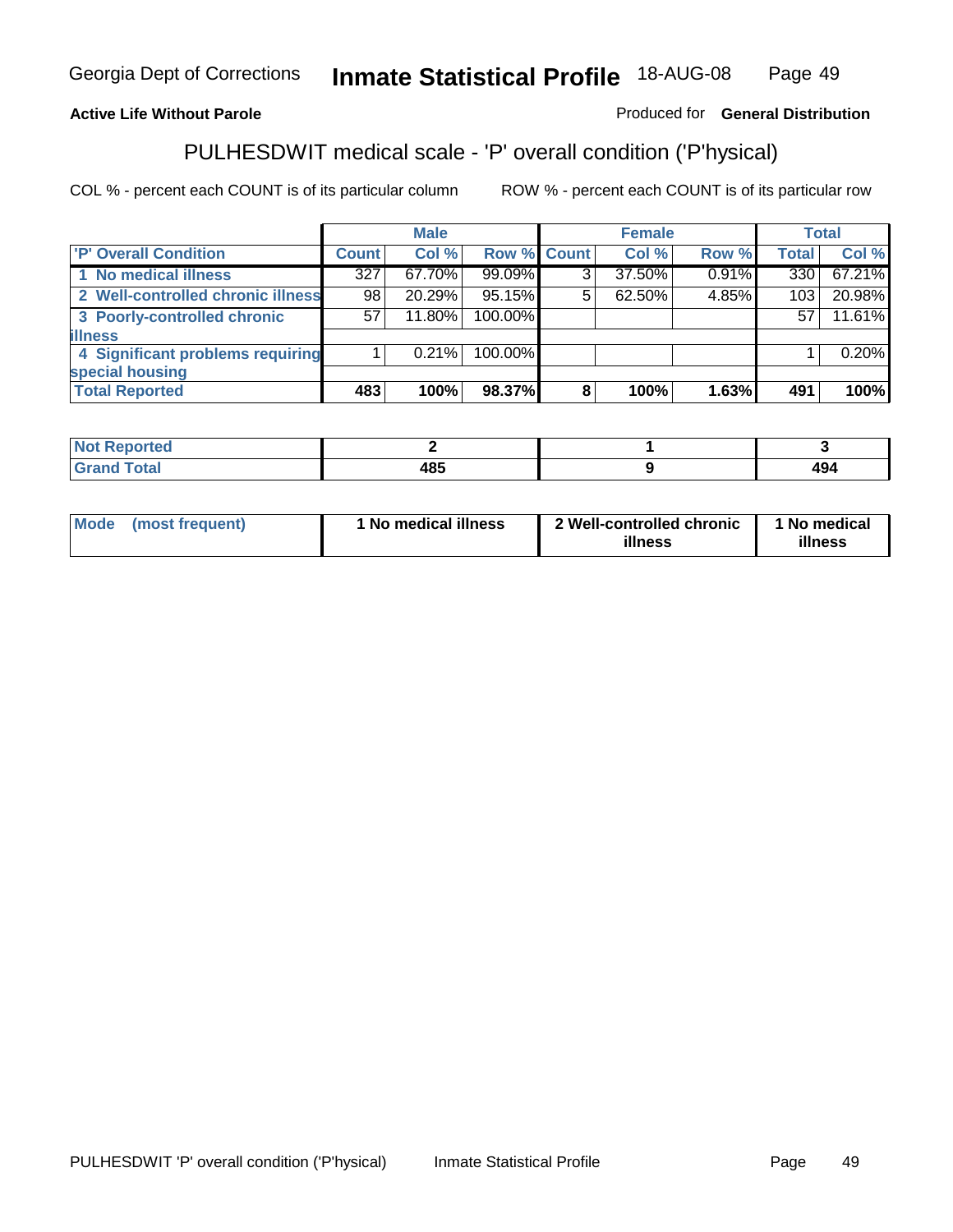Georgia Dept of Corrections **Inmate Statistical Profile** 18-AUG-08

**Active Life Without Parole**

Produced for **General Distribution**

## PULHESDWIT medical scale - 'P' overall condition ('P'hysical)

COL % - percent each COUNT is of its particular column

ROW % - percent each COUNT is of its particular row

| | Male | | | Female | | | Total | |
|---|---|---|---|---|---|---|---|---|
| **'P' Overall Condition** | **Count** | **Col %** | **Row %** | **Count** | **Col %** | **Row %** | **Total** | **Col %** |
| 1 No medical illness | 327 | 67.70% | 99.09% | 3 | 37.50% | 0.91% | 330 | 67.21% |
| 2 Well-controlled chronic illness | 98 | 20.29% | 95.15% | 5 | 62.50% | 4.85% | 103 | 20.98% |
| 3 Poorly-controlled chronic illness | 57 | 11.80% | 100.00% | | | | 57 | 11.61% |
| 4 Significant problems requiring special housing | 1 | 0.21% | 100.00% | | | | 1 | 0.20% |
| **Total Reported** | **483** | **100%** | **98.37%** | **8** | **100%** | **1.63%** | **491** | **100%** |

| | Male | Female | Total |
|---|---|---|---|
| **Not Reported** | **2** | **1** | **3** |
| **Grand Total** | **485** | **9** | **494** |

| | Male | Female | Total |
|---|---|---|---|
| **Mode (most frequent)** | **1 No medical illness** | **2 Well-controlled chronic illness** | **1 No medical illness** |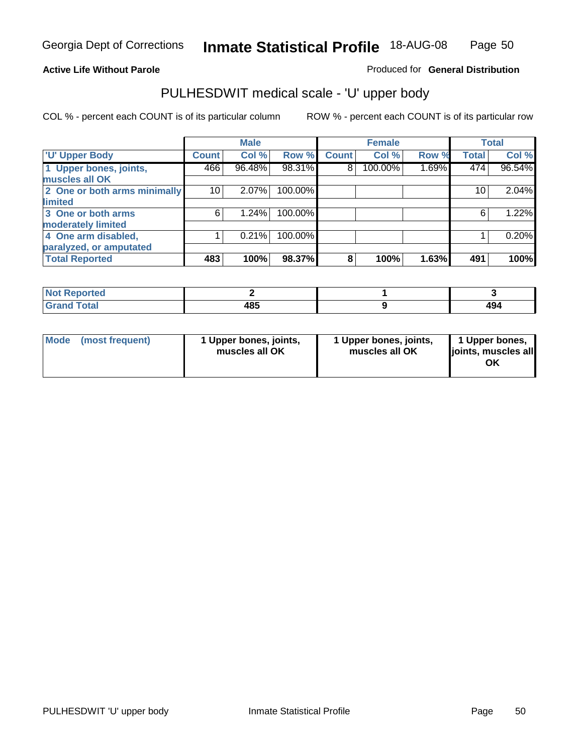Georgia Dept of Corrections **Inmate Statistical Profile** 18-AUG-08

**Active Life Without Parole**

Produced for **General Distribution**

## PULHESDWIT medical scale - 'U' upper body

COL % - percent each COUNT is of its particular column

ROW % - percent each COUNT is of its particular row

| | Male | | | Female | | | Total | |
|---|---|---|---|---|---|---|---|---|
| 'U' Upper Body | Count | Col % | Row % | Count | Col % | Row % | Total | Col % |
| 1 Upper bones, joints, muscles all OK | 466 | 96.48% | 98.31% | 8 | 100.00% | 1.69% | 474 | 96.54% |
| 2 One or both arms minimally limited | 10 | 2.07% | 100.00% | | | | 10 | 2.04% |
| 3 One or both arms moderately limited | 6 | 1.24% | 100.00% | | | | 6 | 1.22% |
| 4 One arm disabled, paralyzed, or amputated | 1 | 0.21% | 100.00% | | | | 1 | 0.20% |
| **Total Reported** | **483** | **100%** | **98.37%** | **8** | **100%** | **1.63%** | **491** | **100%** |

| | Male | Female | Total |
|---|---|---|---|
| Not Reported | **2** | **1** | **3** |
| Grand Total | **485** | **9** | **494** |

| | Male | Female | Total |
|---|---|---|---|
| Mode (most frequent) | **1 Upper bones, joints, muscles all OK** | **1 Upper bones, joints, muscles all OK** | **1 Upper bones, joints, muscles all OK** |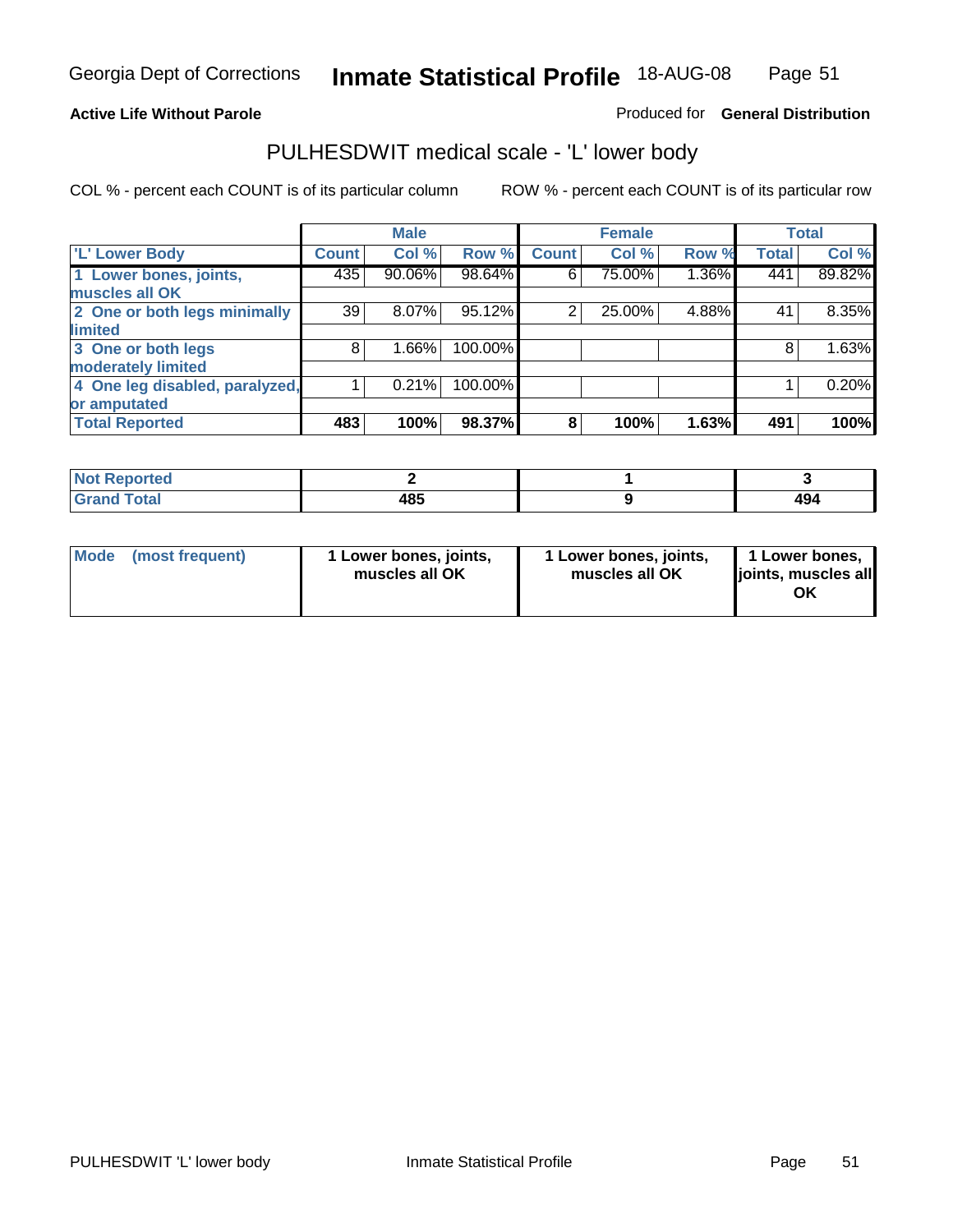**Active Life Without Parole**

Produced for **General Distribution**

## PULHESDWIT medical scale - 'L' lower body

COL % - percent each COUNT is of its particular column

ROW % - percent each COUNT is of its particular row

| | Male | | | Female | | | Total | |
|---|---|---|---|---|---|---|---|---|
| **'L' Lower Body** | **Count** | **Col %** | **Row %** | **Count** | **Col %** | **Row %** | **Total** | **Col %** |
| 1 Lower bones, joints, muscles all OK | 435 | 90.06% | 98.64% | 6 | 75.00% | 1.36% | 441 | 89.82% |
| 2 One or both legs minimally limited | 39 | 8.07% | 95.12% | 2 | 25.00% | 4.88% | 41 | 8.35% |
| 3 One or both legs moderately limited | 8 | 1.66% | 100.00% | | | | 8 | 1.63% |
| 4 One leg disabled, paralyzed, or amputated | 1 | 0.21% | 100.00% | | | | 1 | 0.20% |
| **Total Reported** | **483** | **100%** | **98.37%** | **8** | **100%** | **1.63%** | **491** | **100%** |

| | Male | Female | Total |
|---|---|---|---|
| **Not Reported** | **2** | **1** | **3** |
| **Grand Total** | **485** | **9** | **494** |

| | Male | Female | Total |
|---|---|---|---|
| **Mode (most frequent)** | **1 Lower bones, joints, muscles all OK** | **1 Lower bones, joints, muscles all OK** | **1 Lower bones, joints, muscles all OK** |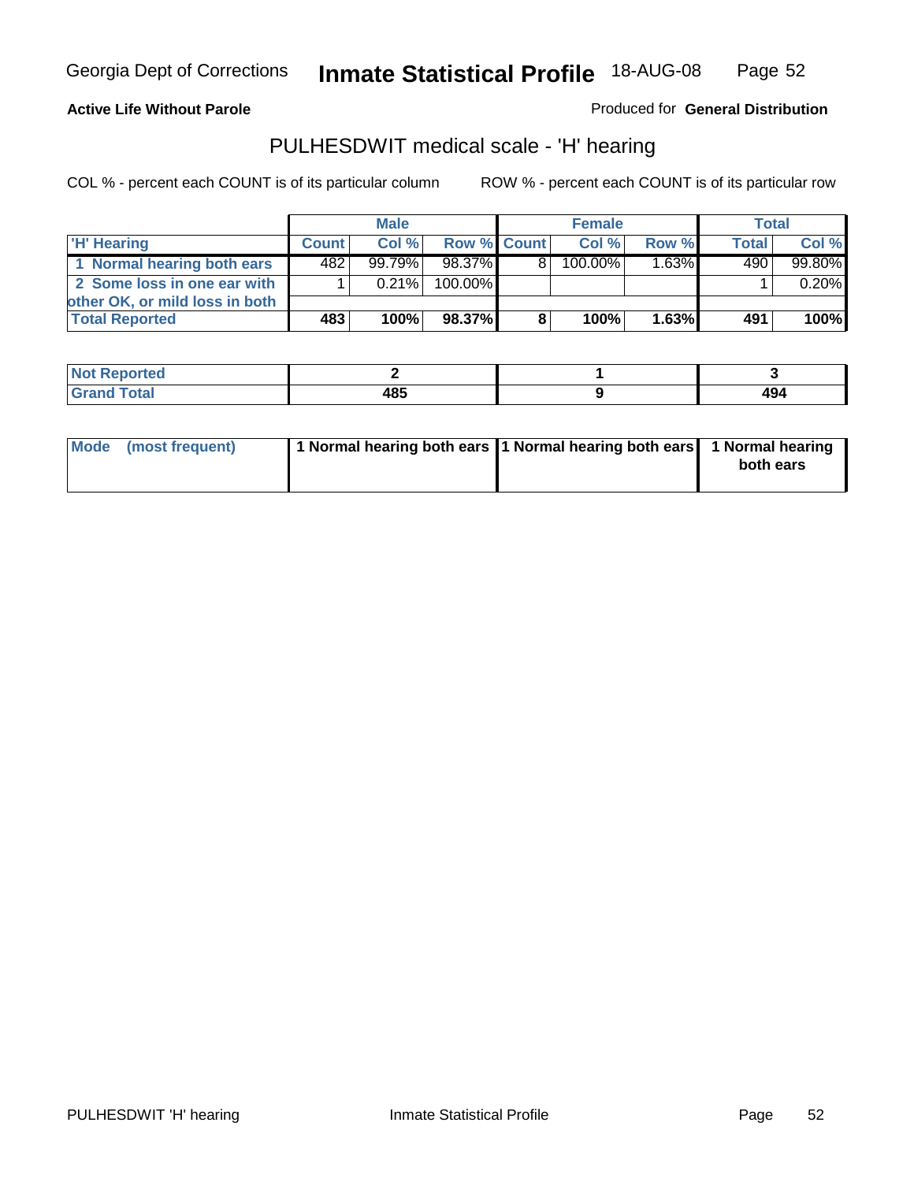**Active Life Without Parole**

Produced for **General Distribution**

## PULHESDWIT medical scale - 'H' hearing

COL % - percent each COUNT is of its particular column

ROW % - percent each COUNT is of its particular row

| | Male | | | Female | | | Total | |
|---|---|---|---|---|---|---|---|---|
| **'H' Hearing** | **Count** | **Col %** | **Row %** | **Count** | **Col %** | **Row %** | **Total** | **Col %** |
| **1 Normal hearing both ears** | 482 | 99.79% | 98.37% | 8 | 100.00% | 1.63% | 490 | 99.80% |
| **2 Some loss in one ear with other OK, or mild loss in both** | 1 | 0.21% | 100.00% | | | | 1 | 0.20% |
| **Total Reported** | **483** | **100%** | **98.37%** | **8** | **100%** | **1.63%** | **491** | **100%** |

| | Male | Female | Total |
|---|---|---|---|
| **Not Reported** | **2** | **1** | **3** |
| **Grand Total** | **485** | **9** | **494** |

| | Male | Female | Total |
|---|---|---|---|
| **Mode (most frequent)** | **1 Normal hearing both ears** | **1 Normal hearing both ears** | **1 Normal hearing both ears** |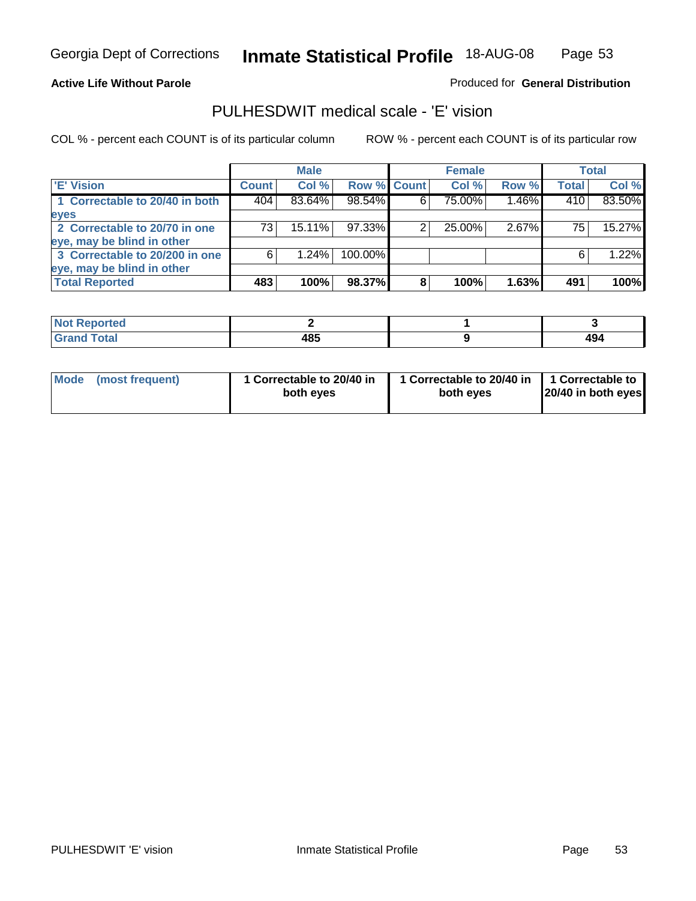Georgia Dept of Corrections **Inmate Statistical Profile** 18-AUG-08

**Active Life Without Parole**

Produced for **General Distribution**

## PULHESDWIT medical scale - 'E' vision

COL % - percent each COUNT is of its particular column

ROW % - percent each COUNT is of its particular row

| | Male | | | Female | | | Total | |
|---|---|---|---|---|---|---|---|---|
| 'E' Vision | Count | Col % | Row % | Count | Col % | Row % | Total | Col % |
| 1 Correctable to 20/40 in both eyes | 404 | 83.64% | 98.54% | 6 | 75.00% | 1.46% | 410 | 83.50% |
| 2 Correctable to 20/70 in one eye, may be blind in other | 73 | 15.11% | 97.33% | 2 | 25.00% | 2.67% | 75 | 15.27% |
| 3 Correctable to 20/200 in one eye, may be blind in other | 6 | 1.24% | 100.00% | | | | 6 | 1.22% |
| **Total Reported** | **483** | **100%** | **98.37%** | **8** | **100%** | **1.63%** | **491** | **100%** |

| | Male | Female | Total |
|---|---|---|---|
| Not Reported | 2 | 1 | 3 |
| Grand Total | 485 | 9 | 494 |

| | Male | Female | Total |
|---|---|---|---|
| Mode (most frequent) | 1 Correctable to 20/40 in both eyes | 1 Correctable to 20/40 in both eyes | 1 Correctable to 20/40 in both eyes |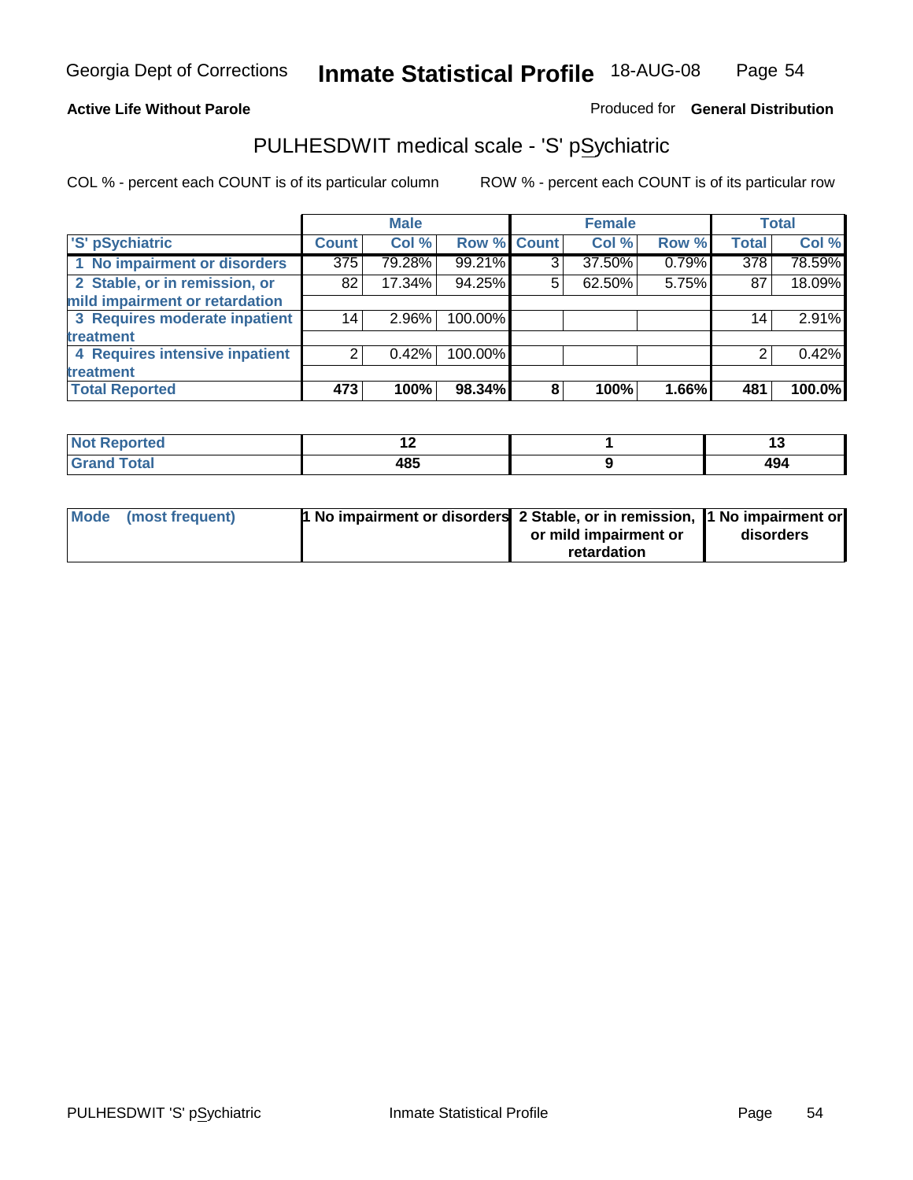Georgia Dept of Corrections **Inmate Statistical Profile** 18-AUG-08

**Active Life Without Parole**

Produced for **General Distribution**

## PULHESDWIT medical scale - 'S' pSychiatric

COL % - percent each COUNT is of its particular column

ROW % - percent each COUNT is of its particular row

| | Male | | | Female | | | Total | |
|---|---|---|---|---|---|---|---|---|
| 'S' pSychiatric | Count | Col % | Row % | Count | Col % | Row % | Total | Col % |
| 1 No impairment or disorders | 375 | 79.28% | 99.21% | 3 | 37.50% | 0.79% | 378 | 78.59% |
| 2 Stable, or in remission, or mild impairment or retardation | 82 | 17.34% | 94.25% | 5 | 62.50% | 5.75% | 87 | 18.09% |
| 3 Requires moderate inpatient treatment | 14 | 2.96% | 100.00% | | | | 14 | 2.91% |
| 4 Requires intensive inpatient treatment | 2 | 0.42% | 100.00% | | | | 2 | 0.42% |
| **Total Reported** | **473** | **100%** | **98.34%** | **8** | **100%** | **1.66%** | **481** | **100.0%** |

| | Male | Female | Total |
|---|---|---|---|
| Not Reported | 12 | 1 | 13 |
| Grand Total | 485 | 9 | 494 |

| | Male | Female | Total |
|---|---|---|---|
| Mode (most frequent) | 1 No impairment or disorders | 2 Stable, or in remission, or mild impairment or retardation | 1 No impairment or disorders |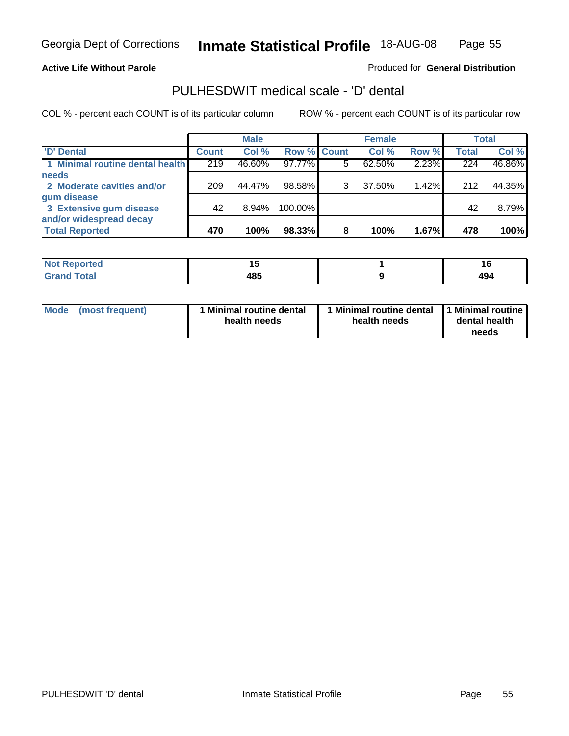Georgia Dept of Corrections **Inmate Statistical Profile** 18-AUG-08

**Active Life Without Parole**

Produced for **General Distribution**

## PULHESDWIT medical scale - 'D' dental

COL % - percent each COUNT is of its particular column

ROW % - percent each COUNT is of its particular row

| | Male | | | Female | | | Total | |
|---|---|---|---|---|---|---|---|---|
| 'D' Dental | Count | Col % | Row % | Count | Col % | Row % | Total | Col % |
| 1 Minimal routine dental health needs | 219 | 46.60% | 97.77% | 5 | 62.50% | 2.23% | 224 | 46.86% |
| 2 Moderate cavities and/or gum disease | 209 | 44.47% | 98.58% | 3 | 37.50% | 1.42% | 212 | 44.35% |
| 3 Extensive gum disease and/or widespread decay | 42 | 8.94% | 100.00% | | | | 42 | 8.79% |
| **Total Reported** | **470** | **100%** | **98.33%** | **8** | **100%** | **1.67%** | **478** | **100%** |

| | Male | Female | Total |
|---|---|---|---|
| Not Reported | 15 | 1 | 16 |
| Grand Total | 485 | 9 | 494 |

| | Male | Female | Total |
|---|---|---|---|
| Mode (most frequent) | 1 Minimal routine dental health needs | 1 Minimal routine dental health needs | 1 Minimal routine dental health needs |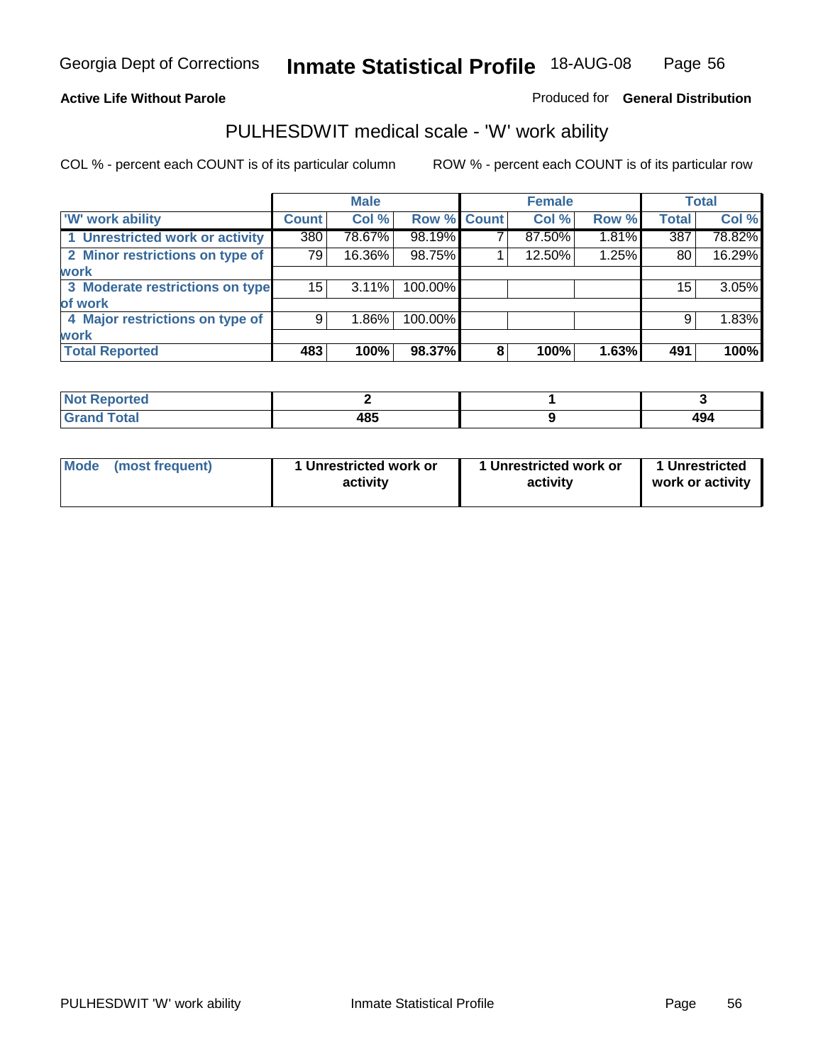Georgia Dept of Corrections **Inmate Statistical Profile** 18-AUG-08

**Active Life Without Parole** Produced for **General Distribution**

## PULHESDWIT medical scale - 'W' work ability

COL % - percent each COUNT is of its particular column ROW % - percent each COUNT is of its particular row

| | Male | | | Female | | | Total | |
|---|---|---|---|---|---|---|---|---|
| 'W' work ability | Count | Col % | Row % | Count | Col % | Row % | Total | Col % |
| 1 Unrestricted work or activity | 380 | 78.67% | 98.19% | 7 | 87.50% | 1.81% | 387 | 78.82% |
| 2 Minor restrictions on type of work | 79 | 16.36% | 98.75% | 1 | 12.50% | 1.25% | 80 | 16.29% |
| 3 Moderate restrictions on type of work | 15 | 3.11% | 100.00% | | | | 15 | 3.05% |
| 4 Major restrictions on type of work | 9 | 1.86% | 100.00% | | | | 9 | 1.83% |
| **Total Reported** | **483** | **100%** | **98.37%** | **8** | **100%** | **1.63%** | **491** | **100%** |

| | Male | Female | Total |
|---|---|---|---|
| **Not Reported** | **2** | **1** | **3** |
| **Grand Total** | **485** | **9** | **494** |

| | Male | Female | Total |
|---|---|---|---|
| **Mode (most frequent)** | **1 Unrestricted work or activity** | **1 Unrestricted work or activity** | **1 Unrestricted work or activity** |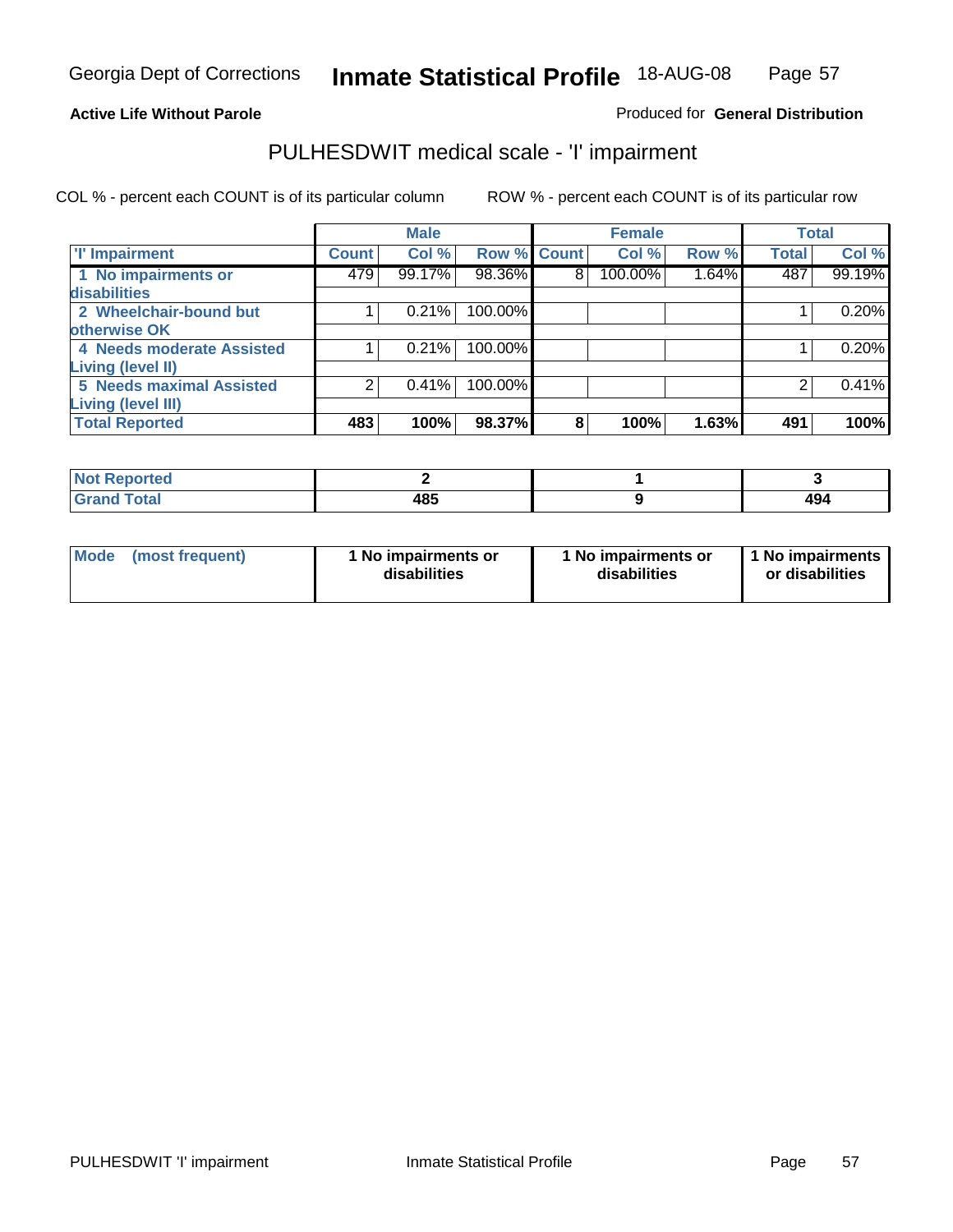Georgia Dept of Corrections **Inmate Statistical Profile** 18-AUG-08

**Active Life Without Parole**

Produced for **General Distribution**

## PULHESDWIT medical scale - 'I' impairment

COL % - percent each COUNT is of its particular column ROW % - percent each COUNT is of its particular row

| | Male | | | Female | | | Total | |
|---|---|---|---|---|---|---|---|---|
| 'I' Impairment | Count | Col % | Row % | Count | Col % | Row % | Total | Col % |
| 1 No impairments or disabilities | 479 | 99.17% | 98.36% | 8 | 100.00% | 1.64% | 487 | 99.19% |
| 2 Wheelchair-bound but otherwise OK | 1 | 0.21% | 100.00% | | | | 1 | 0.20% |
| 4 Needs moderate Assisted Living (level II) | 1 | 0.21% | 100.00% | | | | 1 | 0.20% |
| 5 Needs maximal Assisted Living (level III) | 2 | 0.41% | 100.00% | | | | 2 | 0.41% |
| **Total Reported** | **483** | **100%** | **98.37%** | **8** | **100%** | **1.63%** | **491** | **100%** |

| | Male | Female | Total |
|---|---|---|---|
| Not Reported | 2 | 1 | 3 |
| Grand Total | 485 | 9 | 494 |

| | Male | Female | Total |
|---|---|---|---|
| Mode (most frequent) | 1 No impairments or disabilities | 1 No impairments or disabilities | 1 No impairments or disabilities |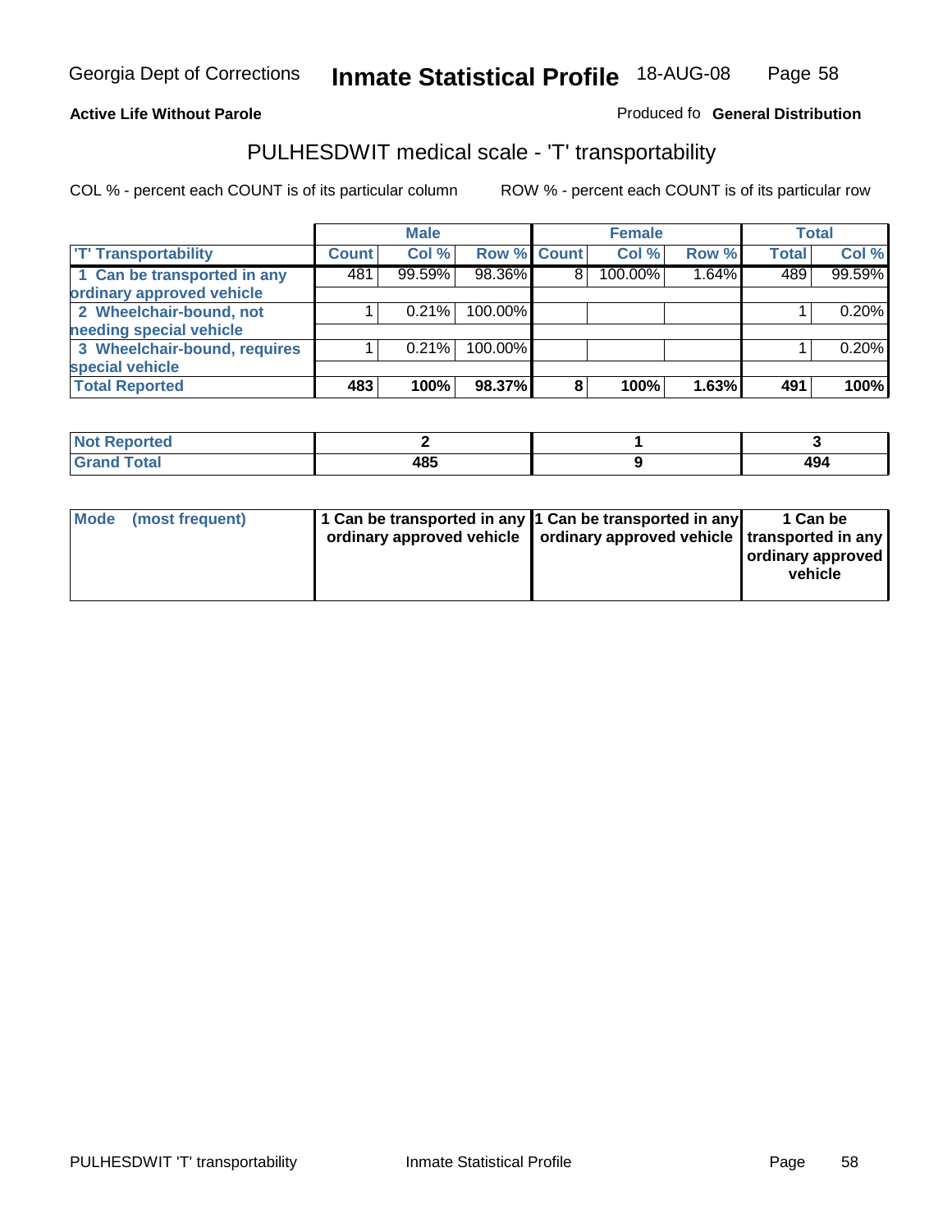Georgia Dept of Corrections **Inmate Statistical Profile** 18-AUG-08

**Active Life Without Parole**

Produced fo **General Distribution**

## PULHESDWIT medical scale - 'T' transportability

COL % - percent each COUNT is of its particular column ROW % - percent each COUNT is of its particular row

| | Male | | | Female | | | Total | |
|---|---|---|---|---|---|---|---|---|
| 'T' Transportability | Count | Col % | Row % | Count | Col % | Row % | Total | Col % |
| 1 Can be transported in any ordinary approved vehicle | 481 | 99.59% | 98.36% | 8 | 100.00% | 1.64% | 489 | 99.59% |
| 2 Wheelchair-bound, not needing special vehicle | 1 | 0.21% | 100.00% | | | | 1 | 0.20% |
| 3 Wheelchair-bound, requires special vehicle | 1 | 0.21% | 100.00% | | | | 1 | 0.20% |
| **Total Reported** | **483** | **100%** | **98.37%** | **8** | **100%** | **1.63%** | **491** | **100%** |

| | Male | Female | Total |
|---|---|---|---|
| Not Reported | 2 | 1 | 3 |
| Grand Total | 485 | 9 | 494 |

| | Male | Female | Total |
|---|---|---|---|
| Mode (most frequent) | 1 Can be transported in any ordinary approved vehicle | 1 Can be transported in any ordinary approved vehicle | 1 Can be transported in any ordinary approved vehicle |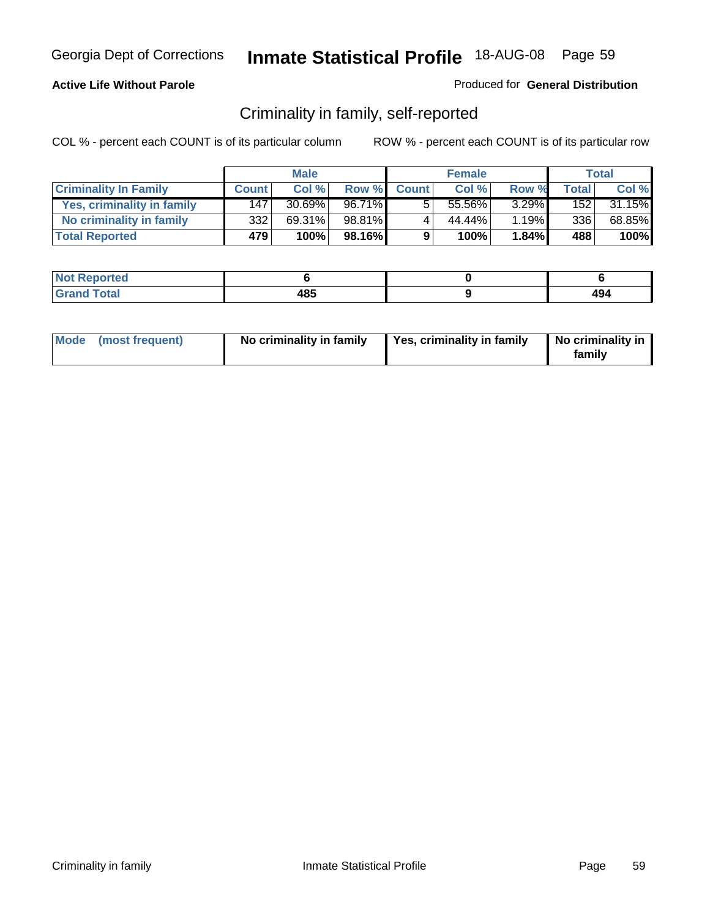**Active Life Without Parole**

Produced for **General Distribution**

## Criminality in family, self-reported

COL % - percent each COUNT is of its particular column

ROW % - percent each COUNT is of its particular row

| | Male | | | Female | | | Total | |
|---|---|---|---|---|---|---|---|---|
| **Criminality In Family** | **Count** | **Col %** | **Row %** | **Count** | **Col %** | **Row %** | **Total** | **Col %** |
| **Yes, criminality in family** | 147 | 30.69% | 96.71% | 5 | 55.56% | 3.29% | 152 | 31.15% |
| **No criminality in family** | 332 | 69.31% | 98.81% | 4 | 44.44% | 1.19% | 336 | 68.85% |
| **Total Reported** | **479** | **100%** | **98.16%** | **9** | **100%** | **1.84%** | **488** | **100%** |

| | Male | Female | Total |
|---|---|---|---|
| **Not Reported** | **6** | **0** | **6** |
| **Grand Total** | **485** | **9** | **494** |

| | Male | Female | Total |
|---|---|---|---|
| **Mode (most frequent)** | **No criminality in family** | **Yes, criminality in family** | **No criminality in family** |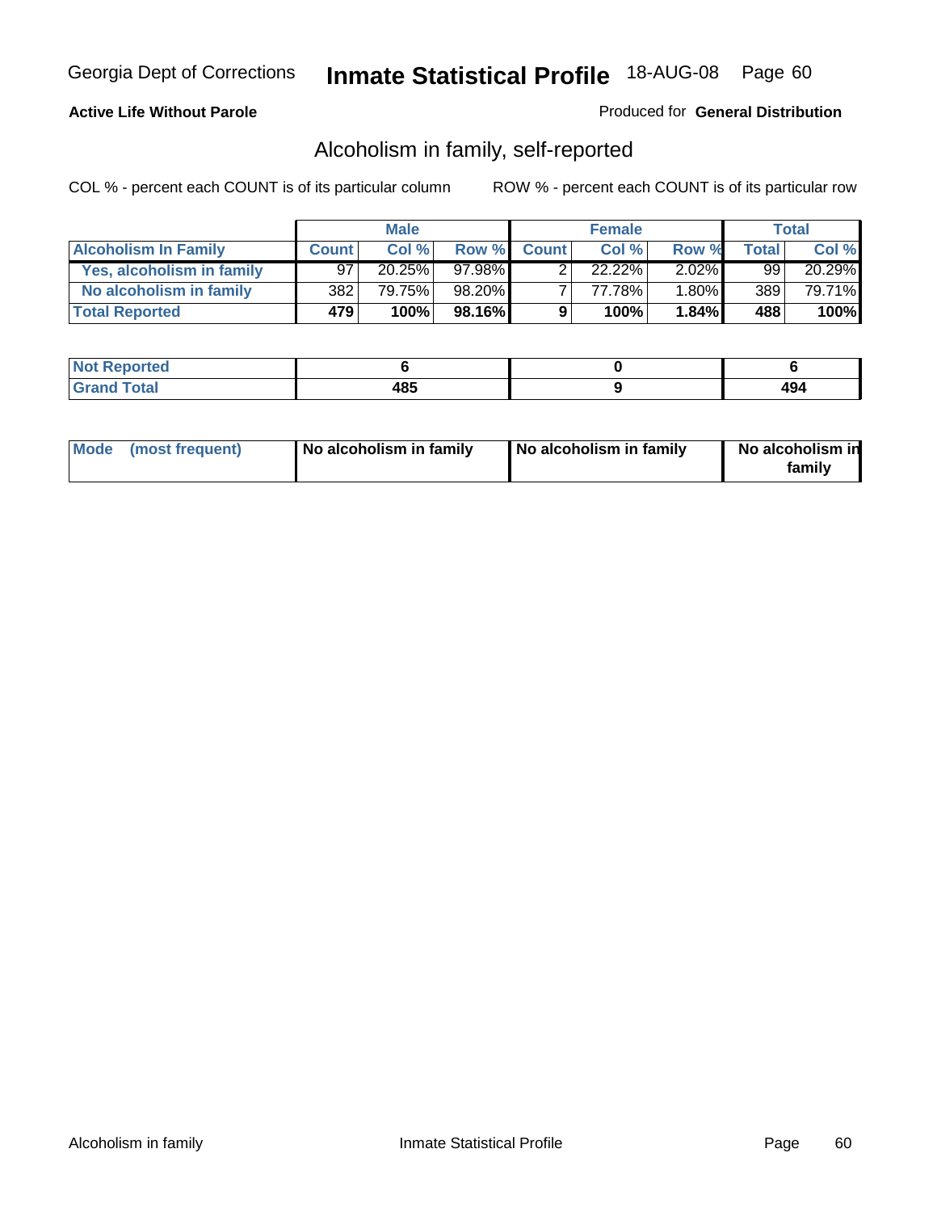**Active Life Without Parole**

Produced for **General Distribution**

## Alcoholism in family, self-reported

COL % - percent each COUNT is of its particular column

ROW % - percent each COUNT is of its particular row

| | Male | | | Female | | | Total | |
|---|---|---|---|---|---|---|---|---|
| **Alcoholism In Family** | **Count** | **Col %** | **Row %** | **Count** | **Col %** | **Row %** | **Total** | **Col %** |
| **Yes, alcoholism in family** | 97 | 20.25% | 97.98% | 2 | 22.22% | 2.02% | 99 | 20.29% |
| **No alcoholism in family** | 382 | 79.75% | 98.20% | 7 | 77.78% | 1.80% | 389 | 79.71% |
| **Total Reported** | **479** | **100%** | **98.16%** | **9** | **100%** | **1.84%** | **488** | **100%** |

| | Male | Female | Total |
|---|---|---|---|
| **Not Reported** | **6** | **0** | **6** |
| **Grand Total** | **485** | **9** | **494** |

| | Male | Female | Total |
|---|---|---|---|
| **Mode (most frequent)** | **No alcoholism in family** | **No alcoholism in family** | **No alcoholism in family** |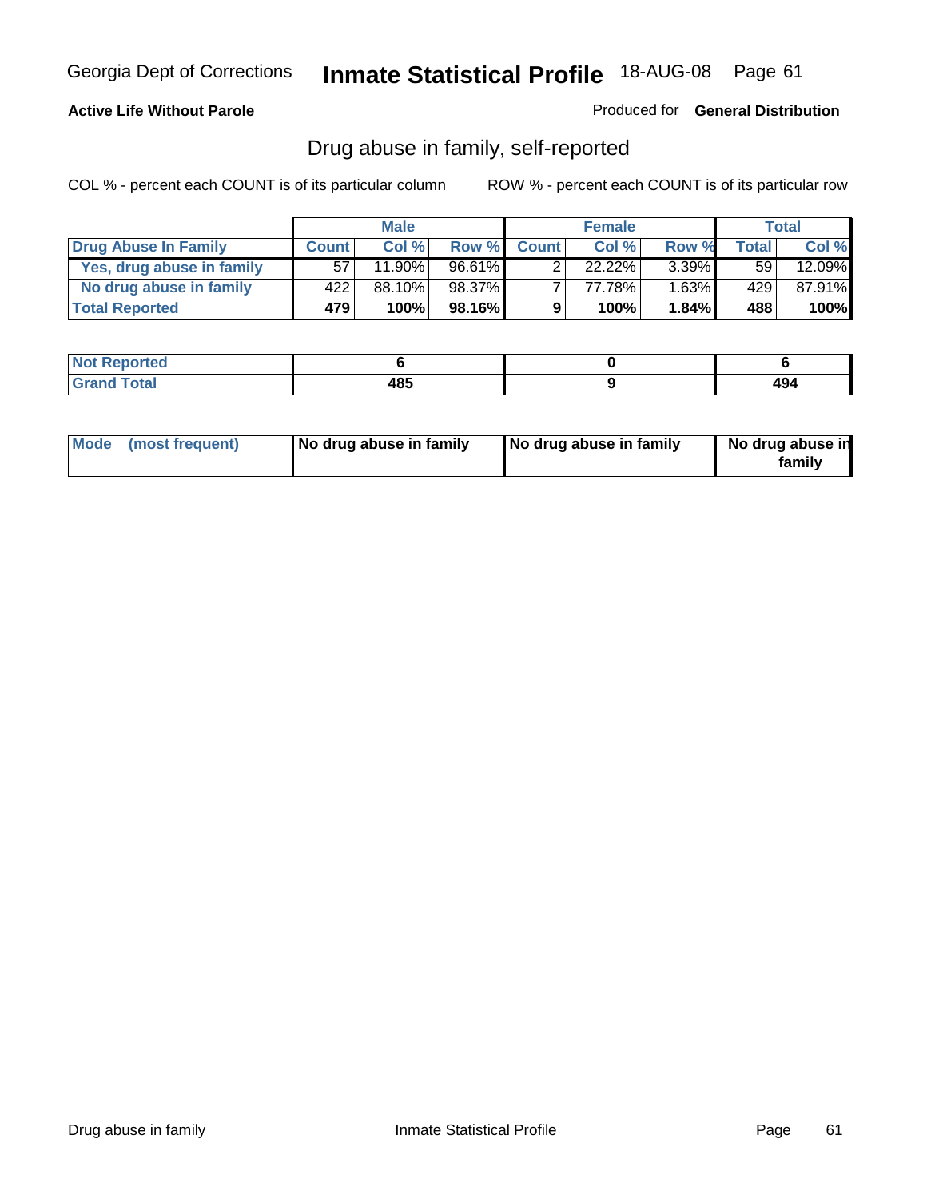Georgia Dept of Corrections **Inmate Statistical Profile** 18-AUG-08

**Active Life Without Parole**

Produced for **General Distribution**

## Drug abuse in family, self-reported

COL % - percent each COUNT is of its particular column ROW % - percent each COUNT is of its particular row

| | Male | | | Female | | | Total | |
|---|---|---|---|---|---|---|---|---|
| **Drug Abuse In Family** | **Count** | **Col %** | **Row %** | **Count** | **Col %** | **Row %** | **Total** | **Col %** |
| Yes, drug abuse in family | 57 | 11.90% | 96.61% | 2 | 22.22% | 3.39% | 59 | 12.09% |
| No drug abuse in family | 422 | 88.10% | 98.37% | 7 | 77.78% | 1.63% | 429 | 87.91% |
| **Total Reported** | **479** | **100%** | **98.16%** | **9** | **100%** | **1.84%** | **488** | **100%** |

| | Male | Female | Total |
|---|---|---|---|
| **Not Reported** | **6** | **0** | **6** |
| **Grand Total** | **485** | **9** | **494** |

| | Male | Female | Total |
|---|---|---|---|
| **Mode (most frequent)** | **No drug abuse in family** | **No drug abuse in family** | **No drug abuse in family** |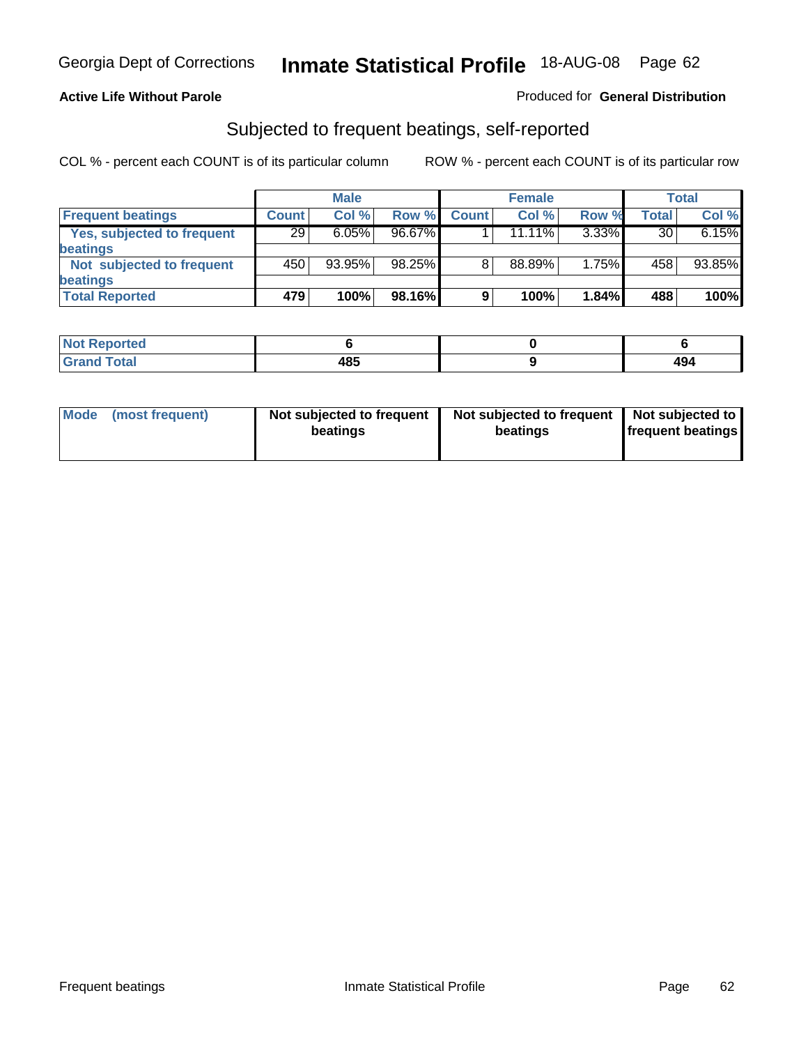Georgia Dept of Corrections **Inmate Statistical Profile** 18-AUG-08

**Active Life Without Parole**

Produced for **General Distribution**

## Subjected to frequent beatings, self-reported

COL % - percent each COUNT is of its particular column    ROW % - percent each COUNT is of its particular row

| | Male | | | Female | | | Total | |
|---|---|---|---|---|---|---|---|---|
| Frequent beatings | Count | Col % | Row % | Count | Col % | Row % | Total | Col % |
| Yes, subjected to frequent beatings | 29 | 6.05% | 96.67% | 1 | 11.11% | 3.33% | 30 | 6.15% |
| Not subjected to frequent beatings | 450 | 93.95% | 98.25% | 8 | 88.89% | 1.75% | 458 | 93.85% |
| **Total Reported** | **479** | **100%** | **98.16%** | **9** | **100%** | **1.84%** | **488** | **100%** |

| | Male | Female | Total |
|---|---|---|---|
| Not Reported | 6 | 0 | 6 |
| Grand Total | 485 | 9 | 494 |

| | Male | Female | Total |
|---|---|---|---|
| Mode (most frequent) | Not subjected to frequent beatings | Not subjected to frequent beatings | Not subjected to frequent beatings |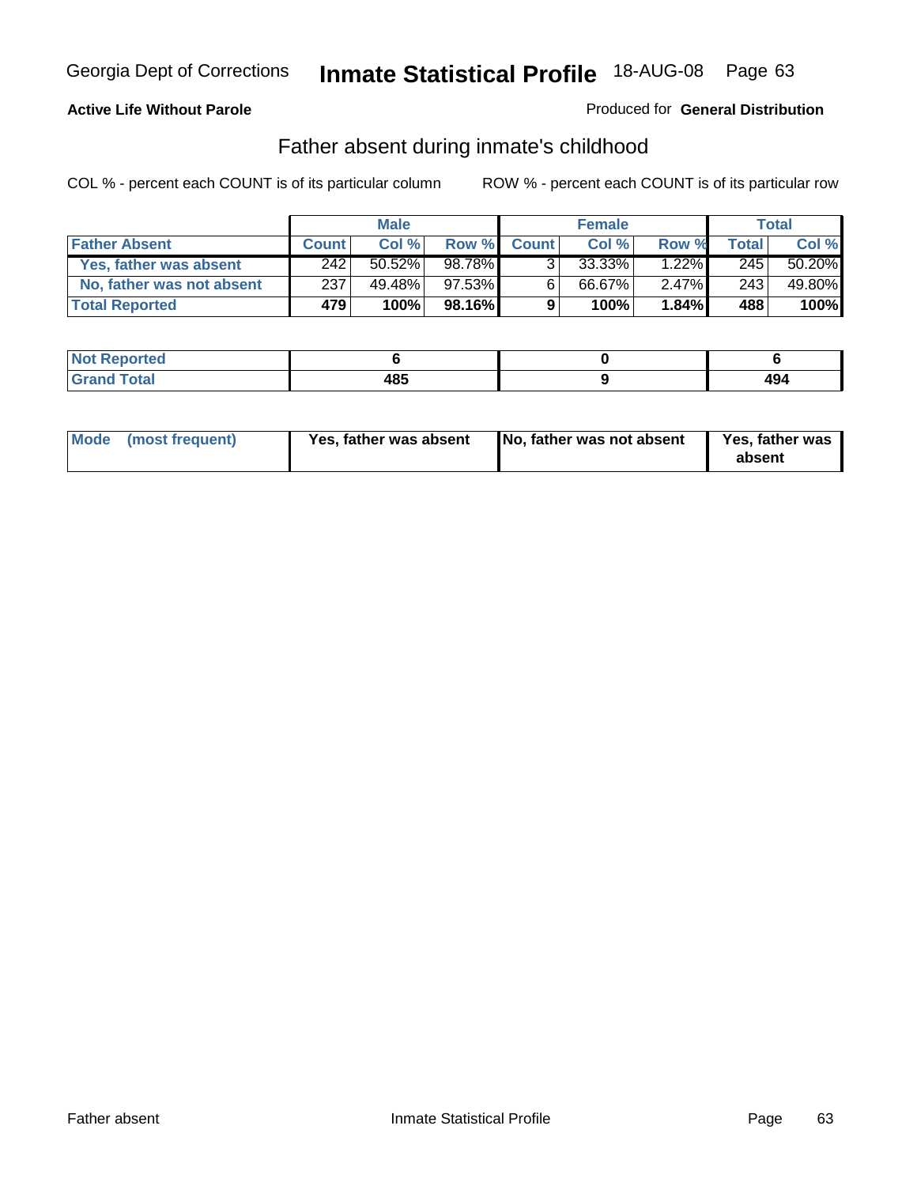Georgia Dept of Corrections **Inmate Statistical Profile** 18-AUG-08 Page 63

**Active Life Without Parole**

Produced for **General Distribution**

## Father absent during inmate's childhood

COL % - percent each COUNT is of its particular column

ROW % - percent each COUNT is of its particular row

| | Male | | | Female | | | Total | |
|---|---|---|---|---|---|---|---|---|
| **Father Absent** | **Count** | **Col %** | **Row %** | **Count** | **Col %** | **Row %** | **Total** | **Col %** |
| Yes, father was absent | 242 | 50.52% | 98.78% | 3 | 33.33% | 1.22% | 245 | 50.20% |
| No, father was not absent | 237 | 49.48% | 97.53% | 6 | 66.67% | 2.47% | 243 | 49.80% |
| **Total Reported** | **479** | **100%** | **98.16%** | **9** | **100%** | **1.84%** | **488** | **100%** |

| | Male | Female | Total |
|---|---|---|---|
| **Not Reported** | **6** | **0** | **6** |
| **Grand Total** | **485** | **9** | **494** |

| | Male | Female | Total |
|---|---|---|---|
| **Mode (most frequent)** | **Yes, father was absent** | **No, father was not absent** | **Yes, father was absent** |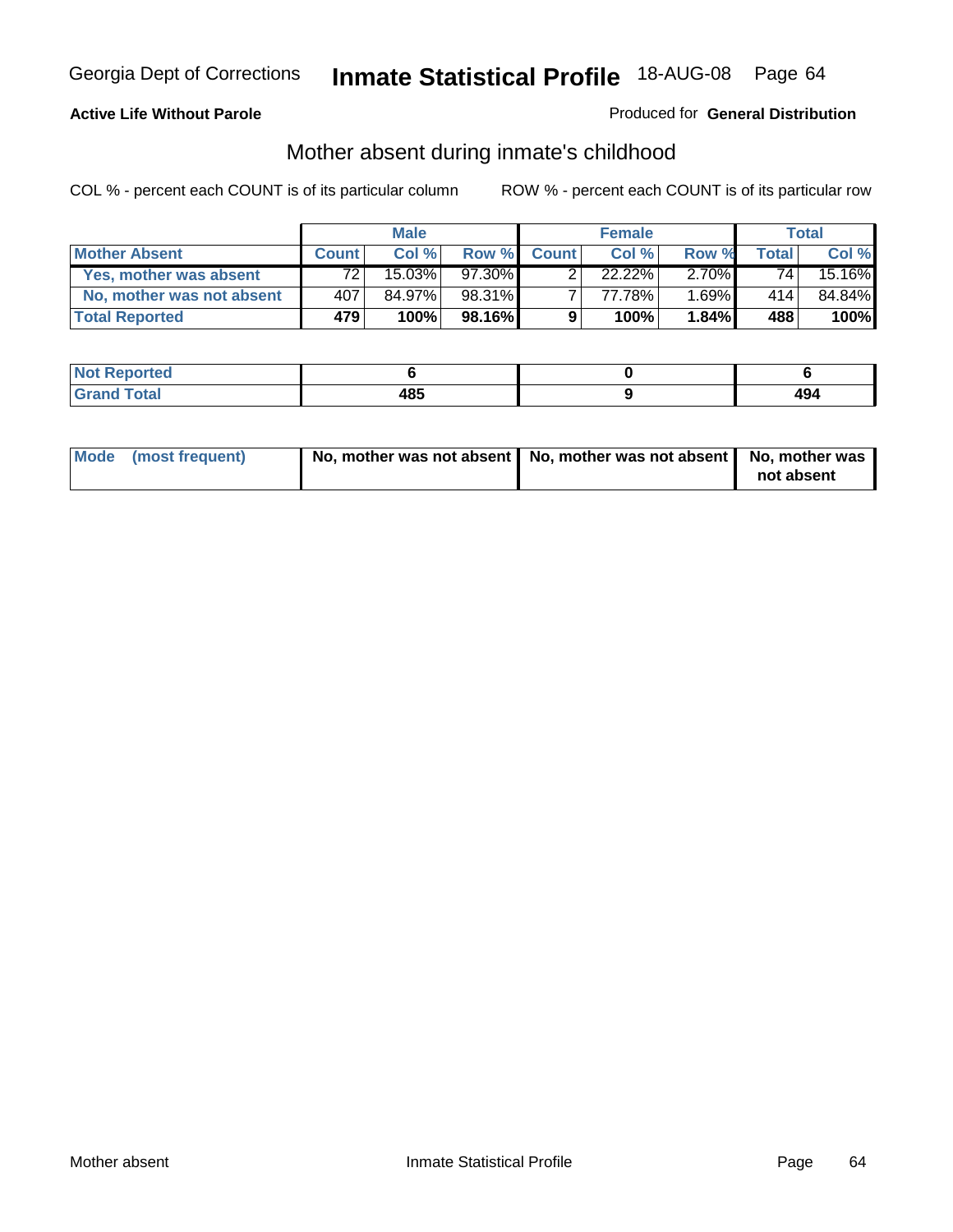Georgia Dept of Corrections **Inmate Statistical Profile** 18-AUG-08

**Active Life Without Parole**

Produced for **General Distribution**

## Mother absent during inmate's childhood

COL % - percent each COUNT is of its particular column    ROW % - percent each COUNT is of its particular row

| | Male | | | Female | | | Total | |
|---|---|---|---|---|---|---|---|---|
| **Mother Absent** | **Count** | **Col %** | **Row %** | **Count** | **Col %** | **Row %** | **Total** | **Col %** |
| **Yes, mother was absent** | 72 | 15.03% | 97.30% | 2 | 22.22% | 2.70% | 74 | 15.16% |
| **No, mother was not absent** | 407 | 84.97% | 98.31% | 7 | 77.78% | 1.69% | 414 | 84.84% |
| **Total Reported** | **479** | **100%** | **98.16%** | **9** | **100%** | **1.84%** | **488** | **100%** |

| | Male | Female | Total |
|---|---|---|---|
| **Not Reported** | **6** | **0** | **6** |
| **Grand Total** | **485** | **9** | **494** |

| | Male | Female | Total |
|---|---|---|---|
| **Mode (most frequent)** | **No, mother was not absent** | **No, mother was not absent** | **No, mother was not absent** |

Mother absent    Inmate Statistical Profile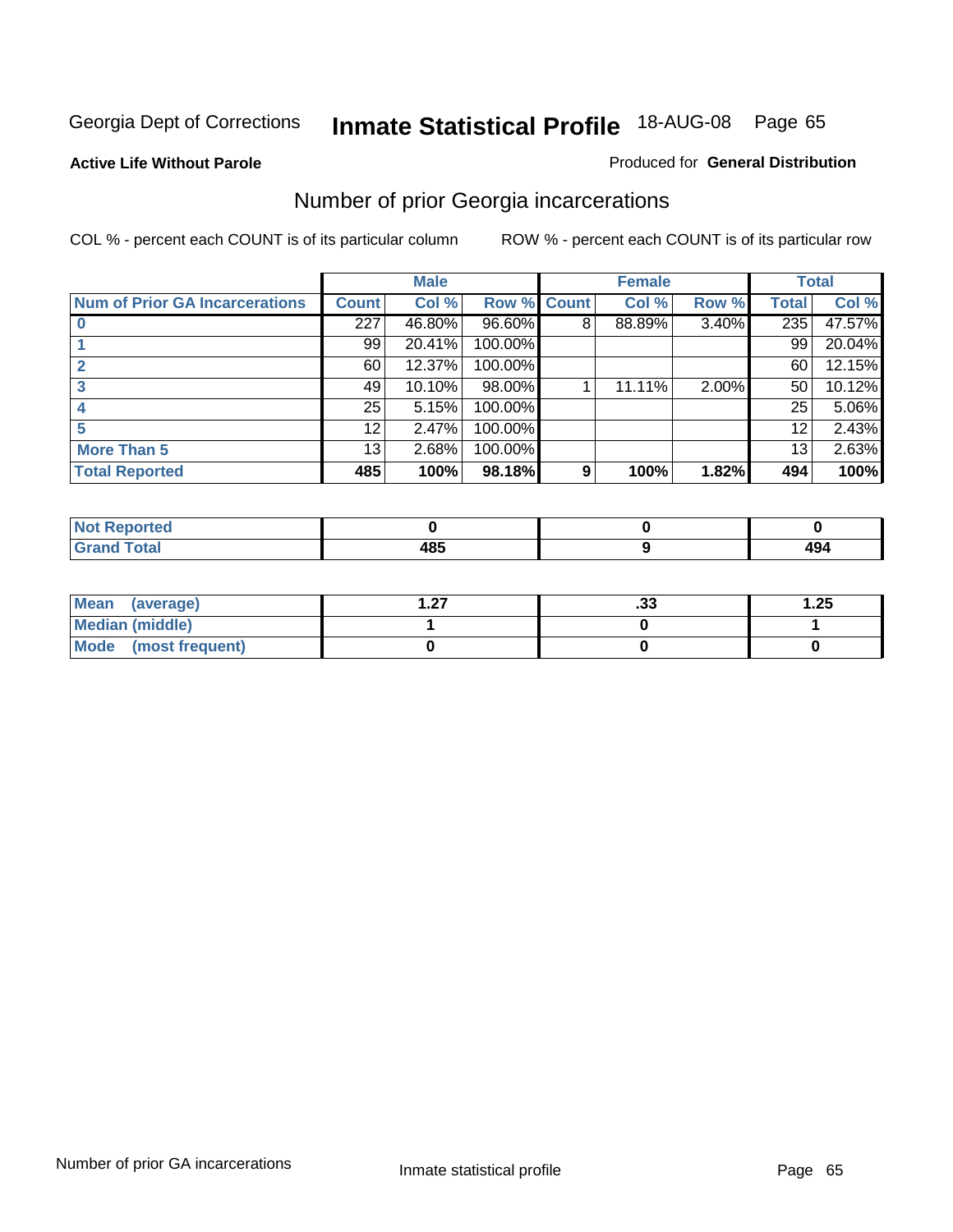Georgia Dept of Corrections **Inmate Statistical Profile** 18-AUG-08

**Active Life Without Parole**

Produced for **General Distribution**

## Number of prior Georgia incarcerations

COL % - percent each COUNT is of its particular column

ROW % - percent each COUNT is of its particular row

| | Male | | | Female | | | Total | |
|---|---|---|---|---|---|---|---|---|
| **Num of Prior GA Incarcerations** | **Count** | **Col %** | **Row %** | **Count** | **Col %** | **Row %** | **Total** | **Col %** |
| **0** | 227 | 46.80% | 96.60% | 8 | 88.89% | 3.40% | 235 | 47.57% |
| **1** | 99 | 20.41% | 100.00% | | | | 99 | 20.04% |
| **2** | 60 | 12.37% | 100.00% | | | | 60 | 12.15% |
| **3** | 49 | 10.10% | 98.00% | 1 | 11.11% | 2.00% | 50 | 10.12% |
| **4** | 25 | 5.15% | 100.00% | | | | 25 | 5.06% |
| **5** | 12 | 2.47% | 100.00% | | | | 12 | 2.43% |
| **More Than 5** | 13 | 2.68% | 100.00% | | | | 13 | 2.63% |
| **Total Reported** | **485** | **100%** | **98.18%** | **9** | **100%** | **1.82%** | **494** | **100%** |

| | Male | Female | Total |
|---|---|---|---|
| **Not Reported** | **0** | **0** | **0** |
| **Grand Total** | **485** | **9** | **494** |

| | Male | Female | Total |
|---|---|---|---|
| **Mean (average)** | **1.27** | **.33** | **1.25** |
| **Median (middle)** | **1** | **0** | **1** |
| **Mode (most frequent)** | **0** | **0** | **0** |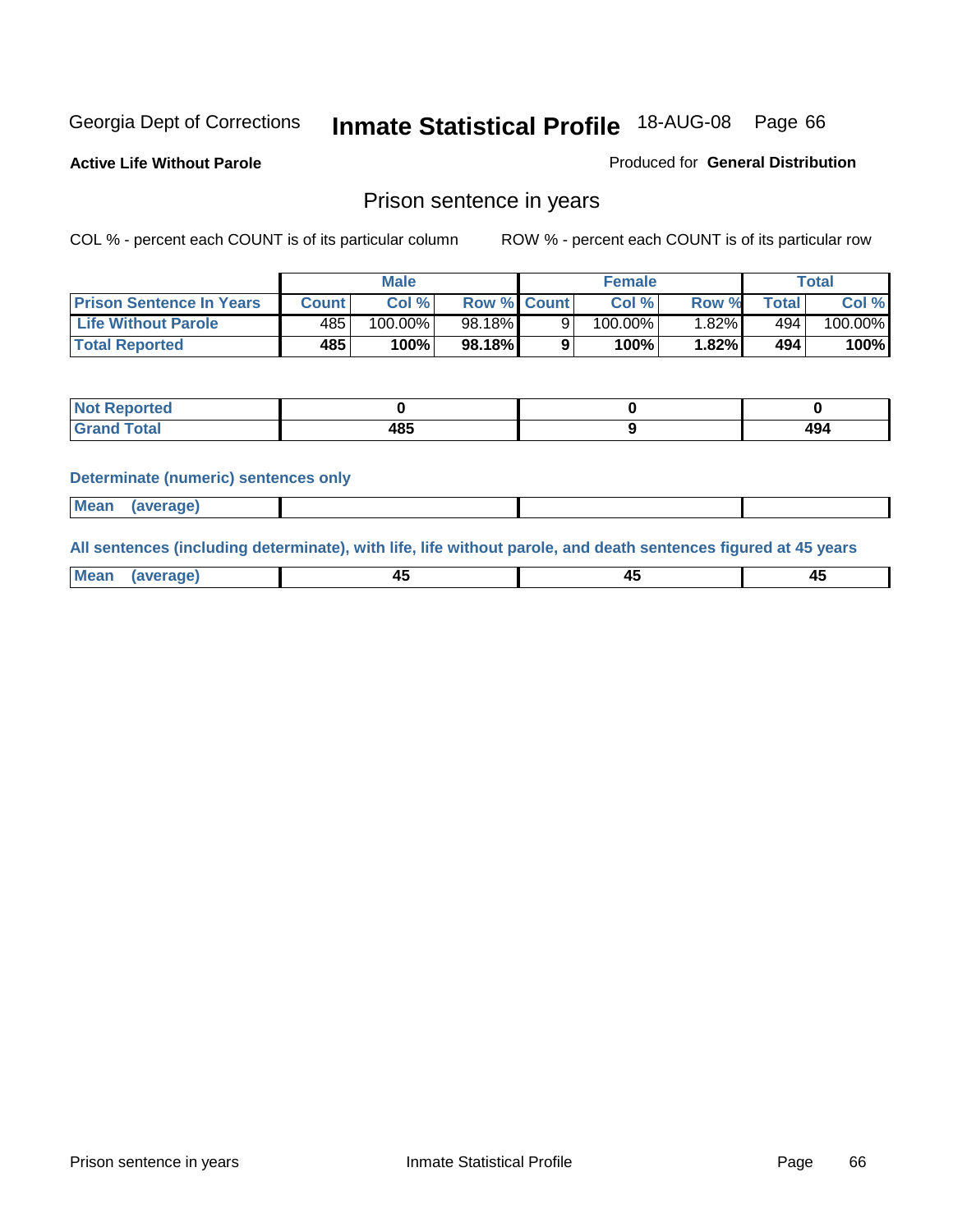Georgia Dept of Corrections **Inmate Statistical Profile** 18-AUG-08

**Active Life Without Parole**

Produced for **General Distribution**

## Prison sentence in years

COL % - percent each COUNT is of its particular column

ROW % - percent each COUNT is of its particular row

| | Male | | | Female | | | Total | |
|---|---|---|---|---|---|---|---|---|
| **Prison Sentence In Years** | **Count** | **Col %** | **Row %** | **Count** | **Col %** | **Row %** | **Total** | **Col %** |
| **Life Without Parole** | 485 | 100.00% | 98.18% | 9 | 100.00% | 1.82% | 494 | 100.00% |
| **Total Reported** | **485** | **100%** | **98.18%** | **9** | **100%** | **1.82%** | **494** | **100%** |

| | Male | Female | Total |
|---|---|---|---|
| **Not Reported** | **0** | **0** | **0** |
| **Grand Total** | **485** | **9** | **494** |

**Determinate (numeric) sentences only**

| | Male | Female | Total |
|---|---|---|---|
| **Mean (average)** | | | |

**All sentences (including determinate), with life, life without parole, and death sentences figured at 45 years**

| | Male | Female | Total |
|---|---|---|---|
| **Mean (average)** | **45** | **45** | **45** |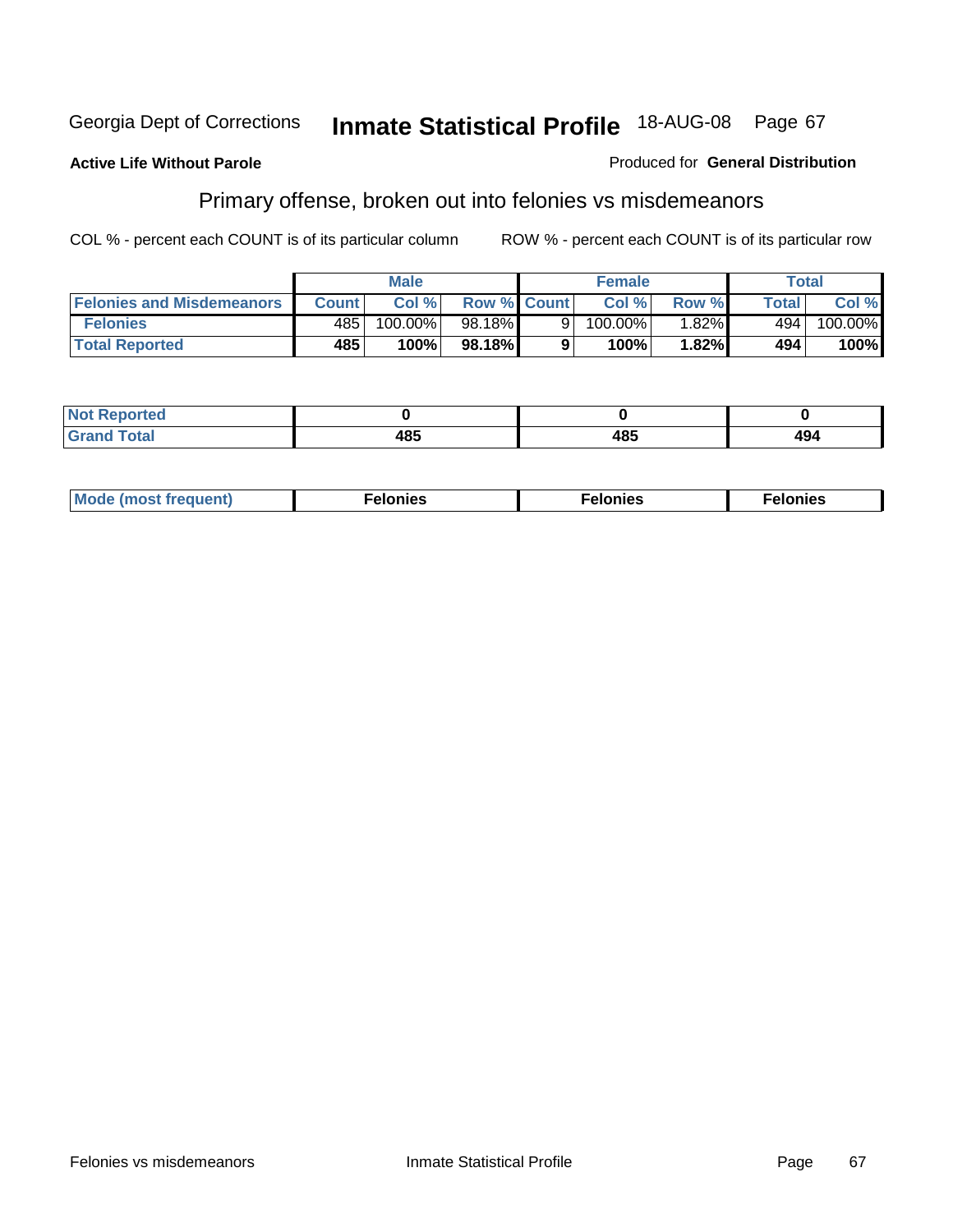Georgia Dept of Corrections **Inmate Statistical Profile** 18-AUG-08

**Active Life Without Parole**

Produced for **General Distribution**

## Primary offense, broken out into felonies vs misdemeanors

COL % - percent each COUNT is of its particular column

ROW % - percent each COUNT is of its particular row

| | Male | | | Female | | | Total | |
|---|---|---|---|---|---|---|---|---|
| **Felonies and Misdemeanors** | **Count** | **Col %** | **Row %** | **Count** | **Col %** | **Row %** | **Total** | **Col %** |
| **Felonies** | 485 | 100.00% | 98.18% | 9 | 100.00% | 1.82% | 494 | 100.00% |
| **Total Reported** | **485** | **100%** | **98.18%** | **9** | **100%** | **1.82%** | **494** | **100%** |

| | Male | Female | Total |
|---|---|---|---|
| **Not Reported** | **0** | **0** | **0** |
| **Grand Total** | **485** | **485** | **494** |

| | Male | Female | Total |
|---|---|---|---|
| **Mode (most frequent)** | **Felonies** | **Felonies** | **Felonies** |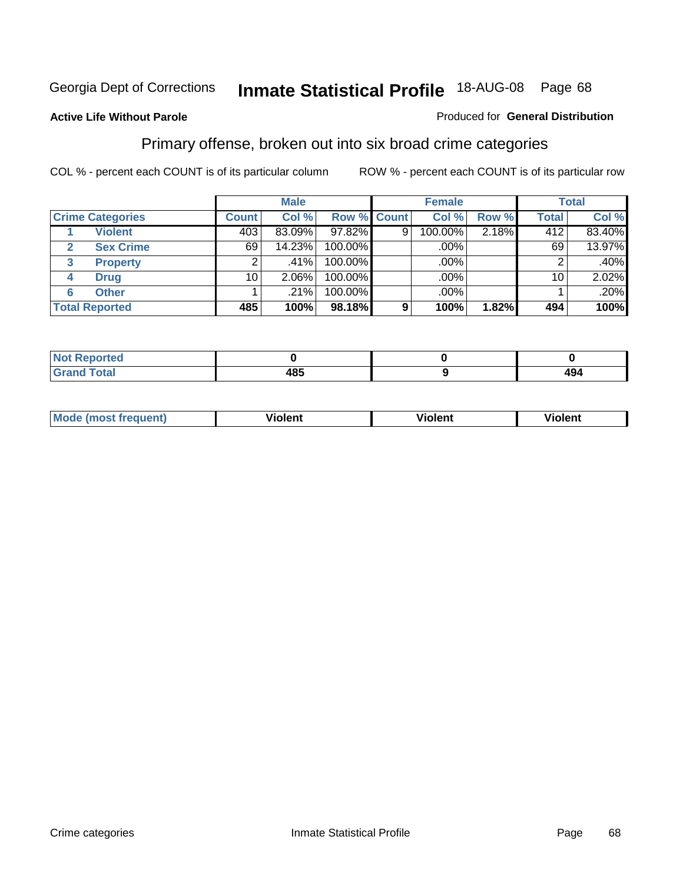Georgia Dept of Corrections **Inmate Statistical Profile** 18-AUG-08 Page 68

**Active Life Without Parole**

Produced for **General Distribution**

## Primary offense, broken out into six broad crime categories

COL % - percent each COUNT is of its particular column

ROW % - percent each COUNT is of its particular row

| Crime Categories | | Male | | | Female | | | Total | |
|---|---|---|---|---|---|---|---|---|---|
| | | Count | Col % | Row % | Count | Col % | Row % | Total | Col % |
| 1 | Violent | 403 | 83.09% | 97.82% | 9 | 100.00% | 2.18% | 412 | 83.40% |
| 2 | Sex Crime | 69 | 14.23% | 100.00% | | .00% | | 69 | 13.97% |
| 3 | Property | 2 | .41% | 100.00% | | .00% | | 2 | .40% |
| 4 | Drug | 10 | 2.06% | 100.00% | | .00% | | 10 | 2.02% |
| 6 | Other | 1 | .21% | 100.00% | | .00% | | 1 | .20% |
| **Total Reported** | | **485** | **100%** | **98.18%** | **9** | **100%** | **1.82%** | **494** | **100%** |

| | Male | Female | Total |
|---|---|---|---|
| Not Reported | **0** | **0** | **0** |
| Grand Total | **485** | **9** | **494** |

| | Male | Female | Total |
|---|---|---|---|
| Mode (most frequent) | **Violent** | **Violent** | **Violent** |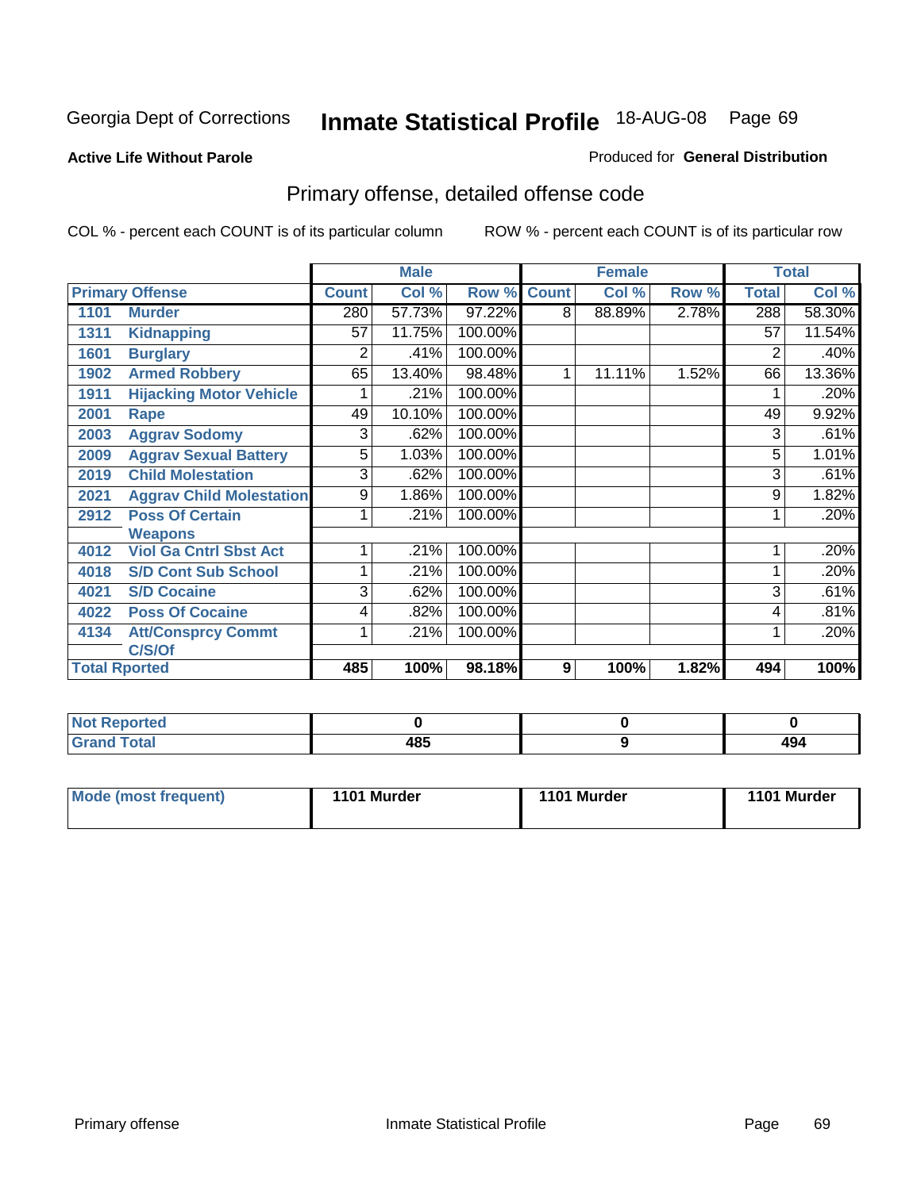Georgia Dept of Corrections **Inmate Statistical Profile** 18-AUG-08 Page 69

**Active Life Without Parole**

Produced for **General Distribution**

## Primary offense, detailed offense code

COL % - percent each COUNT is of its particular column

ROW % - percent each COUNT is of its particular row

| Primary Offense | | Male | | | Female | | | Total | |
|---|---|---|---|---|---|---|---|---|---|
| | | Count | Col % | Row % | Count | Col % | Row % | Total | Col % |
| 1101 | Murder | 280 | 57.73% | 97.22% | 8 | 88.89% | 2.78% | 288 | 58.30% |
| 1311 | Kidnapping | 57 | 11.75% | 100.00% | | | | 57 | 11.54% |
| 1601 | Burglary | 2 | .41% | 100.00% | | | | 2 | .40% |
| 1902 | Armed Robbery | 65 | 13.40% | 98.48% | 1 | 11.11% | 1.52% | 66 | 13.36% |
| 1911 | Hijacking Motor Vehicle | 1 | .21% | 100.00% | | | | 1 | .20% |
| 2001 | Rape | 49 | 10.10% | 100.00% | | | | 49 | 9.92% |
| 2003 | Aggrav Sodomy | 3 | .62% | 100.00% | | | | 3 | .61% |
| 2009 | Aggrav Sexual Battery | 5 | 1.03% | 100.00% | | | | 5 | 1.01% |
| 2019 | Child Molestation | 3 | .62% | 100.00% | | | | 3 | .61% |
| 2021 | Aggrav Child Molestation | 9 | 1.86% | 100.00% | | | | 9 | 1.82% |
| 2912 | Poss Of Certain Weapons | 1 | .21% | 100.00% | | | | 1 | .20% |
| 4012 | Viol Ga Cntrl Sbst Act | 1 | .21% | 100.00% | | | | 1 | .20% |
| 4018 | S/D Cont Sub School | 1 | .21% | 100.00% | | | | 1 | .20% |
| 4021 | S/D Cocaine | 3 | .62% | 100.00% | | | | 3 | .61% |
| 4022 | Poss Of Cocaine | 4 | .82% | 100.00% | | | | 4 | .81% |
| 4134 | Att/Consprcy Commt C/S/Of | 1 | .21% | 100.00% | | | | 1 | .20% |
| Total Rported | | 485 | 100% | 98.18% | 9 | 100% | 1.82% | 494 | 100% |

| | Male | Female | Total |
|---|---|---|---|
| Not Reported | 0 | 0 | 0 |
| Grand Total | 485 | 9 | 494 |

| | Male | Female | Total |
|---|---|---|---|
| Mode (most frequent) | 1101 Murder | 1101 Murder | 1101 Murder |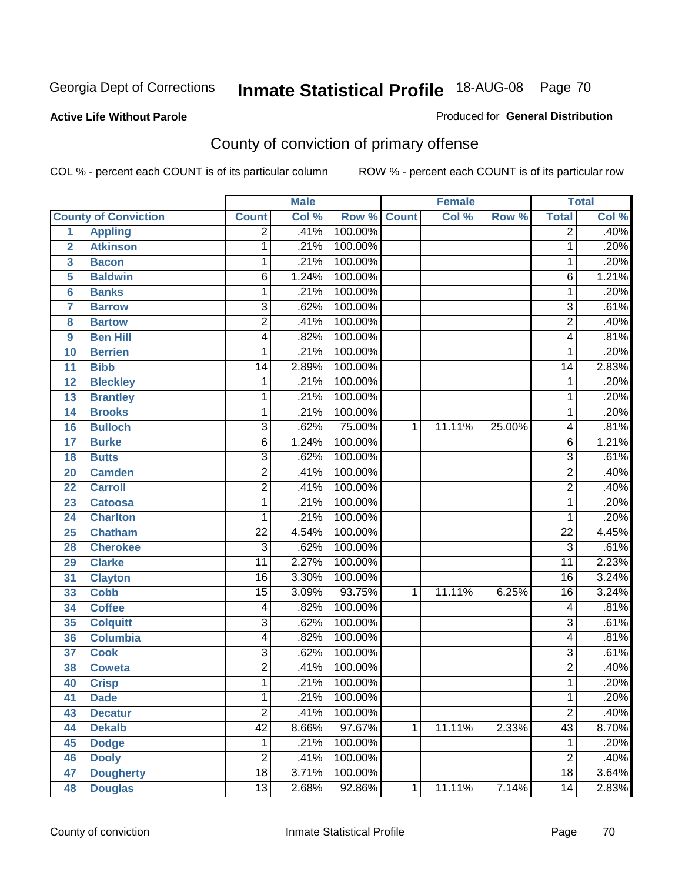Georgia Dept of Corrections **Inmate Statistical Profile** 18-AUG-08

**Active Life Without Parole**

Produced for **General Distribution**

## County of conviction of primary offense

COL % - percent each COUNT is of its particular column  ROW % - percent each COUNT is of its particular row

| | | Male | | | Female | | | Total | |
|---|---|---|---|---|---|---|---|---|---|
| **County of Conviction** | | **Count** | **Col %** | **Row %** | **Count** | **Col %** | **Row %** | **Total** | **Col %** |
| 1 | Appling | 2 | .41% | 100.00% | | | | 2 | .40% |
| 2 | Atkinson | 1 | .21% | 100.00% | | | | 1 | .20% |
| 3 | Bacon | 1 | .21% | 100.00% | | | | 1 | .20% |
| 5 | Baldwin | 6 | 1.24% | 100.00% | | | | 6 | 1.21% |
| 6 | Banks | 1 | .21% | 100.00% | | | | 1 | .20% |
| 7 | Barrow | 3 | .62% | 100.00% | | | | 3 | .61% |
| 8 | Bartow | 2 | .41% | 100.00% | | | | 2 | .40% |
| 9 | Ben Hill | 4 | .82% | 100.00% | | | | 4 | .81% |
| 10 | Berrien | 1 | .21% | 100.00% | | | | 1 | .20% |
| 11 | Bibb | 14 | 2.89% | 100.00% | | | | 14 | 2.83% |
| 12 | Bleckley | 1 | .21% | 100.00% | | | | 1 | .20% |
| 13 | Brantley | 1 | .21% | 100.00% | | | | 1 | .20% |
| 14 | Brooks | 1 | .21% | 100.00% | | | | 1 | .20% |
| 16 | Bulloch | 3 | .62% | 75.00% | 1 | 11.11% | 25.00% | 4 | .81% |
| 17 | Burke | 6 | 1.24% | 100.00% | | | | 6 | 1.21% |
| 18 | Butts | 3 | .62% | 100.00% | | | | 3 | .61% |
| 20 | Camden | 2 | .41% | 100.00% | | | | 2 | .40% |
| 22 | Carroll | 2 | .41% | 100.00% | | | | 2 | .40% |
| 23 | Catoosa | 1 | .21% | 100.00% | | | | 1 | .20% |
| 24 | Charlton | 1 | .21% | 100.00% | | | | 1 | .20% |
| 25 | Chatham | 22 | 4.54% | 100.00% | | | | 22 | 4.45% |
| 28 | Cherokee | 3 | .62% | 100.00% | | | | 3 | .61% |
| 29 | Clarke | 11 | 2.27% | 100.00% | | | | 11 | 2.23% |
| 31 | Clayton | 16 | 3.30% | 100.00% | | | | 16 | 3.24% |
| 33 | Cobb | 15 | 3.09% | 93.75% | 1 | 11.11% | 6.25% | 16 | 3.24% |
| 34 | Coffee | 4 | .82% | 100.00% | | | | 4 | .81% |
| 35 | Colquitt | 3 | .62% | 100.00% | | | | 3 | .61% |
| 36 | Columbia | 4 | .82% | 100.00% | | | | 4 | .81% |
| 37 | Cook | 3 | .62% | 100.00% | | | | 3 | .61% |
| 38 | Coweta | 2 | .41% | 100.00% | | | | 2 | .40% |
| 40 | Crisp | 1 | .21% | 100.00% | | | | 1 | .20% |
| 41 | Dade | 1 | .21% | 100.00% | | | | 1 | .20% |
| 43 | Decatur | 2 | .41% | 100.00% | | | | 2 | .40% |
| 44 | Dekalb | 42 | 8.66% | 97.67% | 1 | 11.11% | 2.33% | 43 | 8.70% |
| 45 | Dodge | 1 | .21% | 100.00% | | | | 1 | .20% |
| 46 | Dooly | 2 | .41% | 100.00% | | | | 2 | .40% |
| 47 | Dougherty | 18 | 3.71% | 100.00% | | | | 18 | 3.64% |
| 48 | Douglas | 13 | 2.68% | 92.86% | 1 | 11.11% | 7.14% | 14 | 2.83% |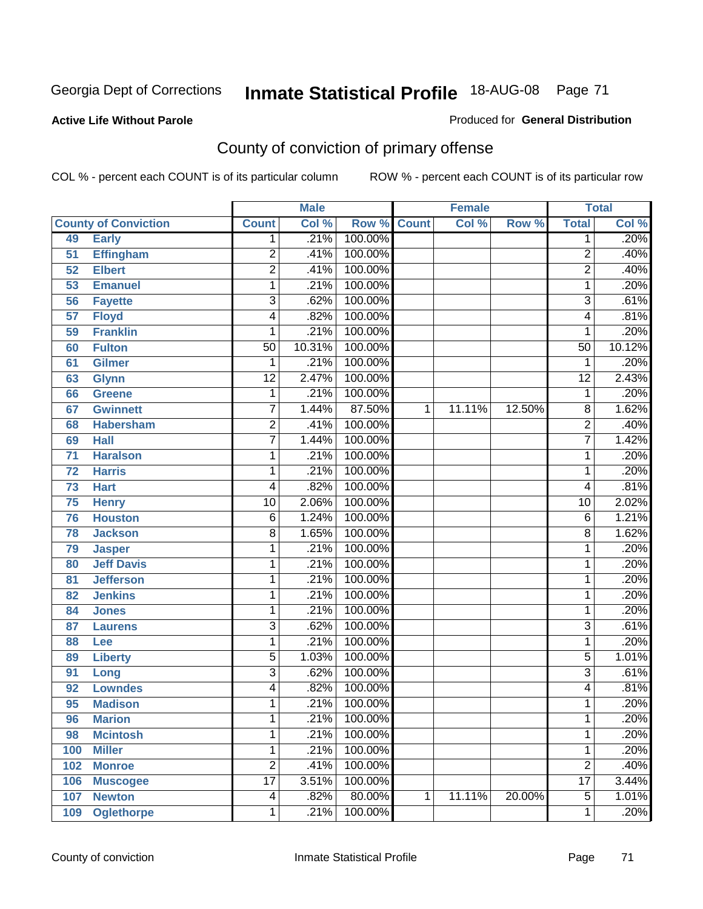Georgia Dept of Corrections **Inmate Statistical Profile** 18-AUG-08

**Active Life Without Parole**

Produced for **General Distribution**

## County of conviction of primary offense

COL % - percent each COUNT is of its particular column ROW % - percent each COUNT is of its particular row

| | | Male | | | Female | | | Total | |
|---|---|---|---|---|---|---|---|---|---|
| **County of Conviction** | | **Count** | **Col %** | **Row %** | **Count** | **Col %** | **Row %** | **Total** | **Col %** |
| 49 | Early | 1 | .21% | 100.00% | | | | 1 | .20% |
| 51 | Effingham | 2 | .41% | 100.00% | | | | 2 | .40% |
| 52 | Elbert | 2 | .41% | 100.00% | | | | 2 | .40% |
| 53 | Emanuel | 1 | .21% | 100.00% | | | | 1 | .20% |
| 56 | Fayette | 3 | .62% | 100.00% | | | | 3 | .61% |
| 57 | Floyd | 4 | .82% | 100.00% | | | | 4 | .81% |
| 59 | Franklin | 1 | .21% | 100.00% | | | | 1 | .20% |
| 60 | Fulton | 50 | 10.31% | 100.00% | | | | 50 | 10.12% |
| 61 | Gilmer | 1 | .21% | 100.00% | | | | 1 | .20% |
| 63 | Glynn | 12 | 2.47% | 100.00% | | | | 12 | 2.43% |
| 66 | Greene | 1 | .21% | 100.00% | | | | 1 | .20% |
| 67 | Gwinnett | 7 | 1.44% | 87.50% | 1 | 11.11% | 12.50% | 8 | 1.62% |
| 68 | Habersham | 2 | .41% | 100.00% | | | | 2 | .40% |
| 69 | Hall | 7 | 1.44% | 100.00% | | | | 7 | 1.42% |
| 71 | Haralson | 1 | .21% | 100.00% | | | | 1 | .20% |
| 72 | Harris | 1 | .21% | 100.00% | | | | 1 | .20% |
| 73 | Hart | 4 | .82% | 100.00% | | | | 4 | .81% |
| 75 | Henry | 10 | 2.06% | 100.00% | | | | 10 | 2.02% |
| 76 | Houston | 6 | 1.24% | 100.00% | | | | 6 | 1.21% |
| 78 | Jackson | 8 | 1.65% | 100.00% | | | | 8 | 1.62% |
| 79 | Jasper | 1 | .21% | 100.00% | | | | 1 | .20% |
| 80 | Jeff Davis | 1 | .21% | 100.00% | | | | 1 | .20% |
| 81 | Jefferson | 1 | .21% | 100.00% | | | | 1 | .20% |
| 82 | Jenkins | 1 | .21% | 100.00% | | | | 1 | .20% |
| 84 | Jones | 1 | .21% | 100.00% | | | | 1 | .20% |
| 87 | Laurens | 3 | .62% | 100.00% | | | | 3 | .61% |
| 88 | Lee | 1 | .21% | 100.00% | | | | 1 | .20% |
| 89 | Liberty | 5 | 1.03% | 100.00% | | | | 5 | 1.01% |
| 91 | Long | 3 | .62% | 100.00% | | | | 3 | .61% |
| 92 | Lowndes | 4 | .82% | 100.00% | | | | 4 | .81% |
| 95 | Madison | 1 | .21% | 100.00% | | | | 1 | .20% |
| 96 | Marion | 1 | .21% | 100.00% | | | | 1 | .20% |
| 98 | Mcintosh | 1 | .21% | 100.00% | | | | 1 | .20% |
| 100 | Miller | 1 | .21% | 100.00% | | | | 1 | .20% |
| 102 | Monroe | 2 | .41% | 100.00% | | | | 2 | .40% |
| 106 | Muscogee | 17 | 3.51% | 100.00% | | | | 17 | 3.44% |
| 107 | Newton | 4 | .82% | 80.00% | 1 | 11.11% | 20.00% | 5 | 1.01% |
| 109 | Oglethorpe | 1 | .21% | 100.00% | | | | 1 | .20% |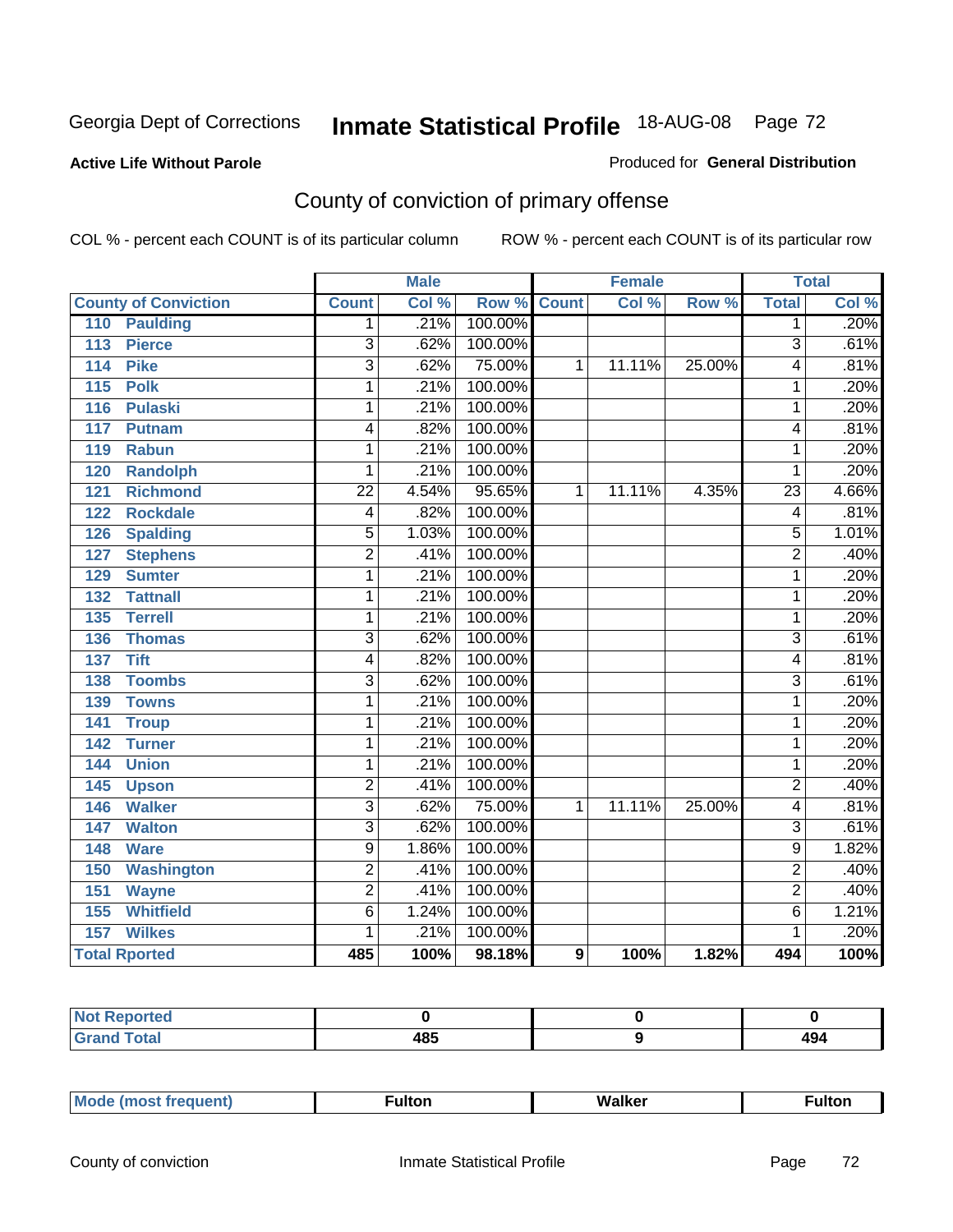Georgia Dept of Corrections **Inmate Statistical Profile** 18-AUG-08

**Active Life Without Parole**

Produced for **General Distribution**

## County of conviction of primary offense

COL % - percent each COUNT is of its particular column ROW % - percent each COUNT is of its particular row

| | Male | | | Female | | | Total | |
|---|---|---|---|---|---|---|---|---|
| **County of Conviction** | **Count** | **Col %** | **Row %** | **Count** | **Col %** | **Row %** | **Total** | **Col %** |
| 110 Paulding | 1 | .21% | 100.00% | | | | 1 | .20% |
| 113 Pierce | 3 | .62% | 100.00% | | | | 3 | .61% |
| 114 Pike | 3 | .62% | 75.00% | 1 | 11.11% | 25.00% | 4 | .81% |
| 115 Polk | 1 | .21% | 100.00% | | | | 1 | .20% |
| 116 Pulaski | 1 | .21% | 100.00% | | | | 1 | .20% |
| 117 Putnam | 4 | .82% | 100.00% | | | | 4 | .81% |
| 119 Rabun | 1 | .21% | 100.00% | | | | 1 | .20% |
| 120 Randolph | 1 | .21% | 100.00% | | | | 1 | .20% |
| 121 Richmond | 22 | 4.54% | 95.65% | 1 | 11.11% | 4.35% | 23 | 4.66% |
| 122 Rockdale | 4 | .82% | 100.00% | | | | 4 | .81% |
| 126 Spalding | 5 | 1.03% | 100.00% | | | | 5 | 1.01% |
| 127 Stephens | 2 | .41% | 100.00% | | | | 2 | .40% |
| 129 Sumter | 1 | .21% | 100.00% | | | | 1 | .20% |
| 132 Tattnall | 1 | .21% | 100.00% | | | | 1 | .20% |
| 135 Terrell | 1 | .21% | 100.00% | | | | 1 | .20% |
| 136 Thomas | 3 | .62% | 100.00% | | | | 3 | .61% |
| 137 Tift | 4 | .82% | 100.00% | | | | 4 | .81% |
| 138 Toombs | 3 | .62% | 100.00% | | | | 3 | .61% |
| 139 Towns | 1 | .21% | 100.00% | | | | 1 | .20% |
| 141 Troup | 1 | .21% | 100.00% | | | | 1 | .20% |
| 142 Turner | 1 | .21% | 100.00% | | | | 1 | .20% |
| 144 Union | 1 | .21% | 100.00% | | | | 1 | .20% |
| 145 Upson | 2 | .41% | 100.00% | | | | 2 | .40% |
| 146 Walker | 3 | .62% | 75.00% | 1 | 11.11% | 25.00% | 4 | .81% |
| 147 Walton | 3 | .62% | 100.00% | | | | 3 | .61% |
| 148 Ware | 9 | 1.86% | 100.00% | | | | 9 | 1.82% |
| 150 Washington | 2 | .41% | 100.00% | | | | 2 | .40% |
| 151 Wayne | 2 | .41% | 100.00% | | | | 2 | .40% |
| 155 Whitfield | 6 | 1.24% | 100.00% | | | | 6 | 1.21% |
| 157 Wilkes | 1 | .21% | 100.00% | | | | 1 | .20% |
| **Total Rported** | **485** | **100%** | **98.18%** | **9** | **100%** | **1.82%** | **494** | **100%** |

| | Male | Female | Total |
|---|---|---|---|
| Not Reported | 0 | 0 | 0 |
| Grand Total | 485 | 9 | 494 |

| | Male | Female | Total |
|---|---|---|---|
| Mode (most frequent) | Fulton | Walker | Fulton |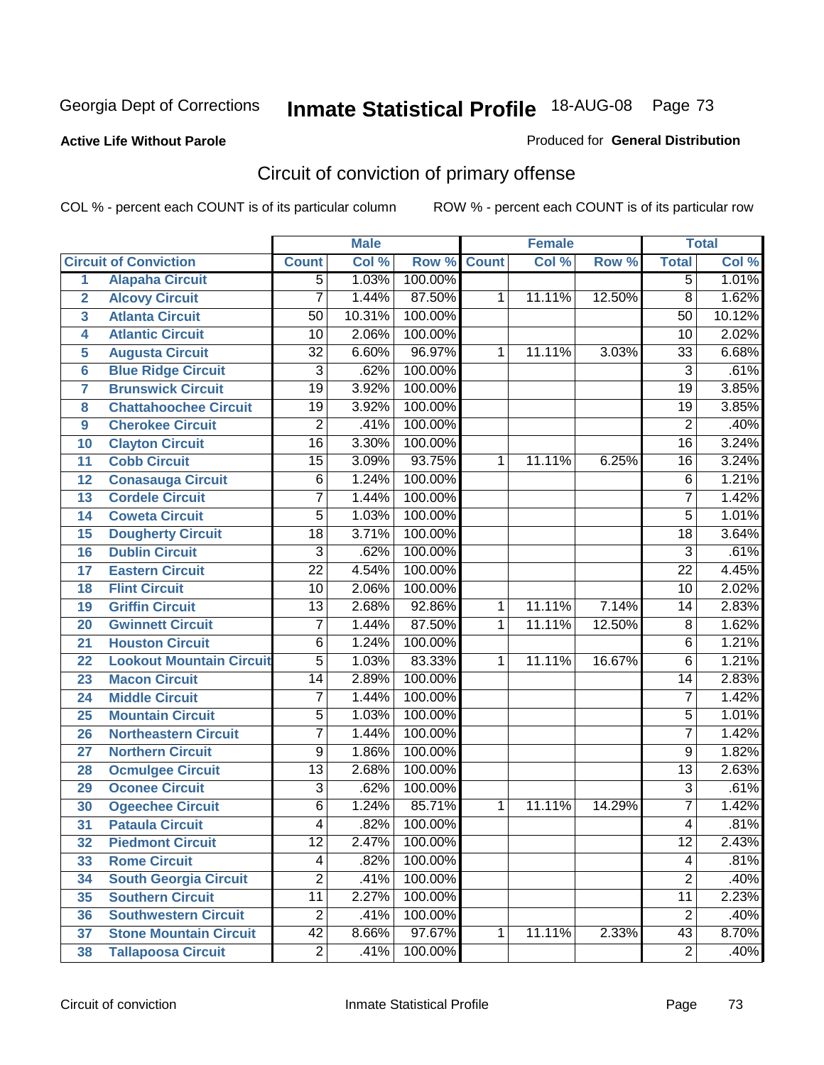Georgia Dept of Corrections **Inmate Statistical Profile** 18-AUG-08

**Active Life Without Parole**

Produced for **General Distribution**

## Circuit of conviction of primary offense

COL % - percent each COUNT is of its particular column

ROW % - percent each COUNT is of its particular row

| | | Male | | | Female | | | Total | |
|---|---|---|---|---|---|---|---|---|---|
| **Circuit of Conviction** | | **Count** | **Col %** | **Row %** | **Count** | **Col %** | **Row %** | **Total** | **Col %** |
| 1 | Alapaha Circuit | 5 | 1.03% | 100.00% | | | | 5 | 1.01% |
| 2 | Alcovy Circuit | 7 | 1.44% | 87.50% | 1 | 11.11% | 12.50% | 8 | 1.62% |
| 3 | Atlanta Circuit | 50 | 10.31% | 100.00% | | | | 50 | 10.12% |
| 4 | Atlantic Circuit | 10 | 2.06% | 100.00% | | | | 10 | 2.02% |
| 5 | Augusta Circuit | 32 | 6.60% | 96.97% | 1 | 11.11% | 3.03% | 33 | 6.68% |
| 6 | Blue Ridge Circuit | 3 | .62% | 100.00% | | | | 3 | .61% |
| 7 | Brunswick Circuit | 19 | 3.92% | 100.00% | | | | 19 | 3.85% |
| 8 | Chattahoochee Circuit | 19 | 3.92% | 100.00% | | | | 19 | 3.85% |
| 9 | Cherokee Circuit | 2 | .41% | 100.00% | | | | 2 | .40% |
| 10 | Clayton Circuit | 16 | 3.30% | 100.00% | | | | 16 | 3.24% |
| 11 | Cobb Circuit | 15 | 3.09% | 93.75% | 1 | 11.11% | 6.25% | 16 | 3.24% |
| 12 | Conasauga Circuit | 6 | 1.24% | 100.00% | | | | 6 | 1.21% |
| 13 | Cordele Circuit | 7 | 1.44% | 100.00% | | | | 7 | 1.42% |
| 14 | Coweta Circuit | 5 | 1.03% | 100.00% | | | | 5 | 1.01% |
| 15 | Dougherty Circuit | 18 | 3.71% | 100.00% | | | | 18 | 3.64% |
| 16 | Dublin Circuit | 3 | .62% | 100.00% | | | | 3 | .61% |
| 17 | Eastern Circuit | 22 | 4.54% | 100.00% | | | | 22 | 4.45% |
| 18 | Flint Circuit | 10 | 2.06% | 100.00% | | | | 10 | 2.02% |
| 19 | Griffin Circuit | 13 | 2.68% | 92.86% | 1 | 11.11% | 7.14% | 14 | 2.83% |
| 20 | Gwinnett Circuit | 7 | 1.44% | 87.50% | 1 | 11.11% | 12.50% | 8 | 1.62% |
| 21 | Houston Circuit | 6 | 1.24% | 100.00% | | | | 6 | 1.21% |
| 22 | Lookout Mountain Circuit | 5 | 1.03% | 83.33% | 1 | 11.11% | 16.67% | 6 | 1.21% |
| 23 | Macon Circuit | 14 | 2.89% | 100.00% | | | | 14 | 2.83% |
| 24 | Middle Circuit | 7 | 1.44% | 100.00% | | | | 7 | 1.42% |
| 25 | Mountain Circuit | 5 | 1.03% | 100.00% | | | | 5 | 1.01% |
| 26 | Northeastern Circuit | 7 | 1.44% | 100.00% | | | | 7 | 1.42% |
| 27 | Northern Circuit | 9 | 1.86% | 100.00% | | | | 9 | 1.82% |
| 28 | Ocmulgee Circuit | 13 | 2.68% | 100.00% | | | | 13 | 2.63% |
| 29 | Oconee Circuit | 3 | .62% | 100.00% | | | | 3 | .61% |
| 30 | Ogeechee Circuit | 6 | 1.24% | 85.71% | 1 | 11.11% | 14.29% | 7 | 1.42% |
| 31 | Pataula Circuit | 4 | .82% | 100.00% | | | | 4 | .81% |
| 32 | Piedmont Circuit | 12 | 2.47% | 100.00% | | | | 12 | 2.43% |
| 33 | Rome Circuit | 4 | .82% | 100.00% | | | | 4 | .81% |
| 34 | South Georgia Circuit | 2 | .41% | 100.00% | | | | 2 | .40% |
| 35 | Southern Circuit | 11 | 2.27% | 100.00% | | | | 11 | 2.23% |
| 36 | Southwestern Circuit | 2 | .41% | 100.00% | | | | 2 | .40% |
| 37 | Stone Mountain Circuit | 42 | 8.66% | 97.67% | 1 | 11.11% | 2.33% | 43 | 8.70% |
| 38 | Tallapoosa Circuit | 2 | .41% | 100.00% | | | | 2 | .40% |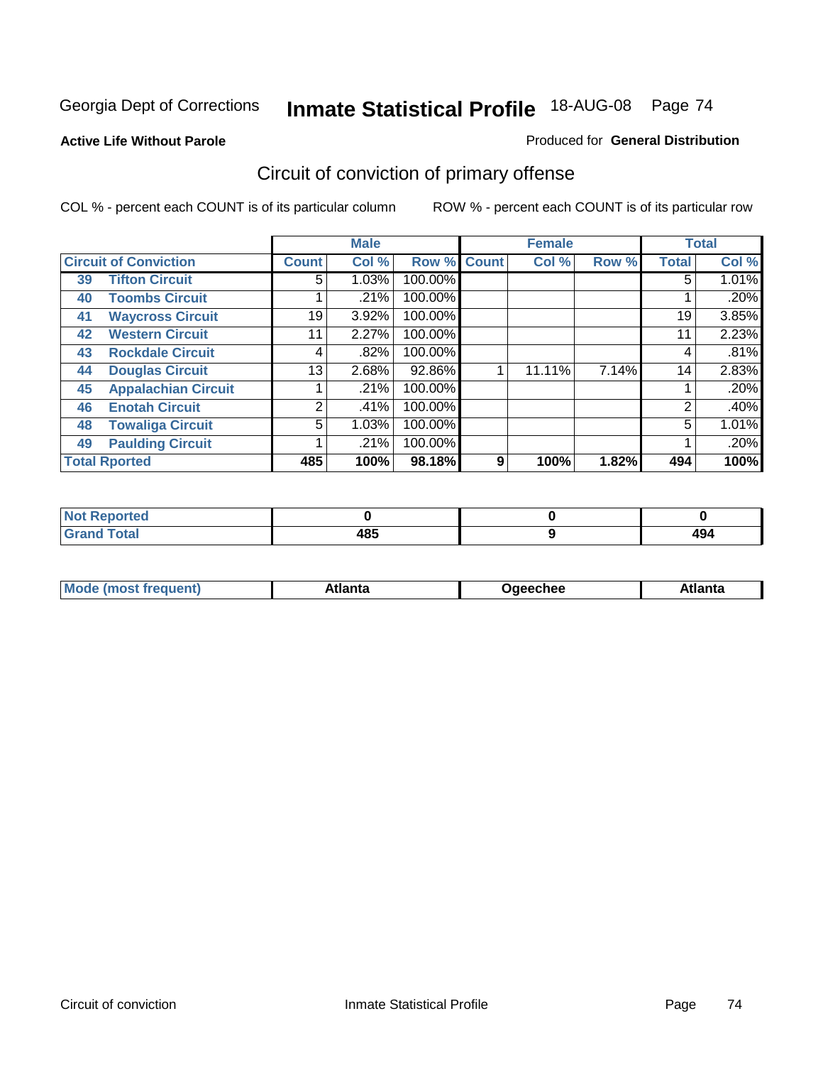Georgia Dept of Corrections **Inmate Statistical Profile** 18-AUG-08

**Active Life Without Parole**

Produced for **General Distribution**

## Circuit of conviction of primary offense

COL % - percent each COUNT is of its particular column    ROW % - percent each COUNT is of its particular row

| Circuit of Conviction | | Male | | | Female | | | Total | |
|---|---|---|---|---|---|---|---|---|---|
| | | Count | Col % | Row % | Count | Col % | Row % | Total | Col % |
| 39 | Tifton Circuit | 5 | 1.03% | 100.00% | | | | 5 | 1.01% |
| 40 | Toombs Circuit | 1 | .21% | 100.00% | | | | 1 | .20% |
| 41 | Waycross Circuit | 19 | 3.92% | 100.00% | | | | 19 | 3.85% |
| 42 | Western Circuit | 11 | 2.27% | 100.00% | | | | 11 | 2.23% |
| 43 | Rockdale Circuit | 4 | .82% | 100.00% | | | | 4 | .81% |
| 44 | Douglas Circuit | 13 | 2.68% | 92.86% | 1 | 11.11% | 7.14% | 14 | 2.83% |
| 45 | Appalachian Circuit | 1 | .21% | 100.00% | | | | 1 | .20% |
| 46 | Enotah Circuit | 2 | .41% | 100.00% | | | | 2 | .40% |
| 48 | Towaliga Circuit | 5 | 1.03% | 100.00% | | | | 5 | 1.01% |
| 49 | Paulding Circuit | 1 | .21% | 100.00% | | | | 1 | .20% |
| **Total Rported** | | **485** | **100%** | **98.18%** | **9** | **100%** | **1.82%** | **494** | **100%** |

| | Male | Female | Total |
|---|---|---|---|
| Not Reported | 0 | 0 | 0 |
| Grand Total | 485 | 9 | 494 |

| | Male | Female | Total |
|---|---|---|---|
| Mode (most frequent) | Atlanta | Ogeechee | Atlanta |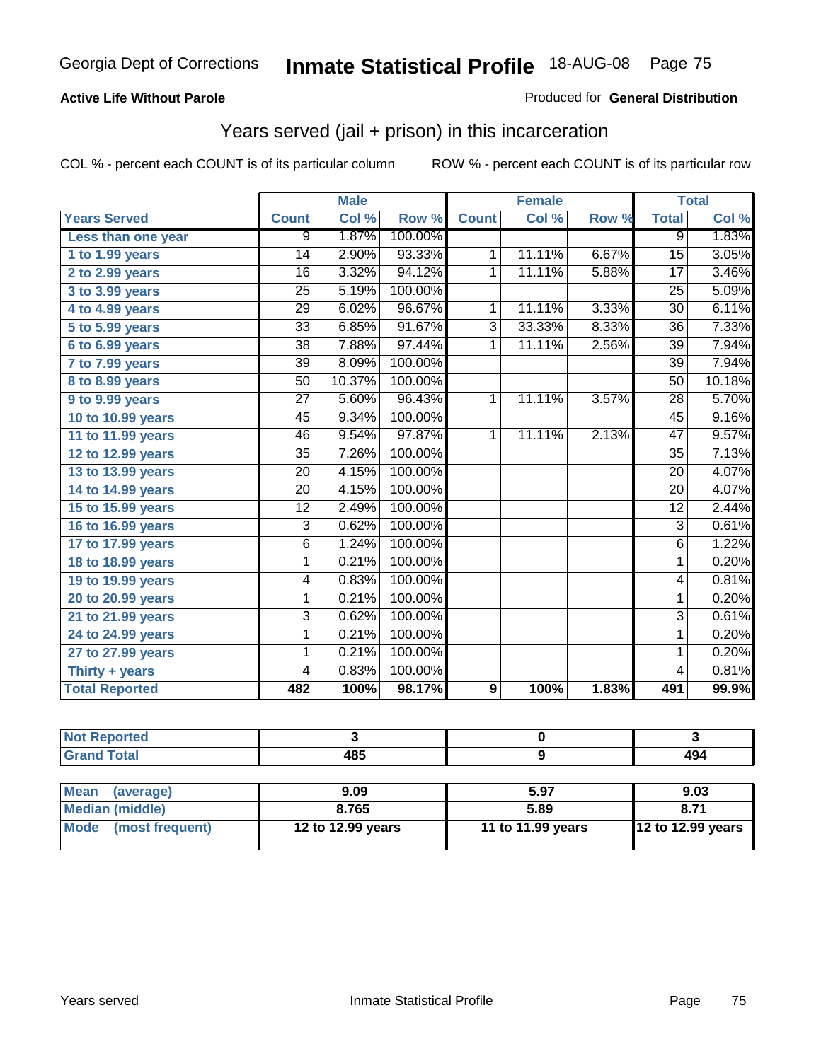**Active Life Without Parole**

Produced for **General Distribution**

## Years served (jail + prison) in this incarceration

COL % - percent each COUNT is of its particular column

ROW % - percent each COUNT is of its particular row

| | Male | | | Female | | | Total | |
|---|---|---|---|---|---|---|---|---|
| **Years Served** | **Count** | **Col %** | **Row %** | **Count** | **Col %** | **Row %** | **Total** | **Col %** |
| Less than one year | 9 | 1.87% | 100.00% | | | | 9 | 1.83% |
| 1 to 1.99 years | 14 | 2.90% | 93.33% | 1 | 11.11% | 6.67% | 15 | 3.05% |
| 2 to 2.99 years | 16 | 3.32% | 94.12% | 1 | 11.11% | 5.88% | 17 | 3.46% |
| 3 to 3.99 years | 25 | 5.19% | 100.00% | | | | 25 | 5.09% |
| 4 to 4.99 years | 29 | 6.02% | 96.67% | 1 | 11.11% | 3.33% | 30 | 6.11% |
| 5 to 5.99 years | 33 | 6.85% | 91.67% | 3 | 33.33% | 8.33% | 36 | 7.33% |
| 6 to 6.99 years | 38 | 7.88% | 97.44% | 1 | 11.11% | 2.56% | 39 | 7.94% |
| 7 to 7.99 years | 39 | 8.09% | 100.00% | | | | 39 | 7.94% |
| 8 to 8.99 years | 50 | 10.37% | 100.00% | | | | 50 | 10.18% |
| 9 to 9.99 years | 27 | 5.60% | 96.43% | 1 | 11.11% | 3.57% | 28 | 5.70% |
| 10 to 10.99 years | 45 | 9.34% | 100.00% | | | | 45 | 9.16% |
| 11 to 11.99 years | 46 | 9.54% | 97.87% | 1 | 11.11% | 2.13% | 47 | 9.57% |
| 12 to 12.99 years | 35 | 7.26% | 100.00% | | | | 35 | 7.13% |
| 13 to 13.99 years | 20 | 4.15% | 100.00% | | | | 20 | 4.07% |
| 14 to 14.99 years | 20 | 4.15% | 100.00% | | | | 20 | 4.07% |
| 15 to 15.99 years | 12 | 2.49% | 100.00% | | | | 12 | 2.44% |
| 16 to 16.99 years | 3 | 0.62% | 100.00% | | | | 3 | 0.61% |
| 17 to 17.99 years | 6 | 1.24% | 100.00% | | | | 6 | 1.22% |
| 18 to 18.99 years | 1 | 0.21% | 100.00% | | | | 1 | 0.20% |
| 19 to 19.99 years | 4 | 0.83% | 100.00% | | | | 4 | 0.81% |
| 20 to 20.99 years | 1 | 0.21% | 100.00% | | | | 1 | 0.20% |
| 21 to 21.99 years | 3 | 0.62% | 100.00% | | | | 3 | 0.61% |
| 24 to 24.99 years | 1 | 0.21% | 100.00% | | | | 1 | 0.20% |
| 27 to 27.99 years | 1 | 0.21% | 100.00% | | | | 1 | 0.20% |
| Thirty + years | 4 | 0.83% | 100.00% | | | | 4 | 0.81% |
| **Total Reported** | **482** | **100%** | **98.17%** | **9** | **100%** | **1.83%** | **491** | **99.9%** |

| | Male | Female | Total |
|---|---|---|---|
| Not Reported | 3 | 0 | 3 |
| Grand Total | 485 | 9 | 494 |

| | Male | Female | Total |
|---|---|---|---|
| Mean (average) | 9.09 | 5.97 | 9.03 |
| Median (middle) | 8.765 | 5.89 | 8.71 |
| Mode (most frequent) | 12 to 12.99 years | 11 to 11.99 years | 12 to 12.99 years |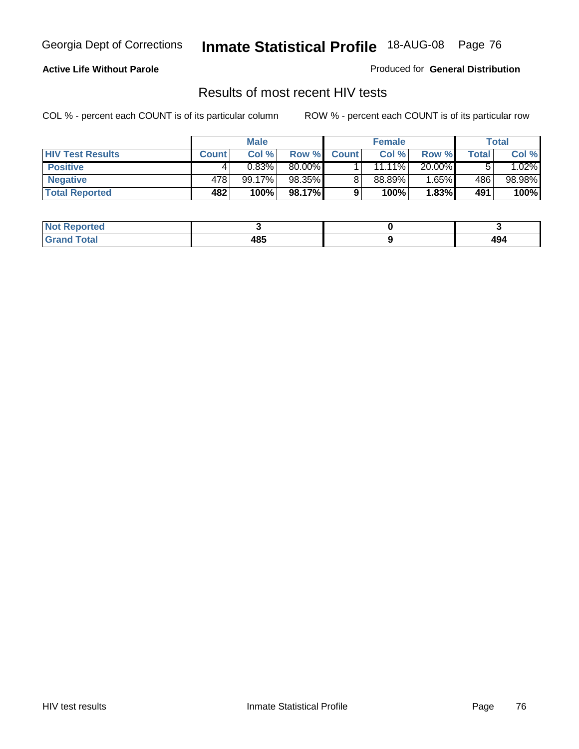**Active Life Without Parole**

Produced for **General Distribution**

## Results of most recent HIV tests

COL % - percent each COUNT is of its particular column

ROW % - percent each COUNT is of its particular row

| | Male | | | Female | | | Total | |
|---|---|---|---|---|---|---|---|---|
| **HIV Test Results** | **Count** | **Col %** | **Row %** | **Count** | **Col %** | **Row %** | **Total** | **Col %** |
| **Positive** | 4 | 0.83% | 80.00% | 1 | 11.11% | 20.00% | 5 | 1.02% |
| **Negative** | 478 | 99.17% | 98.35% | 8 | 88.89% | 1.65% | 486 | 98.98% |
| **Total Reported** | **482** | **100%** | **98.17%** | **9** | **100%** | **1.83%** | **491** | **100%** |

| | Male | Female | Total |
|---|---|---|---|
| **Not Reported** | **3** | **0** | **3** |
| **Grand Total** | **485** | **9** | **494** |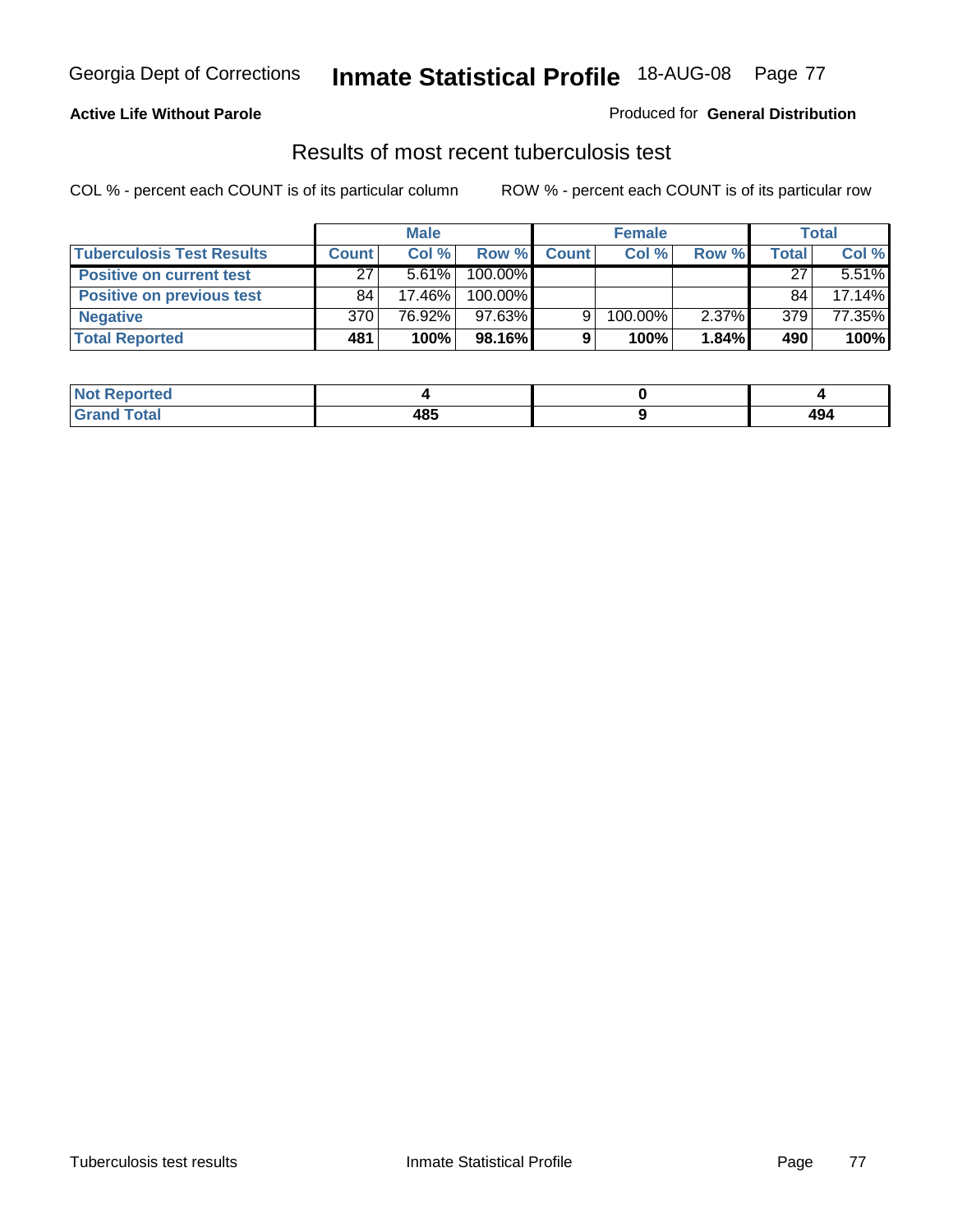**Active Life Without Parole**

Produced for **General Distribution**

## Results of most recent tuberculosis test

COL % - percent each COUNT is of its particular column

ROW % - percent each COUNT is of its particular row

| | Male | | | Female | | | Total | |
|---|---|---|---|---|---|---|---|---|
| **Tuberculosis Test Results** | **Count** | **Col %** | **Row %** | **Count** | **Col %** | **Row %** | **Total** | **Col %** |
| **Positive on current test** | 27 | 5.61% | 100.00% | | | | 27 | 5.51% |
| **Positive on previous test** | 84 | 17.46% | 100.00% | | | | 84 | 17.14% |
| **Negative** | 370 | 76.92% | 97.63% | 9 | 100.00% | 2.37% | 379 | 77.35% |
| **Total Reported** | **481** | **100%** | **98.16%** | **9** | **100%** | **1.84%** | **490** | **100%** |

| | Male | Female | Total |
|---|---|---|---|
| **Not Reported** | **4** | **0** | **4** |
| **Grand Total** | **485** | **9** | **494** |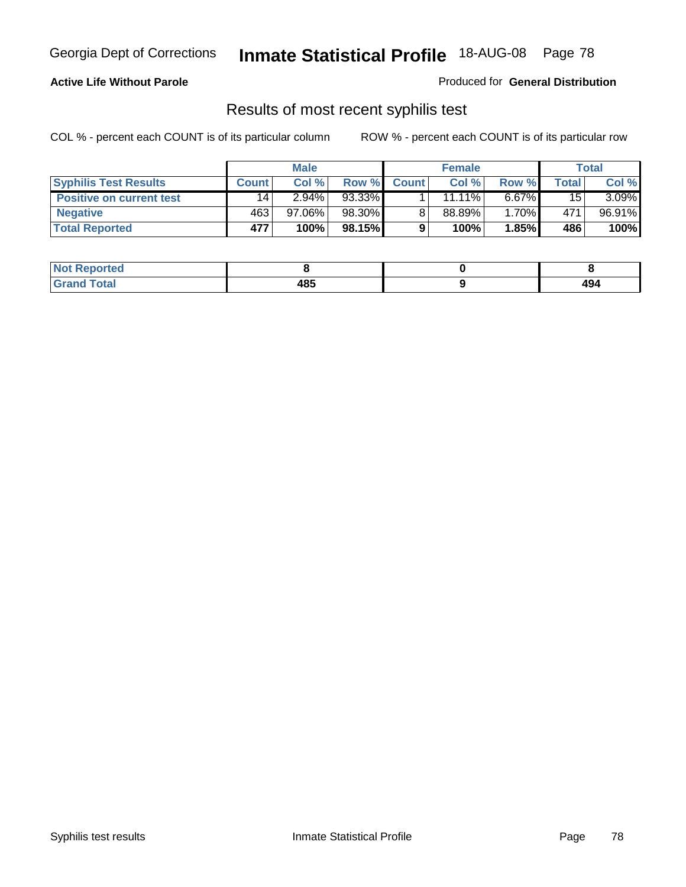**Active Life Without Parole**

Produced for **General Distribution**

## Results of most recent syphilis test

COL % - percent each COUNT is of its particular column    ROW % - percent each COUNT is of its particular row

| | Male | | | Female | | | Total | |
|---|---|---|---|---|---|---|---|---|
| **Syphilis Test Results** | **Count** | **Col %** | **Row %** | **Count** | **Col %** | **Row %** | **Total** | **Col %** |
| **Positive on current test** | 14 | 2.94% | 93.33% | 1 | 11.11% | 6.67% | 15 | 3.09% |
| **Negative** | 463 | 97.06% | 98.30% | 8 | 88.89% | 1.70% | 471 | 96.91% |
| **Total Reported** | **477** | **100%** | **98.15%** | **9** | **100%** | **1.85%** | **486** | **100%** |

| | Male | Female | Total |
|---|---|---|---|
| **Not Reported** | **8** | **0** | **8** |
| **Grand Total** | **485** | **9** | **494** |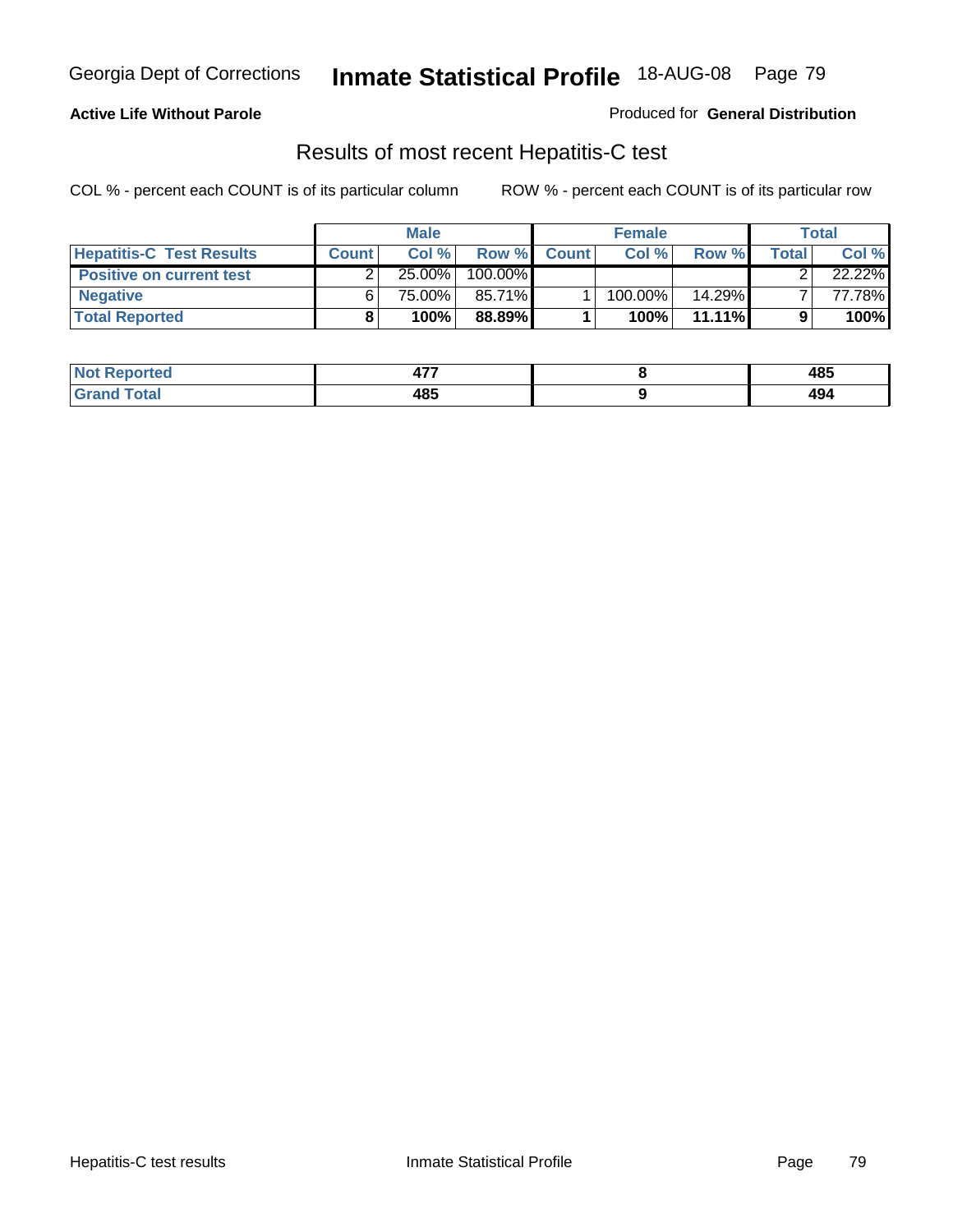Georgia Dept of Corrections **Inmate Statistical Profile** 18-AUG-08

**Active Life Without Parole**

Produced for **General Distribution**

## Results of most recent Hepatitis-C test

COL % - percent each COUNT is of its particular column

ROW % - percent each COUNT is of its particular row

| | Male | | | Female | | | Total | |
|---|---|---|---|---|---|---|---|---|
| **Hepatitis-C Test Results** | **Count** | **Col %** | **Row %** | **Count** | **Col %** | **Row %** | **Total** | **Col %** |
| **Positive on current test** | 2 | 25.00% | 100.00% | | | | 2 | 22.22% |
| **Negative** | 6 | 75.00% | 85.71% | 1 | 100.00% | 14.29% | 7 | 77.78% |
| **Total Reported** | **8** | **100%** | **88.89%** | **1** | **100%** | **11.11%** | **9** | **100%** |

| | Male | Female | Total |
|---|---|---|---|
| **Not Reported** | **477** | **8** | **485** |
| **Grand Total** | **485** | **9** | **494** |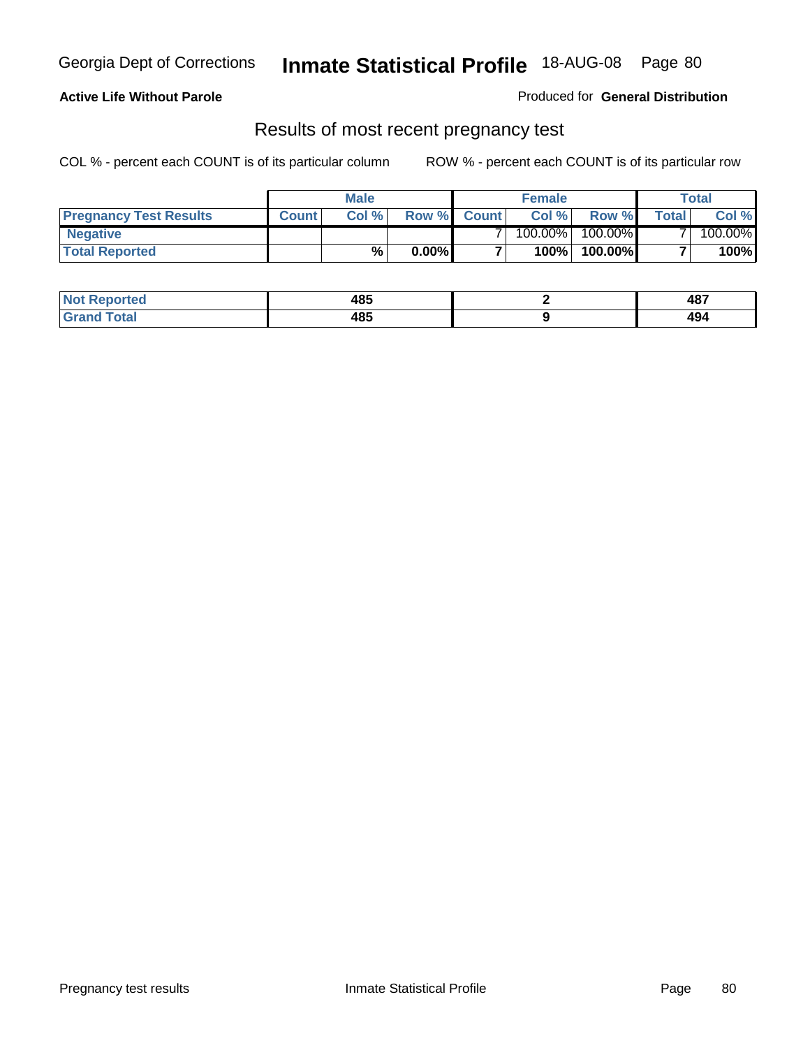Georgia Dept of Corrections **Inmate Statistical Profile** 18-AUG-08

**Active Life Without Parole**

Produced for **General Distribution**

## Results of most recent pregnancy test

COL % - percent each COUNT is of its particular column

ROW % - percent each COUNT is of its particular row

| | Male | | | Female | | | Total | |
|---|---|---|---|---|---|---|---|---|
| **Pregnancy Test Results** | **Count** | **Col %** | **Row %** | **Count** | **Col %** | **Row %** | **Total** | **Col %** |
| **Negative** | | | | 7 | 100.00% | 100.00% | 7 | 100.00% |
| **Total Reported** | | **%** | **0.00%** | **7** | **100%** | **100.00%** | **7** | **100%** |

| | Male | Female | Total |
|---|---|---|---|
| **Not Reported** | **485** | **2** | **487** |
| **Grand Total** | **485** | **9** | **494** |

Pregnancy test results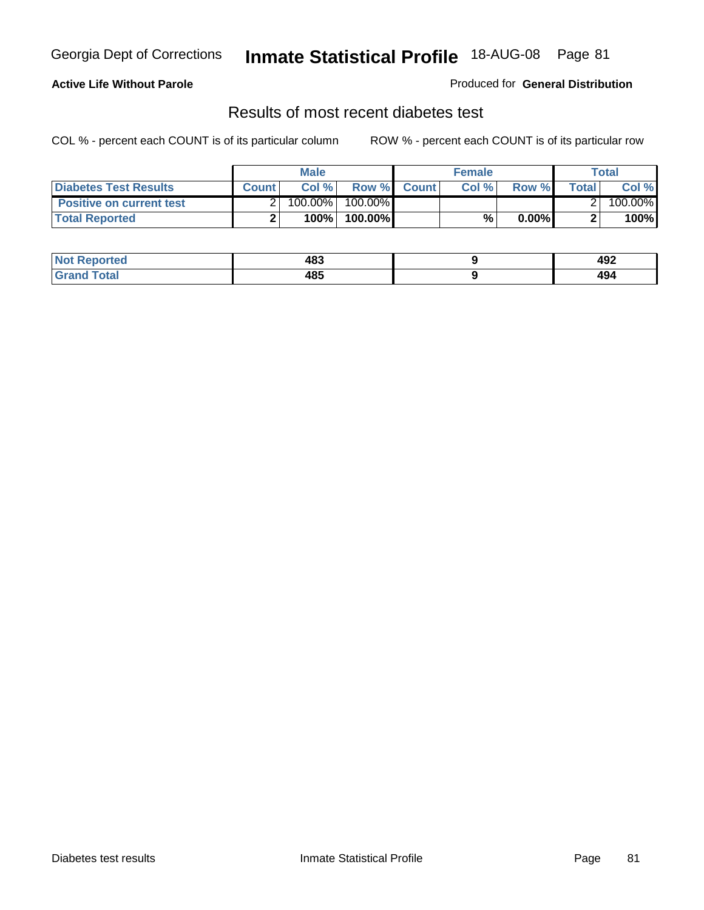**Active Life Without Parole**

Produced for **General Distribution**

## Results of most recent diabetes test

COL % - percent each COUNT is of its particular column

ROW % - percent each COUNT is of its particular row

| | Male | | | Female | | | Total | |
|---|---|---|---|---|---|---|---|---|
| **Diabetes Test Results** | **Count** | **Col %** | **Row %** | **Count** | **Col %** | **Row %** | **Total** | **Col %** |
| **Positive on current test** | 2 | 100.00% | 100.00% | | | | 2 | 100.00% |
| **Total Reported** | **2** | **100%** | **100.00%** | | **%** | **0.00%** | **2** | **100%** |

| | Male | Female | Total |
|---|---|---|---|
| **Not Reported** | **483** | **9** | **492** |
| **Grand Total** | **485** | **9** | **494** |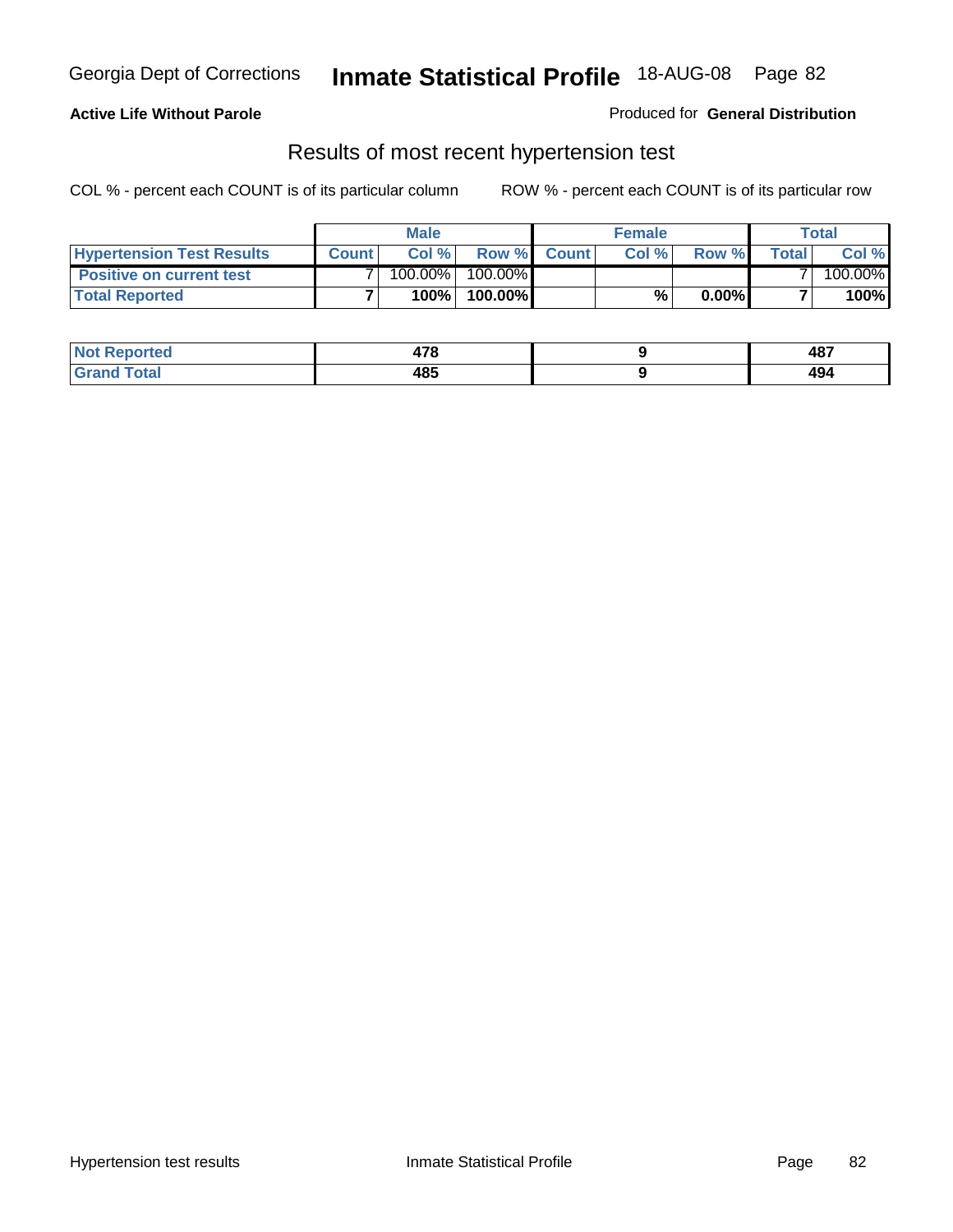# Inmate Statistical Profile

Georgia Dept of Corrections — 18-AUG-08

**Active Life Without Parole**

Produced for **General Distribution**

## Results of most recent hypertension test

COL % - percent each COUNT is of its particular column

ROW % - percent each COUNT is of its particular row

| | Male | | | Female | | | Total | |
|---|---|---|---|---|---|---|---|---|
| **Hypertension Test Results** | **Count** | **Col %** | **Row %** | **Count** | **Col %** | **Row %** | **Total** | **Col %** |
| **Positive on current test** | 7 | 100.00% | 100.00% | | | | 7 | 100.00% |
| **Total Reported** | **7** | **100%** | **100.00%** | | **%** | **0.00%** | **7** | **100%** |

| | Male | Female | Total |
|---|---|---|---|
| **Not Reported** | **478** | **9** | **487** |
| **Grand Total** | **485** | **9** | **494** |

Hypertension test results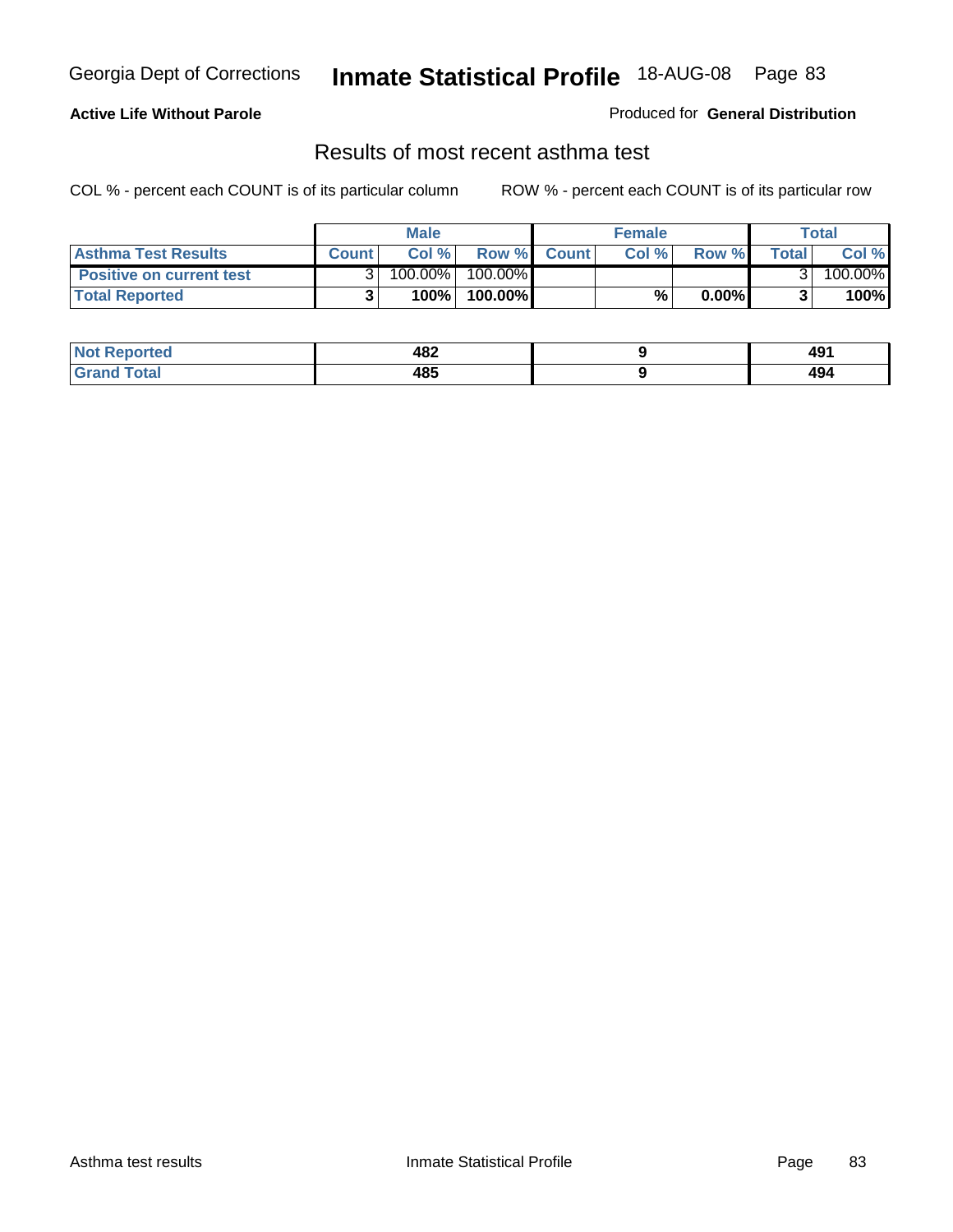Georgia Dept of Corrections **Inmate Statistical Profile** 18-AUG-08

**Active Life Without Parole**

Produced for **General Distribution**

## Results of most recent asthma test

COL % - percent each COUNT is of its particular column ROW % - percent each COUNT is of its particular row

| | Male | | | Female | | | Total | |
|---|---|---|---|---|---|---|---|---|
| **Asthma Test Results** | **Count** | **Col %** | **Row %** | **Count** | **Col %** | **Row %** | **Total** | **Col %** |
| **Positive on current test** | 3 | 100.00% | 100.00% | | | | 3 | 100.00% |
| **Total Reported** | **3** | **100%** | **100.00%** | | **%** | **0.00%** | **3** | **100%** |

| | Male | Female | Total |
|---|---|---|---|
| **Not Reported** | **482** | **9** | **491** |
| **Grand Total** | **485** | **9** | **494** |

Asthma test results Inmate Statistical Profile